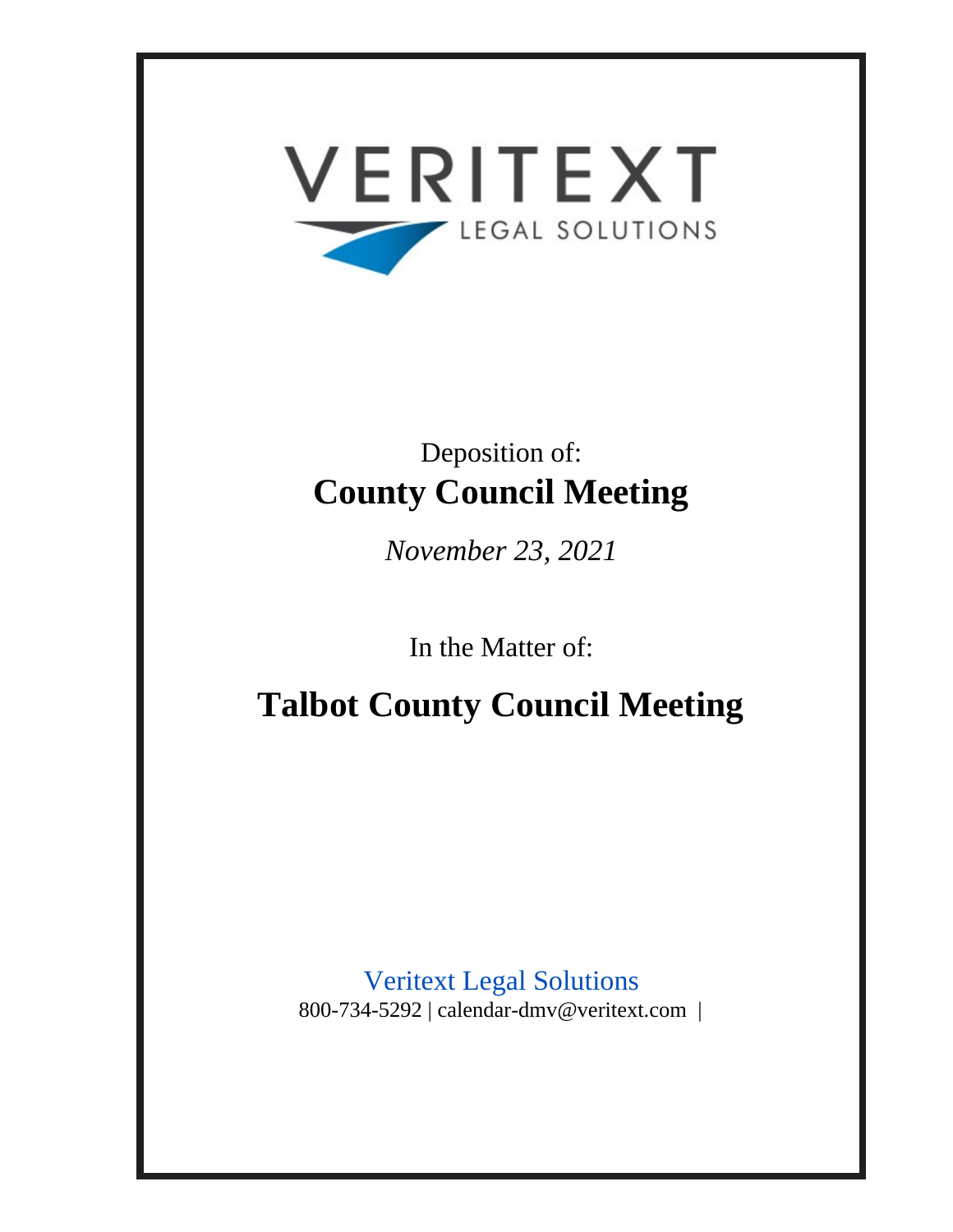VERITEXT

LEGAL SOLUTIONS

Deposition of:

# County Council Meeting

*November 23, 2021*

In the Matter of:

# Talbot County Council Meeting

Veritext Legal Solutions

800-734-5292 | calendar-dmv@veritext.com |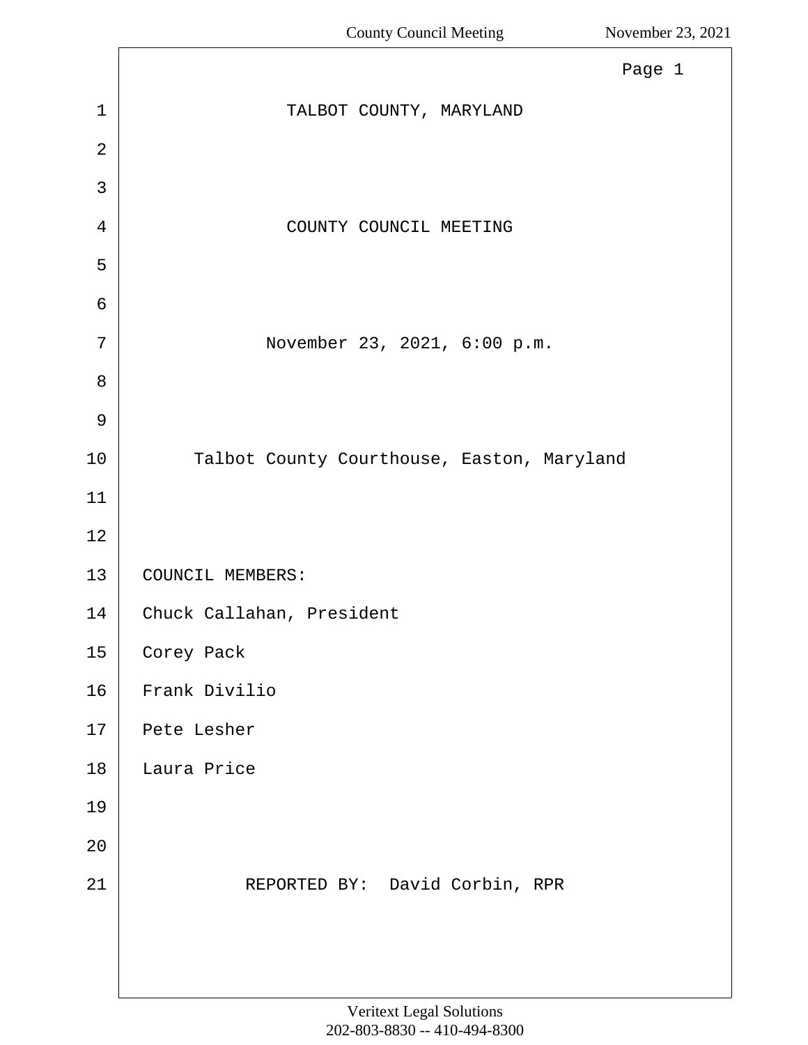TALBOT COUNTY, MARYLAND

COUNTY COUNCIL MEETING

November 23, 2021, 6:00 p.m.

Talbot County Courthouse, Easton, Maryland

COUNCIL MEMBERS:

Chuck Callahan, President

Corey Pack

Frank Divilio

Pete Lesher

Laura Price

REPORTED BY: David Corbin, RPR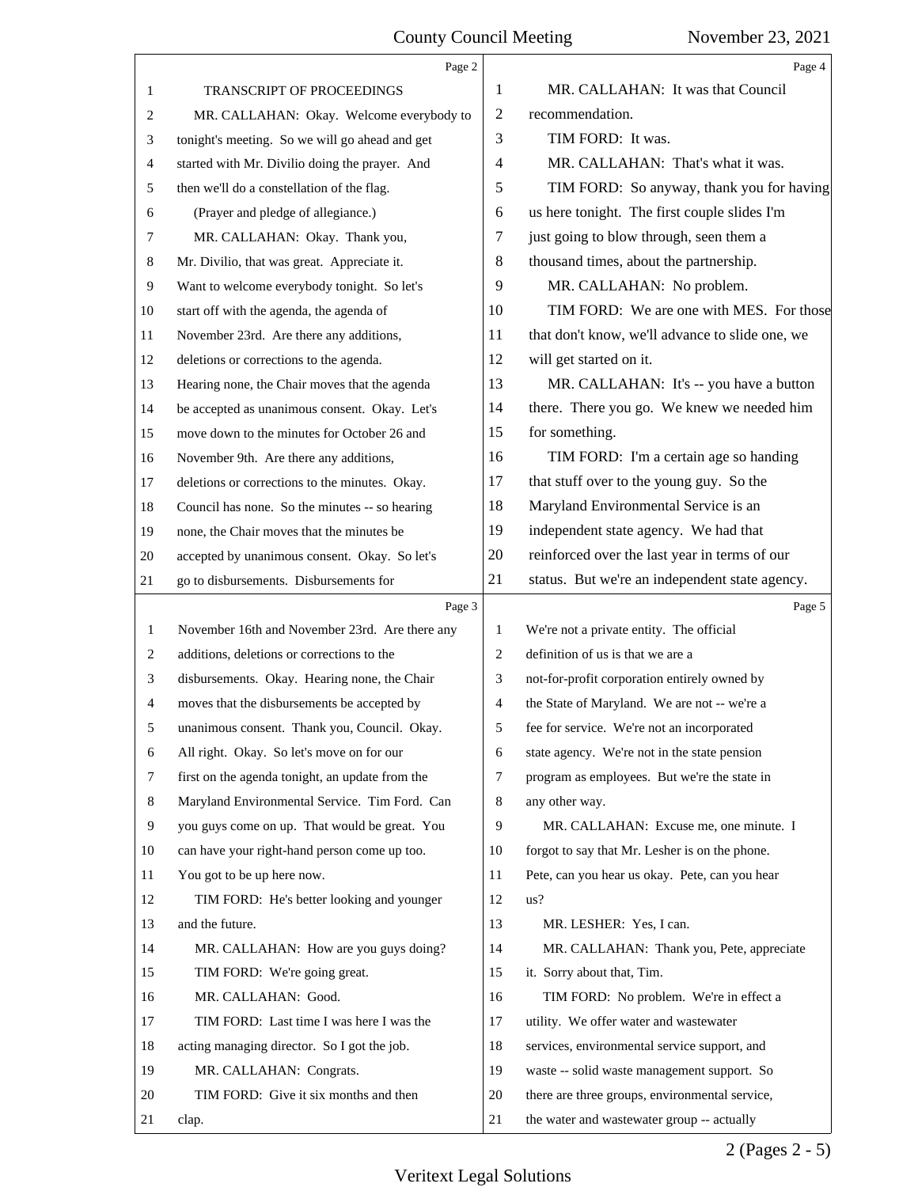TRANSCRIPT OF PROCEEDINGS

MR. CALLAHAN: Okay. Welcome everybody to tonight's meeting. So we will go ahead and get started with Mr. Divilio doing the prayer. And then we'll do a constellation of the flag.

(Prayer and pledge of allegiance.)

MR. CALLAHAN: Okay. Thank you, Mr. Divilio, that was great. Appreciate it. Want to welcome everybody tonight. So let's start off with the agenda, the agenda of November 23rd. Are there any additions, deletions or corrections to the agenda. Hearing none, the Chair moves that the agenda be accepted as unanimous consent. Okay. Let's move down to the minutes for October 26 and November 9th. Are there any additions, deletions or corrections to the minutes. Okay. Council has none. So the minutes -- so hearing none, the Chair moves that the minutes be accepted by unanimous consent. Okay. So let's go to disbursements. Disbursements for November 16th and November 23rd. Are there any additions, deletions or corrections to the disbursements. Okay. Hearing none, the Chair moves that the disbursements be accepted by unanimous consent. Thank you, Council. Okay. All right. Okay. So let's move on for our first on the agenda tonight, an update from the Maryland Environmental Service. Tim Ford. Can you guys come on up. That would be great. You can have your right-hand person come up too. You got to be up here now.

TIM FORD: He's better looking and younger and the future.

MR. CALLAHAN: How are you guys doing?

TIM FORD: We're going great.

MR. CALLAHAN: Good.

TIM FORD: Last time I was here I was the acting managing director. So I got the job.

MR. CALLAHAN: Congrats.

TIM FORD: Give it six months and then clap.

MR. CALLAHAN: It was that Council recommendation.

TIM FORD: It was.

MR. CALLAHAN: That's what it was.

TIM FORD: So anyway, thank you for having us here tonight. The first couple slides I'm just going to blow through, seen them a thousand times, about the partnership.

MR. CALLAHAN: No problem.

TIM FORD: We are one with MES. For those that don't know, we'll advance to slide one, we will get started on it.

MR. CALLAHAN: It's -- you have a button there. There you go. We knew we needed him for something.

TIM FORD: I'm a certain age so handing that stuff over to the young guy. So the Maryland Environmental Service is an independent state agency. We had that reinforced over the last year in terms of our status. But we're an independent state agency. We're not a private entity. The official definition of us is that we are a not-for-profit corporation entirely owned by the State of Maryland. We are not -- we're a fee for service. We're not an incorporated state agency. We're not in the state pension program as employees. But we're the state in any other way.

MR. CALLAHAN: Excuse me, one minute. I forgot to say that Mr. Lesher is on the phone. Pete, can you hear us okay. Pete, can you hear us?

MR. LESHER: Yes, I can.

MR. CALLAHAN: Thank you, Pete, appreciate it. Sorry about that, Tim.

TIM FORD: No problem. We're in effect a utility. We offer water and wastewater services, environmental service support, and waste -- solid waste management support. So there are three groups, environmental service, the water and wastewater group -- actually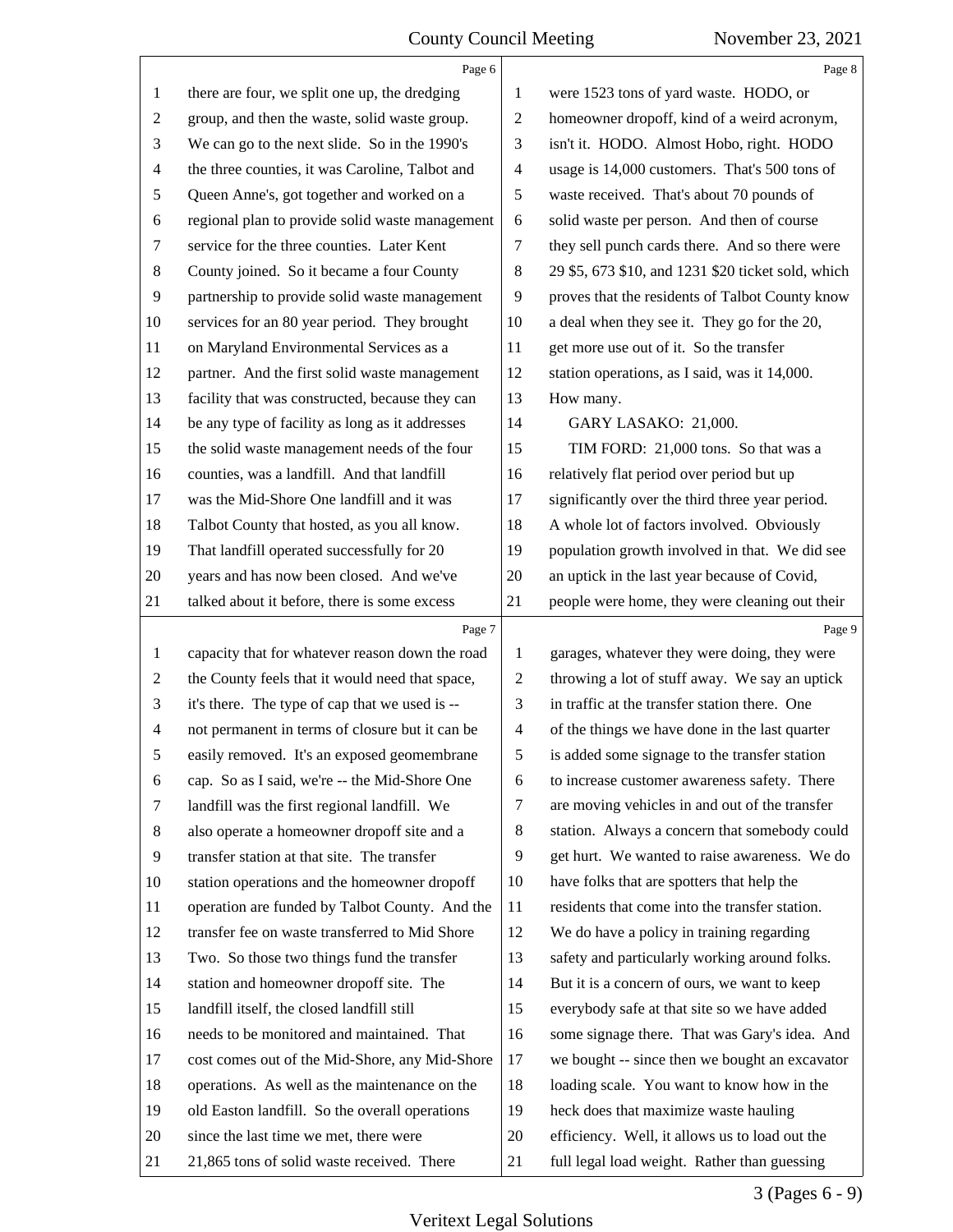Page 6

1 there are four, we split one up, the dredging
2 group, and then the waste, solid waste group.
3 We can go to the next slide. So in the 1990's
4 the three counties, it was Caroline, Talbot and
5 Queen Anne's, got together and worked on a
6 regional plan to provide solid waste management
7 service for the three counties. Later Kent
8 County joined. So it became a four County
9 partnership to provide solid waste management
10 services for an 80 year period. They brought
11 on Maryland Environmental Services as a
12 partner. And the first solid waste management
13 facility that was constructed, because they can
14 be any type of facility as long as it addresses
15 the solid waste management needs of the four
16 counties, was a landfill. And that landfill
17 was the Mid-Shore One landfill and it was
18 Talbot County that hosted, as you all know.
19 That landfill operated successfully for 20
20 years and has now been closed. And we've
21 talked about it before, there is some excess

Page 7

1 capacity that for whatever reason down the road
2 the County feels that it would need that space,
3 it's there. The type of cap that we used is --
4 not permanent in terms of closure but it can be
5 easily removed. It's an exposed geomembrane
6 cap. So as I said, we're -- the Mid-Shore One
7 landfill was the first regional landfill. We
8 also operate a homeowner dropoff site and a
9 transfer station at that site. The transfer
10 station operations and the homeowner dropoff
11 operation are funded by Talbot County. And the
12 transfer fee on waste transferred to Mid Shore
13 Two. So those two things fund the transfer
14 station and homeowner dropoff site. The
15 landfill itself, the closed landfill still
16 needs to be monitored and maintained. That
17 cost comes out of the Mid-Shore, any Mid-Shore
18 operations. As well as the maintenance on the
19 old Easton landfill. So the overall operations
20 since the last time we met, there were
21 21,865 tons of solid waste received. There

Page 8

1 were 1523 tons of yard waste. HODO, or
2 homeowner dropoff, kind of a weird acronym,
3 isn't it. HODO. Almost Hobo, right. HODO
4 usage is 14,000 customers. That's 500 tons of
5 waste received. That's about 70 pounds of
6 solid waste per person. And then of course
7 they sell punch cards there. And so there were
8 29 $5, 673 $10, and 1231 $20 ticket sold, which
9 proves that the residents of Talbot County know
10 a deal when they see it. They go for the 20,
11 get more use out of it. So the transfer
12 station operations, as I said, was it 14,000.
13 How many.
14 GARY LASAKO: 21,000.
15 TIM FORD: 21,000 tons. So that was a
16 relatively flat period over period but up
17 significantly over the third three year period.
18 A whole lot of factors involved. Obviously
19 population growth involved in that. We did see
20 an uptick in the last year because of Covid,
21 people were home, they were cleaning out their

Page 9

1 garages, whatever they were doing, they were
2 throwing a lot of stuff away. We say an uptick
3 in traffic at the transfer station there. One
4 of the things we have done in the last quarter
5 is added some signage to the transfer station
6 to increase customer awareness safety. There
7 are moving vehicles in and out of the transfer
8 station. Always a concern that somebody could
9 get hurt. We wanted to raise awareness. We do
10 have folks that are spotters that help the
11 residents that come into the transfer station.
12 We do have a policy in training regarding
13 safety and particularly working around folks.
14 But it is a concern of ours, we want to keep
15 everybody safe at that site so we have added
16 some signage there. That was Gary's idea. And
17 we bought -- since then we bought an excavator
18 loading scale. You want to know how in the
19 heck does that maximize waste hauling
20 efficiency. Well, it allows us to load out the
21 full legal load weight. Rather than guessing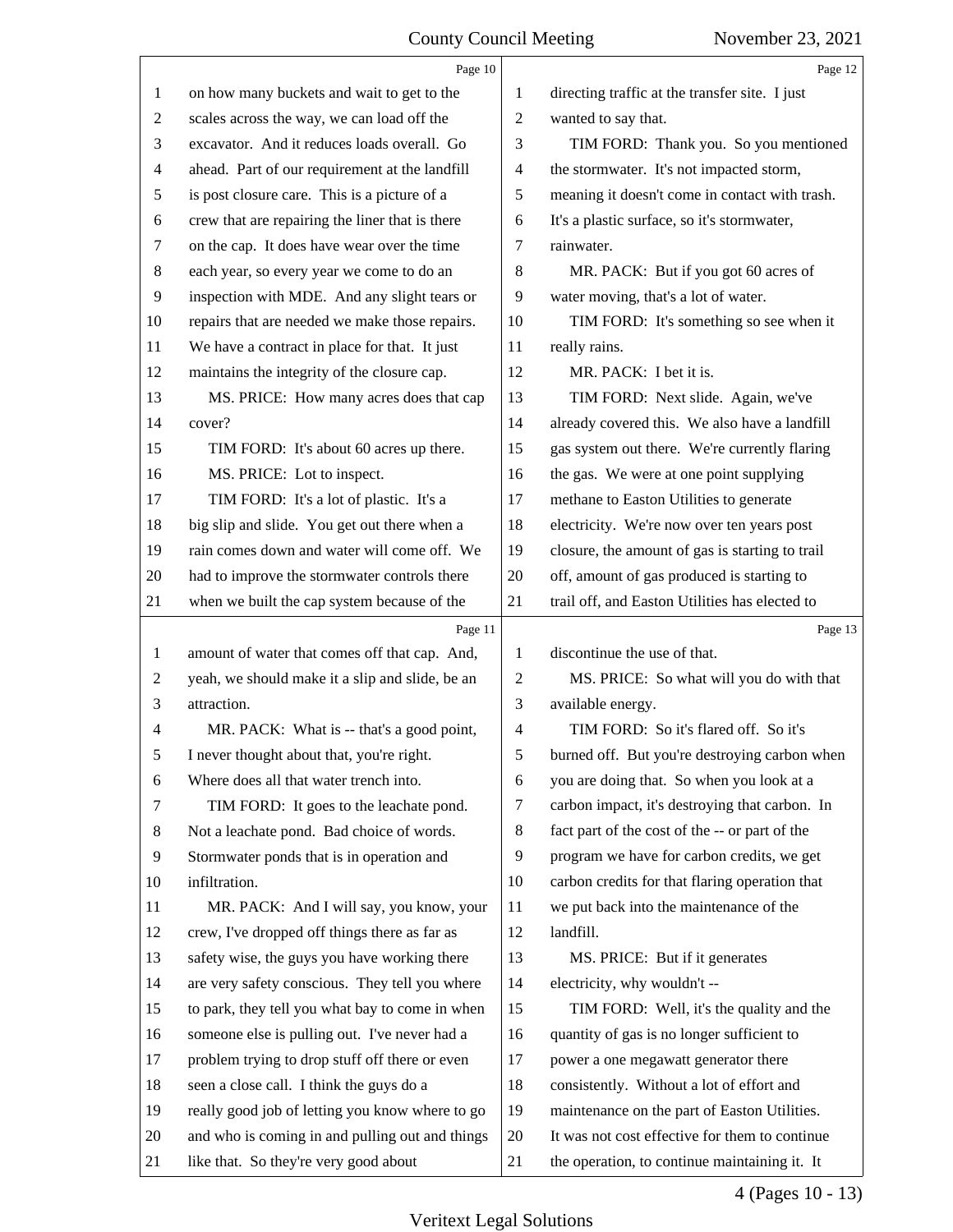Page 10

1 on how many buckets and wait to get to the
2 scales across the way, we can load off the
3 excavator. And it reduces loads overall. Go
4 ahead. Part of our requirement at the landfill
5 is post closure care. This is a picture of a
6 crew that are repairing the liner that is there
7 on the cap. It does have wear over the time
8 each year, so every year we come to do an
9 inspection with MDE. And any slight tears or
10 repairs that are needed we make those repairs.
11 We have a contract in place for that. It just
12 maintains the integrity of the closure cap.
13 MS. PRICE: How many acres does that cap
14 cover?
15 TIM FORD: It's about 60 acres up there.
16 MS. PRICE: Lot to inspect.
17 TIM FORD: It's a lot of plastic. It's a
18 big slip and slide. You get out there when a
19 rain comes down and water will come off. We
20 had to improve the stormwater controls there
21 when we built the cap system because of the

Page 11

1 amount of water that comes off that cap. And,
2 yeah, we should make it a slip and slide, be an
3 attraction.
4 MR. PACK: What is -- that's a good point,
5 I never thought about that, you're right.
6 Where does all that water trench into.
7 TIM FORD: It goes to the leachate pond.
8 Not a leachate pond. Bad choice of words.
9 Stormwater ponds that is in operation and
10 infiltration.
11 MR. PACK: And I will say, you know, your
12 crew, I've dropped off things there as far as
13 safety wise, the guys you have working there
14 are very safety conscious. They tell you where
15 to park, they tell you what bay to come in when
16 someone else is pulling out. I've never had a
17 problem trying to drop stuff off there or even
18 seen a close call. I think the guys do a
19 really good job of letting you know where to go
20 and who is coming in and pulling out and things
21 like that. So they're very good about

Page 12

1 directing traffic at the transfer site. I just
2 wanted to say that.
3 TIM FORD: Thank you. So you mentioned
4 the stormwater. It's not impacted storm,
5 meaning it doesn't come in contact with trash.
6 It's a plastic surface, so it's stormwater,
7 rainwater.
8 MR. PACK: But if you got 60 acres of
9 water moving, that's a lot of water.
10 TIM FORD: It's something so see when it
11 really rains.
12 MR. PACK: I bet it is.
13 TIM FORD: Next slide. Again, we've
14 already covered this. We also have a landfill
15 gas system out there. We're currently flaring
16 the gas. We were at one point supplying
17 methane to Easton Utilities to generate
18 electricity. We're now over ten years post
19 closure, the amount of gas is starting to trail
20 off, amount of gas produced is starting to
21 trail off, and Easton Utilities has elected to

Page 13

1 discontinue the use of that.
2 MS. PRICE: So what will you do with that
3 available energy.
4 TIM FORD: So it's flared off. So it's
5 burned off. But you're destroying carbon when
6 you are doing that. So when you look at a
7 carbon impact, it's destroying that carbon. In
8 fact part of the cost of the -- or part of the
9 program we have for carbon credits, we get
10 carbon credits for that flaring operation that
11 we put back into the maintenance of the
12 landfill.
13 MS. PRICE: But if it generates
14 electricity, why wouldn't --
15 TIM FORD: Well, it's the quality and the
16 quantity of gas is no longer sufficient to
17 power a one megawatt generator there
18 consistently. Without a lot of effort and
19 maintenance on the part of Easton Utilities.
20 It was not cost effective for them to continue
21 the operation, to continue maintaining it. It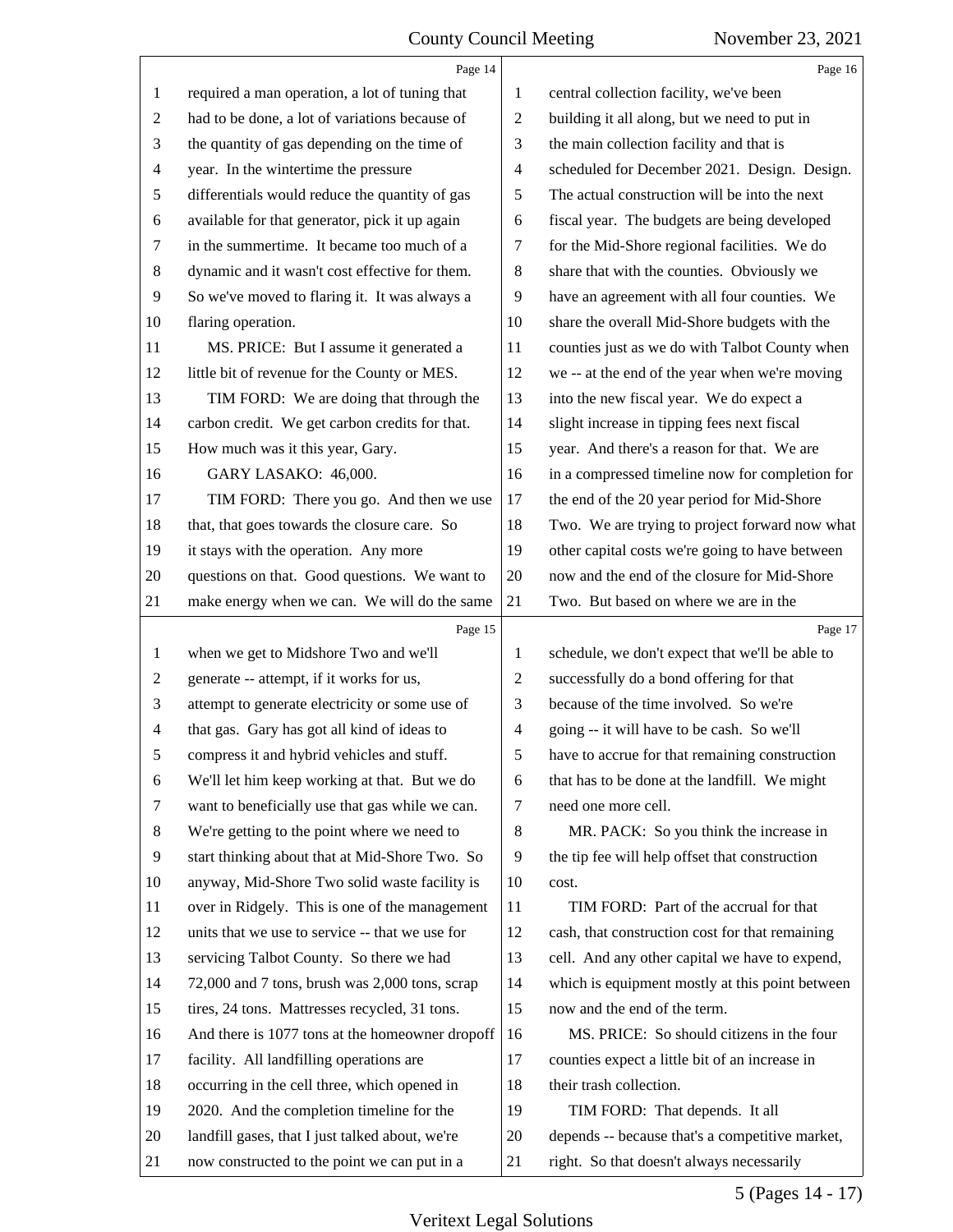Page 14

1 required a man operation, a lot of tuning that
2 had to be done, a lot of variations because of
3 the quantity of gas depending on the time of
4 year. In the wintertime the pressure
5 differentials would reduce the quantity of gas
6 available for that generator, pick it up again
7 in the summertime. It became too much of a
8 dynamic and it wasn't cost effective for them.
9 So we've moved to flaring it. It was always a
10 flaring operation.
11 MS. PRICE: But I assume it generated a
12 little bit of revenue for the County or MES.
13 TIM FORD: We are doing that through the
14 carbon credit. We get carbon credits for that.
15 How much was it this year, Gary.
16 GARY LASAKO: 46,000.
17 TIM FORD: There you go. And then we use
18 that, that goes towards the closure care. So
19 it stays with the operation. Any more
20 questions on that. Good questions. We want to
21 make energy when we can. We will do the same

Page 15

1 when we get to Midshore Two and we'll
2 generate -- attempt, if it works for us,
3 attempt to generate electricity or some use of
4 that gas. Gary has got all kind of ideas to
5 compress it and hybrid vehicles and stuff.
6 We'll let him keep working at that. But we do
7 want to beneficially use that gas while we can.
8 We're getting to the point where we need to
9 start thinking about that at Mid-Shore Two. So
10 anyway, Mid-Shore Two solid waste facility is
11 over in Ridgely. This is one of the management
12 units that we use to service -- that we use for
13 servicing Talbot County. So there we had
14 72,000 and 7 tons, brush was 2,000 tons, scrap
15 tires, 24 tons. Mattresses recycled, 31 tons.
16 And there is 1077 tons at the homeowner dropoff
17 facility. All landfilling operations are
18 occurring in the cell three, which opened in
19 2020. And the completion timeline for the
20 landfill gases, that I just talked about, we're
21 now constructed to the point we can put in a

Page 16

1 central collection facility, we've been
2 building it all along, but we need to put in
3 the main collection facility and that is
4 scheduled for December 2021. Design. Design.
5 The actual construction will be into the next
6 fiscal year. The budgets are being developed
7 for the Mid-Shore regional facilities. We do
8 share that with the counties. Obviously we
9 have an agreement with all four counties. We
10 share the overall Mid-Shore budgets with the
11 counties just as we do with Talbot County when
12 we -- at the end of the year when we're moving
13 into the new fiscal year. We do expect a
14 slight increase in tipping fees next fiscal
15 year. And there's a reason for that. We are
16 in a compressed timeline now for completion for
17 the end of the 20 year period for Mid-Shore
18 Two. We are trying to project forward now what
19 other capital costs we're going to have between
20 now and the end of the closure for Mid-Shore
21 Two. But based on where we are in the

Page 17

1 schedule, we don't expect that we'll be able to
2 successfully do a bond offering for that
3 because of the time involved. So we're
4 going -- it will have to be cash. So we'll
5 have to accrue for that remaining construction
6 that has to be done at the landfill. We might
7 need one more cell.
8 MR. PACK: So you think the increase in
9 the tip fee will help offset that construction
10 cost.
11 TIM FORD: Part of the accrual for that
12 cash, that construction cost for that remaining
13 cell. And any other capital we have to expend,
14 which is equipment mostly at this point between
15 now and the end of the term.
16 MS. PRICE: So should citizens in the four
17 counties expect a little bit of an increase in
18 their trash collection.
19 TIM FORD: That depends. It all
20 depends -- because that's a competitive market,
21 right. So that doesn't always necessarily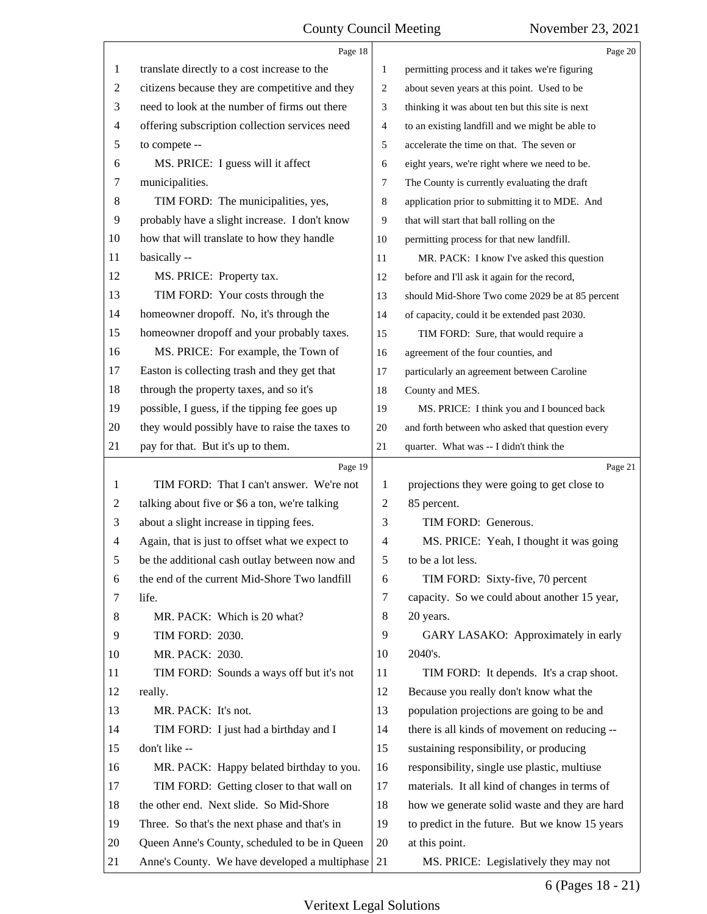translate directly to a cost increase to the citizens because they are competitive and they need to look at the number of firms out there offering subscription collection services need to compete --

MS. PRICE: I guess will it affect municipalities.

TIM FORD: The municipalities, yes, probably have a slight increase. I don't know how that will translate to how they handle basically --

MS. PRICE: Property tax.

TIM FORD: Your costs through the homeowner dropoff. No, it's through the homeowner dropoff and your probably taxes.

MS. PRICE: For example, the Town of Easton is collecting trash and they get that through the property taxes, and so it's possible, I guess, if the tipping fee goes up they would possibly have to raise the taxes to pay for that. But it's up to them.

TIM FORD: That I can't answer. We're not talking about five or $6 a ton, we're talking about a slight increase in tipping fees. Again, that is just to offset what we expect to be the additional cash outlay between now and the end of the current Mid-Shore Two landfill life.

MR. PACK: Which is 20 what?

TIM FORD: 2030.

MR. PACK: 2030.

TIM FORD: Sounds a ways off but it's not really.

MR. PACK: It's not.

TIM FORD: I just had a birthday and I don't like --

MR. PACK: Happy belated birthday to you.

TIM FORD: Getting closer to that wall on the other end. Next slide. So Mid-Shore Three. So that's the next phase and that's in Queen Anne's County, scheduled to be in Queen Anne's County. We have developed a multiphase permitting process and it takes we're figuring about seven years at this point. Used to be thinking it was about ten but this site is next to an existing landfill and we might be able to accelerate the time on that. The seven or eight years, we're right where we need to be. The County is currently evaluating the draft application prior to submitting it to MDE. And that will start that ball rolling on the permitting process for that new landfill.

MR. PACK: I know I've asked this question before and I'll ask it again for the record, should Mid-Shore Two come 2029 be at 85 percent of capacity, could it be extended past 2030.

TIM FORD: Sure, that would require a agreement of the four counties, and particularly an agreement between Caroline County and MES.

MS. PRICE: I think you and I bounced back and forth between who asked that question every quarter. What was -- I didn't think the projections they were going to get close to 85 percent.

TIM FORD: Generous.

MS. PRICE: Yeah, I thought it was going to be a lot less.

TIM FORD: Sixty-five, 70 percent capacity. So we could about another 15 year, 20 years.

GARY LASAKO: Approximately in early 2040's.

TIM FORD: It depends. It's a crap shoot. Because you really don't know what the population projections are going to be and there is all kinds of movement on reducing -- sustaining responsibility, or producing responsibility, single use plastic, multiuse materials. It all kind of changes in terms of how we generate solid waste and they are hard to predict in the future. But we know 15 years at this point.

MS. PRICE: Legislatively they may not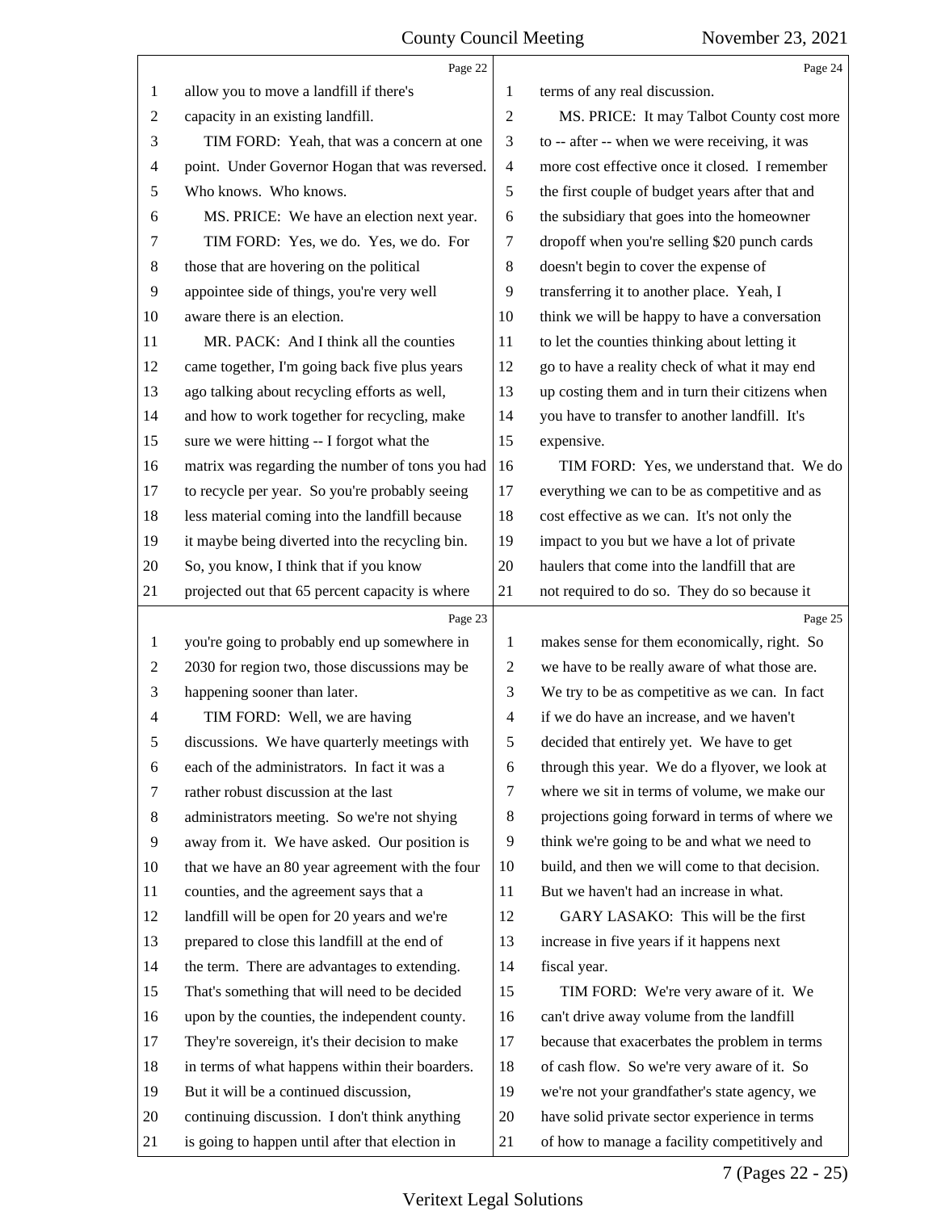Page 22

allow you to move a landfill if there's capacity in an existing landfill.

TIM FORD: Yeah, that was a concern at one point. Under Governor Hogan that was reversed. Who knows. Who knows.

MS. PRICE: We have an election next year.

TIM FORD: Yes, we do. Yes, we do. For those that are hovering on the political appointee side of things, you're very well aware there is an election.

MR. PACK: And I think all the counties came together, I'm going back five plus years ago talking about recycling efforts as well, and how to work together for recycling, make sure we were hitting -- I forgot what the matrix was regarding the number of tons you had to recycle per year. So you're probably seeing less material coming into the landfill because it maybe being diverted into the recycling bin. So, you know, I think that if you know projected out that 65 percent capacity is where

Page 23

you're going to probably end up somewhere in 2030 for region two, those discussions may be happening sooner than later.

TIM FORD: Well, we are having discussions. We have quarterly meetings with each of the administrators. In fact it was a rather robust discussion at the last administrators meeting. So we're not shying away from it. We have asked. Our position is that we have an 80 year agreement with the four counties, and the agreement says that a landfill will be open for 20 years and we're prepared to close this landfill at the end of the term. There are advantages to extending. That's something that will need to be decided upon by the counties, the independent county. They're sovereign, it's their decision to make in terms of what happens within their boarders. But it will be a continued discussion, continuing discussion. I don't think anything is going to happen until after that election in

Page 24

terms of any real discussion.

MS. PRICE: It may Talbot County cost more to -- after -- when we were receiving, it was more cost effective once it closed. I remember the first couple of budget years after that and the subsidiary that goes into the homeowner dropoff when you're selling $20 punch cards doesn't begin to cover the expense of transferring it to another place. Yeah, I think we will be happy to have a conversation to let the counties thinking about letting it go to have a reality check of what it may end up costing them and in turn their citizens when you have to transfer to another landfill. It's expensive.

TIM FORD: Yes, we understand that. We do everything we can to be as competitive and as cost effective as we can. It's not only the impact to you but we have a lot of private haulers that come into the landfill that are not required to do so. They do so because it

Page 25

makes sense for them economically, right. So we have to be really aware of what those are. We try to be as competitive as we can. In fact if we do have an increase, and we haven't decided that entirely yet. We have to get through this year. We do a flyover, we look at where we sit in terms of volume, we make our projections going forward in terms of where we think we're going to be and what we need to build, and then we will come to that decision. But we haven't had an increase in what.

GARY LASAKO: This will be the first increase in five years if it happens next fiscal year.

TIM FORD: We're very aware of it. We can't drive away volume from the landfill because that exacerbates the problem in terms of cash flow. So we're very aware of it. So we're not your grandfather's state agency, we have solid private sector experience in terms of how to manage a facility competitively and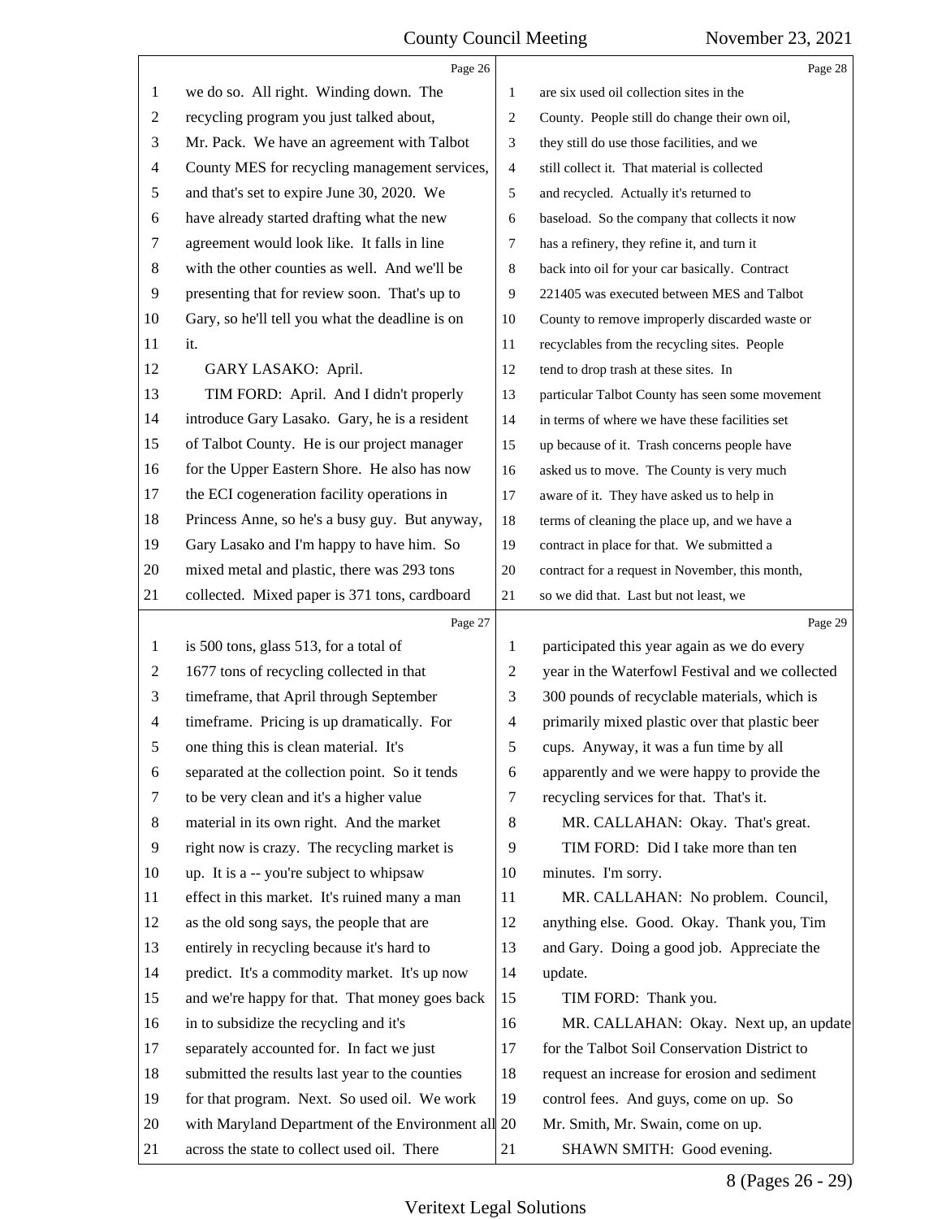we do so. All right. Winding down. The recycling program you just talked about, Mr. Pack. We have an agreement with Talbot County MES for recycling management services, and that's set to expire June 30, 2020. We have already started drafting what the new agreement would look like. It falls in line with the other counties as well. And we'll be presenting that for review soon. That's up to Gary, so he'll tell you what the deadline is on it.

GARY LASAKO: April.

TIM FORD: April. And I didn't properly introduce Gary Lasako. Gary, he is a resident of Talbot County. He is our project manager for the Upper Eastern Shore. He also has now the ECI cogeneration facility operations in Princess Anne, so he's a busy guy. But anyway, Gary Lasako and I'm happy to have him. So mixed metal and plastic, there was 293 tons collected. Mixed paper is 371 tons, cardboard is 500 tons, glass 513, for a total of 1677 tons of recycling collected in that timeframe, that April through September timeframe. Pricing is up dramatically. For one thing this is clean material. It's separated at the collection point. So it tends to be very clean and it's a higher value material in its own right. And the market right now is crazy. The recycling market is up. It is a -- you're subject to whipsaw effect in this market. It's ruined many a man as the old song says, the people that are entirely in recycling because it's hard to predict. It's a commodity market. It's up now and we're happy for that. That money goes back in to subsidize the recycling and it's separately accounted for. In fact we just submitted the results last year to the counties for that program. Next. So used oil. We work with Maryland Department of the Environment all across the state to collect used oil. There are six used oil collection sites in the County. People still do change their own oil, they still do use those facilities, and we still collect it. That material is collected and recycled. Actually it's returned to baseload. So the company that collects it now has a refinery, they refine it, and turn it back into oil for your car basically. Contract 221405 was executed between MES and Talbot County to remove improperly discarded waste or recyclables from the recycling sites. People tend to drop trash at these sites. In particular Talbot County has seen some movement in terms of where we have these facilities set up because of it. Trash concerns people have asked us to move. The County is very much aware of it. They have asked us to help in terms of cleaning the place up, and we have a contract in place for that. We submitted a contract for a request in November, this month, so we did that. Last but not least, we participated this year again as we do every year in the Waterfowl Festival and we collected 300 pounds of recyclable materials, which is primarily mixed plastic over that plastic beer cups. Anyway, it was a fun time by all apparently and we were happy to provide the recycling services for that. That's it.

MR. CALLAHAN: Okay. That's great.

TIM FORD: Did I take more than ten minutes. I'm sorry.

MR. CALLAHAN: No problem. Council, anything else. Good. Okay. Thank you, Tim and Gary. Doing a good job. Appreciate the update.

TIM FORD: Thank you.

MR. CALLAHAN: Okay. Next up, an update for the Talbot Soil Conservation District to request an increase for erosion and sediment control fees. And guys, come on up. So Mr. Smith, Mr. Swain, come on up.

SHAWN SMITH: Good evening.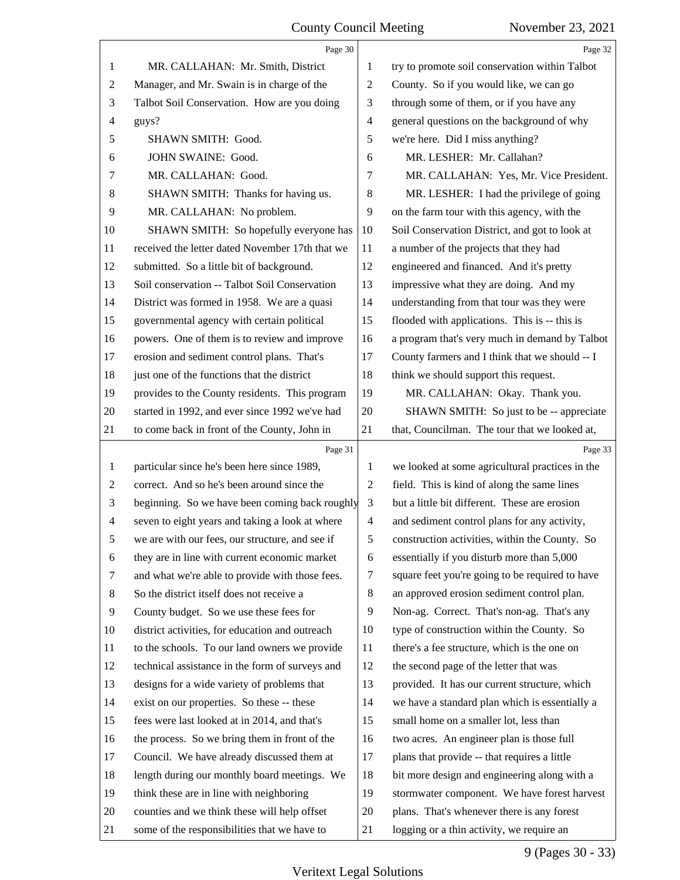Page 30

MR. CALLAHAN: Mr. Smith, District Manager, and Mr. Swain is in charge of the Talbot Soil Conservation. How are you doing guys?

SHAWN SMITH: Good.

JOHN SWAINE: Good.

MR. CALLAHAN: Good.

SHAWN SMITH: Thanks for having us.

MR. CALLAHAN: No problem.

SHAWN SMITH: So hopefully everyone has received the letter dated November 17th that we submitted. So a little bit of background. Soil conservation -- Talbot Soil Conservation District was formed in 1958. We are a quasi governmental agency with certain political powers. One of them is to review and improve erosion and sediment control plans. That's just one of the functions that the district provides to the County residents. This program started in 1992, and ever since 1992 we've had to come back in front of the County, John in

Page 31

particular since he's been here since 1989, correct. And so he's been around since the beginning. So we have been coming back roughly seven to eight years and taking a look at where we are with our fees, our structure, and see if they are in line with current economic market and what we're able to provide with those fees. So the district itself does not receive a County budget. So we use these fees for district activities, for education and outreach to the schools. To our land owners we provide technical assistance in the form of surveys and designs for a wide variety of problems that exist on our properties. So these -- these fees were last looked at in 2014, and that's the process. So we bring them in front of the Council. We have already discussed them at length during our monthly board meetings. We think these are in line with neighboring counties and we think these will help offset some of the responsibilities that we have to

Page 32

try to promote soil conservation within Talbot County. So if you would like, we can go through some of them, or if you have any general questions on the background of why we're here. Did I miss anything?

MR. LESHER: Mr. Callahan?

MR. CALLAHAN: Yes, Mr. Vice President.

MR. LESHER: I had the privilege of going on the farm tour with this agency, with the Soil Conservation District, and got to look at a number of the projects that they had engineered and financed. And it's pretty impressive what they are doing. And my understanding from that tour was they were flooded with applications. This is -- this is a program that's very much in demand by Talbot County farmers and I think that we should -- I think we should support this request.

MR. CALLAHAN: Okay. Thank you.

SHAWN SMITH: So just to be -- appreciate that, Councilman. The tour that we looked at,

Page 33

we looked at some agricultural practices in the field. This is kind of along the same lines but a little bit different. These are erosion and sediment control plans for any activity, construction activities, within the County. So essentially if you disturb more than 5,000 square feet you're going to be required to have an approved erosion sediment control plan. Non-ag. Correct. That's non-ag. That's any type of construction within the County. So there's a fee structure, which is the one on the second page of the letter that was provided. It has our current structure, which we have a standard plan which is essentially a small home on a smaller lot, less than two acres. An engineer plan is those full plans that provide -- that requires a little bit more design and engineering along with a stormwater component. We have forest harvest plans. That's whenever there is any forest logging or a thin activity, we require an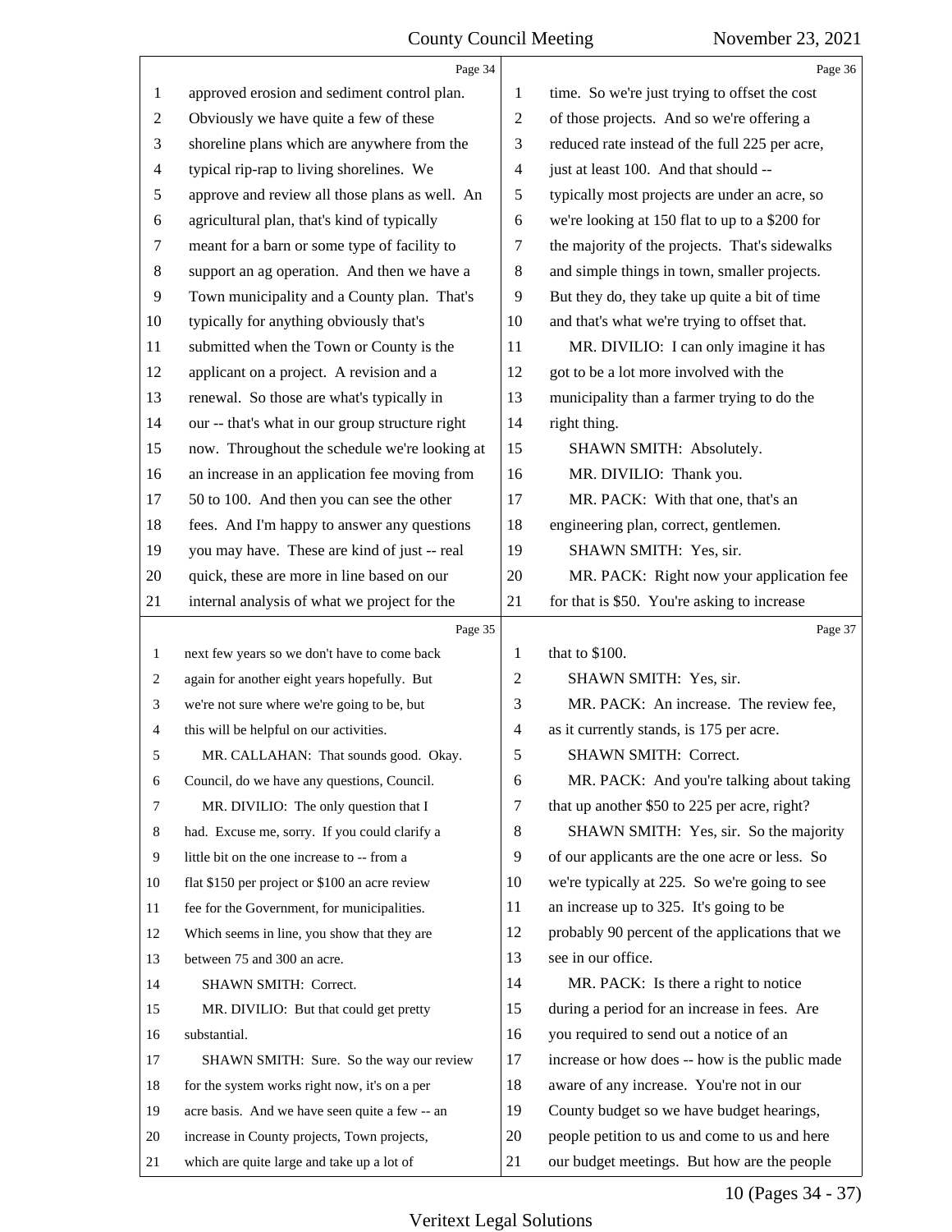Page 34

1 approved erosion and sediment control plan.
2 Obviously we have quite a few of these
3 shoreline plans which are anywhere from the
4 typical rip-rap to living shorelines. We
5 approve and review all those plans as well. An
6 agricultural plan, that's kind of typically
7 meant for a barn or some type of facility to
8 support an ag operation. And then we have a
9 Town municipality and a County plan. That's
10 typically for anything obviously that's
11 submitted when the Town or County is the
12 applicant on a project. A revision and a
13 renewal. So those are what's typically in
14 our -- that's what in our group structure right
15 now. Throughout the schedule we're looking at
16 an increase in an application fee moving from
17 50 to 100. And then you can see the other
18 fees. And I'm happy to answer any questions
19 you may have. These are kind of just -- real
20 quick, these are more in line based on our
21 internal analysis of what we project for the

Page 35

1 next few years so we don't have to come back
2 again for another eight years hopefully. But
3 we're not sure where we're going to be, but
4 this will be helpful on our activities.
5 MR. CALLAHAN: That sounds good. Okay.
6 Council, do we have any questions, Council.
7 MR. DIVILIO: The only question that I
8 had. Excuse me, sorry. If you could clarify a
9 little bit on the one increase to -- from a
10 flat $150 per project or $100 an acre review
11 fee for the Government, for municipalities.
12 Which seems in line, you show that they are
13 between 75 and 300 an acre.
14 SHAWN SMITH: Correct.
15 MR. DIVILIO: But that could get pretty
16 substantial.
17 SHAWN SMITH: Sure. So the way our review
18 for the system works right now, it's on a per
19 acre basis. And we have seen quite a few -- an
20 increase in County projects, Town projects,
21 which are quite large and take up a lot of

Page 36

1 time. So we're just trying to offset the cost
2 of those projects. And so we're offering a
3 reduced rate instead of the full 225 per acre,
4 just at least 100. And that should --
5 typically most projects are under an acre, so
6 we're looking at 150 flat to up to a $200 for
7 the majority of the projects. That's sidewalks
8 and simple things in town, smaller projects.
9 But they do, they take up quite a bit of time
10 and that's what we're trying to offset that.
11 MR. DIVILIO: I can only imagine it has
12 got to be a lot more involved with the
13 municipality than a farmer trying to do the
14 right thing.
15 SHAWN SMITH: Absolutely.
16 MR. DIVILIO: Thank you.
17 MR. PACK: With that one, that's an
18 engineering plan, correct, gentlemen.
19 SHAWN SMITH: Yes, sir.
20 MR. PACK: Right now your application fee
21 for that is $50. You're asking to increase

Page 37

1 that to $100.
2 SHAWN SMITH: Yes, sir.
3 MR. PACK: An increase. The review fee,
4 as it currently stands, is 175 per acre.
5 SHAWN SMITH: Correct.
6 MR. PACK: And you're talking about taking
7 that up another $50 to 225 per acre, right?
8 SHAWN SMITH: Yes, sir. So the majority
9 of our applicants are the one acre or less. So
10 we're typically at 225. So we're going to see
11 an increase up to 325. It's going to be
12 probably 90 percent of the applications that we
13 see in our office.
14 MR. PACK: Is there a right to notice
15 during a period for an increase in fees. Are
16 you required to send out a notice of an
17 increase or how does -- how is the public made
18 aware of any increase. You're not in our
19 County budget so we have budget hearings,
20 people petition to us and come to us and here
21 our budget meetings. But how are the people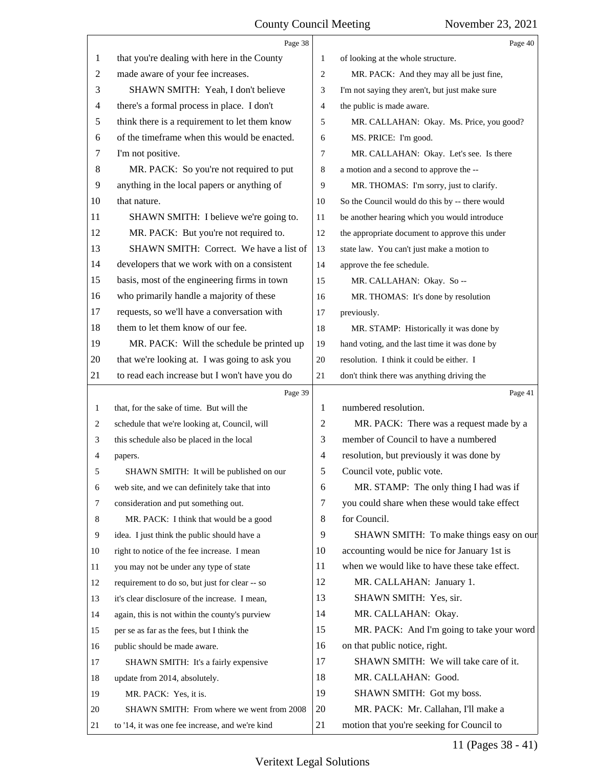that you're dealing with here in the County made aware of your fee increases.

SHAWN SMITH: Yeah, I don't believe there's a formal process in place. I don't think there is a requirement to let them know of the timeframe when this would be enacted. I'm not positive.

MR. PACK: So you're not required to put anything in the local papers or anything of that nature.

SHAWN SMITH: I believe we're going to.

MR. PACK: But you're not required to.

SHAWN SMITH: Correct. We have a list of developers that we work with on a consistent basis, most of the engineering firms in town who primarily handle a majority of these requests, so we'll have a conversation with them to let them know of our fee.

MR. PACK: Will the schedule be printed up that we're looking at. I was going to ask you to read each increase but I won't have you do that, for the sake of time. But will the schedule that we're looking at, Council, will this schedule also be placed in the local papers.

SHAWN SMITH: It will be published on our web site, and we can definitely take that into consideration and put something out.

MR. PACK: I think that would be a good idea. I just think the public should have a right to notice of the fee increase. I mean you may not be under any type of state requirement to do so, but just for clear -- so it's clear disclosure of the increase. I mean, again, this is not within the county's purview per se as far as the fees, but I think the public should be made aware.

SHAWN SMITH: It's a fairly expensive update from 2014, absolutely.

MR. PACK: Yes, it is.

SHAWN SMITH: From where we went from 2008 to '14, it was one fee increase, and we're kind of looking at the whole structure.

MR. PACK: And they may all be just fine, I'm not saying they aren't, but just make sure the public is made aware.

MR. CALLAHAN: Okay. Ms. Price, you good?

MS. PRICE: I'm good.

MR. CALLAHAN: Okay. Let's see. Is there a motion and a second to approve the --

MR. THOMAS: I'm sorry, just to clarify. So the Council would do this by -- there would be another hearing which you would introduce the appropriate document to approve this under state law. You can't just make a motion to approve the fee schedule.

MR. CALLAHAN: Okay. So --

MR. THOMAS: It's done by resolution previously.

MR. STAMP: Historically it was done by hand voting, and the last time it was done by resolution. I think it could be either. I don't think there was anything driving the numbered resolution.

MR. PACK: There was a request made by a member of Council to have a numbered resolution, but previously it was done by Council vote, public vote.

MR. STAMP: The only thing I had was if you could share when these would take effect for Council.

SHAWN SMITH: To make things easy on our accounting would be nice for January 1st is when we would like to have these take effect.

MR. CALLAHAN: January 1.

SHAWN SMITH: Yes, sir.

MR. CALLAHAN: Okay.

MR. PACK: And I'm going to take your word on that public notice, right.

SHAWN SMITH: We will take care of it.

MR. CALLAHAN: Good.

SHAWN SMITH: Got my boss.

MR. PACK: Mr. Callahan, I'll make a motion that you're seeking for Council to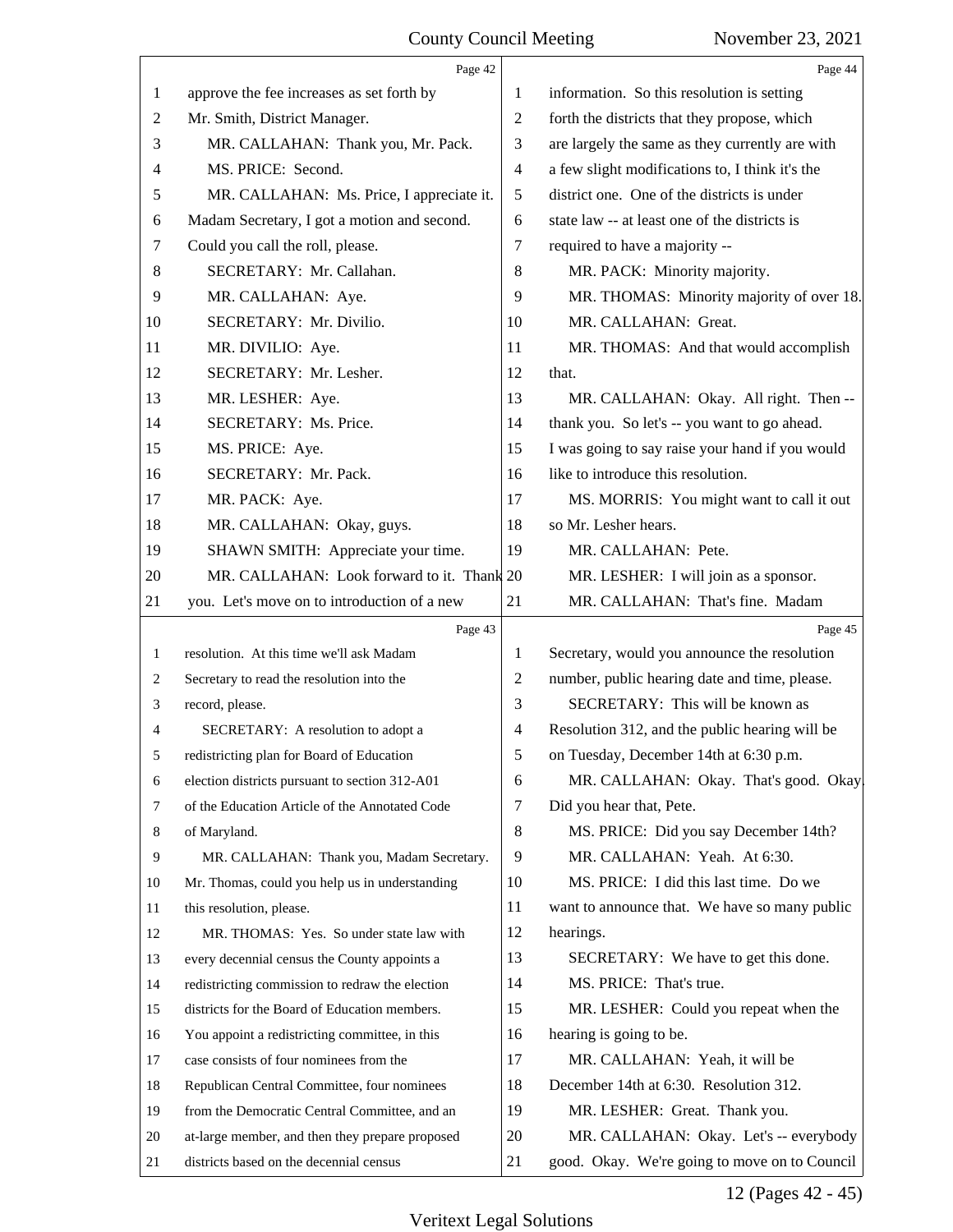Page 42

1 approve the fee increases as set forth by
2 Mr. Smith, District Manager.
3 MR. CALLAHAN: Thank you, Mr. Pack.
4 MS. PRICE: Second.
5 MR. CALLAHAN: Ms. Price, I appreciate it.
6 Madam Secretary, I got a motion and second.
7 Could you call the roll, please.
8 SECRETARY: Mr. Callahan.
9 MR. CALLAHAN: Aye.
10 SECRETARY: Mr. Divilio.
11 MR. DIVILIO: Aye.
12 SECRETARY: Mr. Lesher.
13 MR. LESHER: Aye.
14 SECRETARY: Ms. Price.
15 MS. PRICE: Aye.
16 SECRETARY: Mr. Pack.
17 MR. PACK: Aye.
18 MR. CALLAHAN: Okay, guys.
19 SHAWN SMITH: Appreciate your time.
20 MR. CALLAHAN: Look forward to it. Thank
21 you. Let's move on to introduction of a new

Page 43

1 resolution. At this time we'll ask Madam
2 Secretary to read the resolution into the
3 record, please.
4 SECRETARY: A resolution to adopt a
5 redistricting plan for Board of Education
6 election districts pursuant to section 312-A01
7 of the Education Article of the Annotated Code
8 of Maryland.
9 MR. CALLAHAN: Thank you, Madam Secretary.
10 Mr. Thomas, could you help us in understanding
11 this resolution, please.
12 MR. THOMAS: Yes. So under state law with
13 every decennial census the County appoints a
14 redistricting commission to redraw the election
15 districts for the Board of Education members.
16 You appoint a redistricting committee, in this
17 case consists of four nominees from the
18 Republican Central Committee, four nominees
19 from the Democratic Central Committee, and an
20 at-large member, and then they prepare proposed
21 districts based on the decennial census

Page 44

1 information. So this resolution is setting
2 forth the districts that they propose, which
3 are largely the same as they currently are with
4 a few slight modifications to, I think it's the
5 district one. One of the districts is under
6 state law -- at least one of the districts is
7 required to have a majority --
8 MR. PACK: Minority majority.
9 MR. THOMAS: Minority majority of over 18.
10 MR. CALLAHAN: Great.
11 MR. THOMAS: And that would accomplish
12 that.
13 MR. CALLAHAN: Okay. All right. Then --
14 thank you. So let's -- you want to go ahead.
15 I was going to say raise your hand if you would
16 like to introduce this resolution.
17 MS. MORRIS: You might want to call it out
18 so Mr. Lesher hears.
19 MR. CALLAHAN: Pete.
20 MR. LESHER: I will join as a sponsor.
21 MR. CALLAHAN: That's fine. Madam

Page 45

1 Secretary, would you announce the resolution
2 number, public hearing date and time, please.
3 SECRETARY: This will be known as
4 Resolution 312, and the public hearing will be
5 on Tuesday, December 14th at 6:30 p.m.
6 MR. CALLAHAN: Okay. That's good. Okay.
7 Did you hear that, Pete.
8 MS. PRICE: Did you say December 14th?
9 MR. CALLAHAN: Yeah. At 6:30.
10 MS. PRICE: I did this last time. Do we
11 want to announce that. We have so many public
12 hearings.
13 SECRETARY: We have to get this done.
14 MS. PRICE: That's true.
15 MR. LESHER: Could you repeat when the
16 hearing is going to be.
17 MR. CALLAHAN: Yeah, it will be
18 December 14th at 6:30. Resolution 312.
19 MR. LESHER: Great. Thank you.
20 MR. CALLAHAN: Okay. Let's -- everybody
21 good. Okay. We're going to move on to Council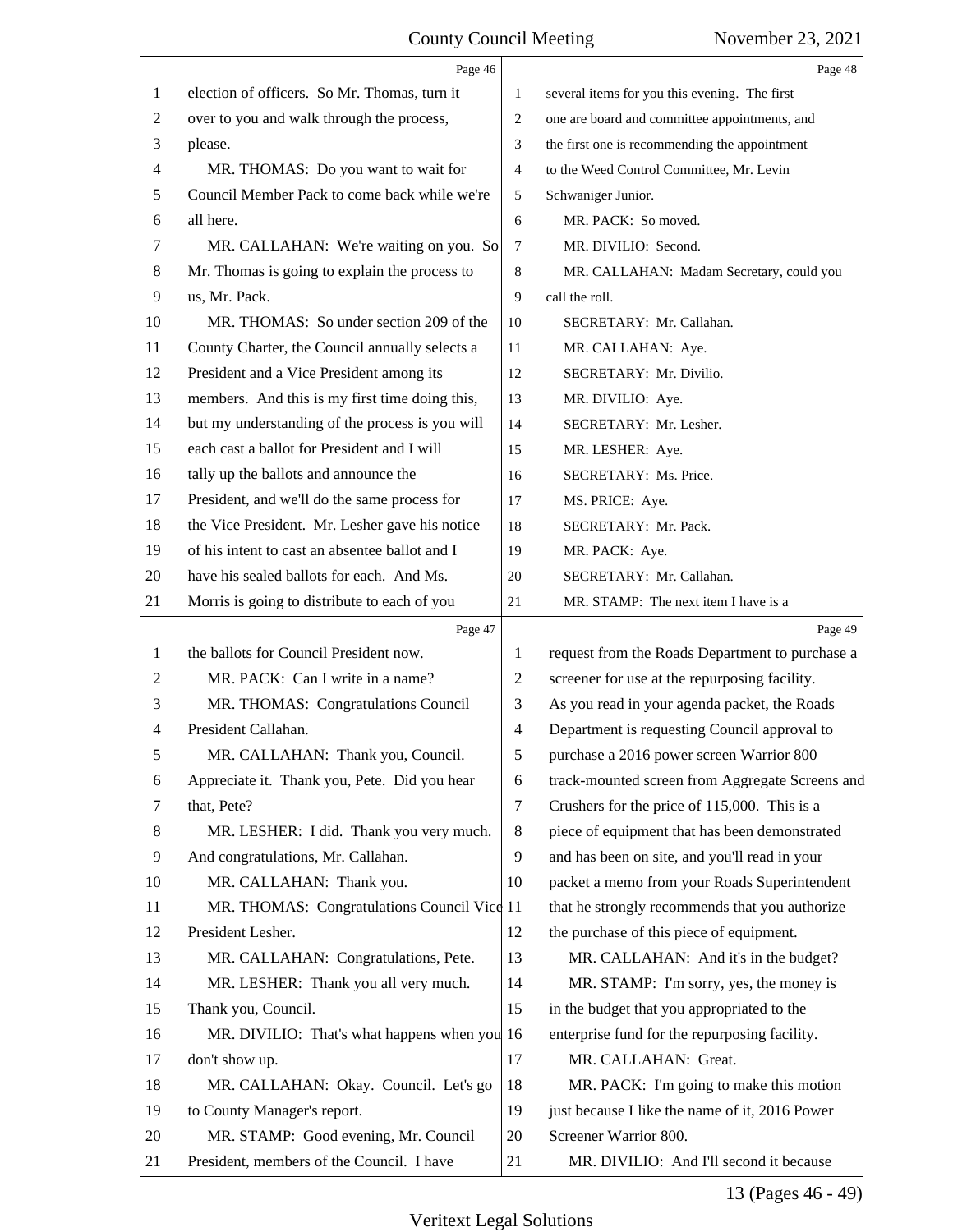Page 46

1 election of officers. So Mr. Thomas, turn it
2 over to you and walk through the process,
3 please.
4 MR. THOMAS: Do you want to wait for
5 Council Member Pack to come back while we're
6 all here.
7 MR. CALLAHAN: We're waiting on you. So
8 Mr. Thomas is going to explain the process to
9 us, Mr. Pack.
10 MR. THOMAS: So under section 209 of the
11 County Charter, the Council annually selects a
12 President and a Vice President among its
13 members. And this is my first time doing this,
14 but my understanding of the process is you will
15 each cast a ballot for President and I will
16 tally up the ballots and announce the
17 President, and we'll do the same process for
18 the Vice President. Mr. Lesher gave his notice
19 of his intent to cast an absentee ballot and I
20 have his sealed ballots for each. And Ms.
21 Morris is going to distribute to each of you

Page 47

1 the ballots for Council President now.
2 MR. PACK: Can I write in a name?
3 MR. THOMAS: Congratulations Council
4 President Callahan.
5 MR. CALLAHAN: Thank you, Council.
6 Appreciate it. Thank you, Pete. Did you hear
7 that, Pete?
8 MR. LESHER: I did. Thank you very much.
9 And congratulations, Mr. Callahan.
10 MR. CALLAHAN: Thank you.
11 MR. THOMAS: Congratulations Council Vice
12 President Lesher.
13 MR. CALLAHAN: Congratulations, Pete.
14 MR. LESHER: Thank you all very much.
15 Thank you, Council.
16 MR. DIVILIO: That's what happens when you
17 don't show up.
18 MR. CALLAHAN: Okay. Council. Let's go
19 to County Manager's report.
20 MR. STAMP: Good evening, Mr. Council
21 President, members of the Council. I have

Page 48

1 several items for you this evening. The first
2 one are board and committee appointments, and
3 the first one is recommending the appointment
4 to the Weed Control Committee, Mr. Levin
5 Schwaniger Junior.
6 MR. PACK: So moved.
7 MR. DIVILIO: Second.
8 MR. CALLAHAN: Madam Secretary, could you
9 call the roll.
10 SECRETARY: Mr. Callahan.
11 MR. CALLAHAN: Aye.
12 SECRETARY: Mr. Divilio.
13 MR. DIVILIO: Aye.
14 SECRETARY: Mr. Lesher.
15 MR. LESHER: Aye.
16 SECRETARY: Ms. Price.
17 MS. PRICE: Aye.
18 SECRETARY: Mr. Pack.
19 MR. PACK: Aye.
20 SECRETARY: Mr. Callahan.
21 MR. STAMP: The next item I have is a

Page 49

1 request from the Roads Department to purchase a
2 screener for use at the repurposing facility.
3 As you read in your agenda packet, the Roads
4 Department is requesting Council approval to
5 purchase a 2016 power screen Warrior 800
6 track-mounted screen from Aggregate Screens and
7 Crushers for the price of 115,000. This is a
8 piece of equipment that has been demonstrated
9 and has been on site, and you'll read in your
10 packet a memo from your Roads Superintendent
11 that he strongly recommends that you authorize
12 the purchase of this piece of equipment.
13 MR. CALLAHAN: And it's in the budget?
14 MR. STAMP: I'm sorry, yes, the money is
15 in the budget that you appropriated to the
16 enterprise fund for the repurposing facility.
17 MR. CALLAHAN: Great.
18 MR. PACK: I'm going to make this motion
19 just because I like the name of it, 2016 Power
20 Screener Warrior 800.
21 MR. DIVILIO: And I'll second it because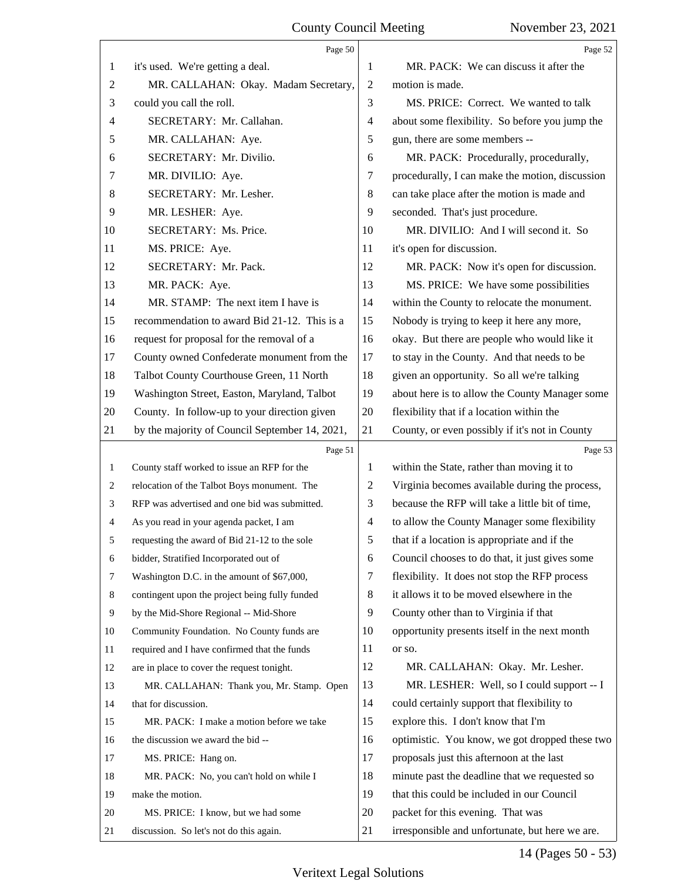Page 50

1 it's used. We're getting a deal.
2 MR. CALLAHAN: Okay. Madam Secretary,
3 could you call the roll.
4 SECRETARY: Mr. Callahan.
5 MR. CALLAHAN: Aye.
6 SECRETARY: Mr. Divilio.
7 MR. DIVILIO: Aye.
8 SECRETARY: Mr. Lesher.
9 MR. LESHER: Aye.
10 SECRETARY: Ms. Price.
11 MS. PRICE: Aye.
12 SECRETARY: Mr. Pack.
13 MR. PACK: Aye.
14 MR. STAMP: The next item I have is
15 recommendation to award Bid 21-12. This is a
16 request for proposal for the removal of a
17 County owned Confederate monument from the
18 Talbot County Courthouse Green, 11 North
19 Washington Street, Easton, Maryland, Talbot
20 County. In follow-up to your direction given
21 by the majority of Council September 14, 2021,

Page 51

1 County staff worked to issue an RFP for the
2 relocation of the Talbot Boys monument. The
3 RFP was advertised and one bid was submitted.
4 As you read in your agenda packet, I am
5 requesting the award of Bid 21-12 to the sole
6 bidder, Stratified Incorporated out of
7 Washington D.C. in the amount of $67,000,
8 contingent upon the project being fully funded
9 by the Mid-Shore Regional -- Mid-Shore
10 Community Foundation. No County funds are
11 required and I have confirmed that the funds
12 are in place to cover the request tonight.
13 MR. CALLAHAN: Thank you, Mr. Stamp. Open
14 that for discussion.
15 MR. PACK: I make a motion before we take
16 the discussion we award the bid --
17 MS. PRICE: Hang on.
18 MR. PACK: No, you can't hold on while I
19 make the motion.
20 MS. PRICE: I know, but we had some
21 discussion. So let's not do this again.

Page 52

1 MR. PACK: We can discuss it after the
2 motion is made.
3 MS. PRICE: Correct. We wanted to talk
4 about some flexibility. So before you jump the
5 gun, there are some members --
6 MR. PACK: Procedurally, procedurally,
7 procedurally, I can make the motion, discussion
8 can take place after the motion is made and
9 seconded. That's just procedure.
10 MR. DIVILIO: And I will second it. So
11 it's open for discussion.
12 MR. PACK: Now it's open for discussion.
13 MS. PRICE: We have some possibilities
14 within the County to relocate the monument.
15 Nobody is trying to keep it here any more,
16 okay. But there are people who would like it
17 to stay in the County. And that needs to be
18 given an opportunity. So all we're talking
19 about here is to allow the County Manager some
20 flexibility that if a location within the
21 County, or even possibly if it's not in County

Page 53

1 within the State, rather than moving it to
2 Virginia becomes available during the process,
3 because the RFP will take a little bit of time,
4 to allow the County Manager some flexibility
5 that if a location is appropriate and if the
6 Council chooses to do that, it just gives some
7 flexibility. It does not stop the RFP process
8 it allows it to be moved elsewhere in the
9 County other than to Virginia if that
10 opportunity presents itself in the next month
11 or so.
12 MR. CALLAHAN: Okay. Mr. Lesher.
13 MR. LESHER: Well, so I could support -- I
14 could certainly support that flexibility to
15 explore this. I don't know that I'm
16 optimistic. You know, we got dropped these two
17 proposals just this afternoon at the last
18 minute past the deadline that we requested so
19 that this could be included in our Council
20 packet for this evening. That was
21 irresponsible and unfortunate, but here we are.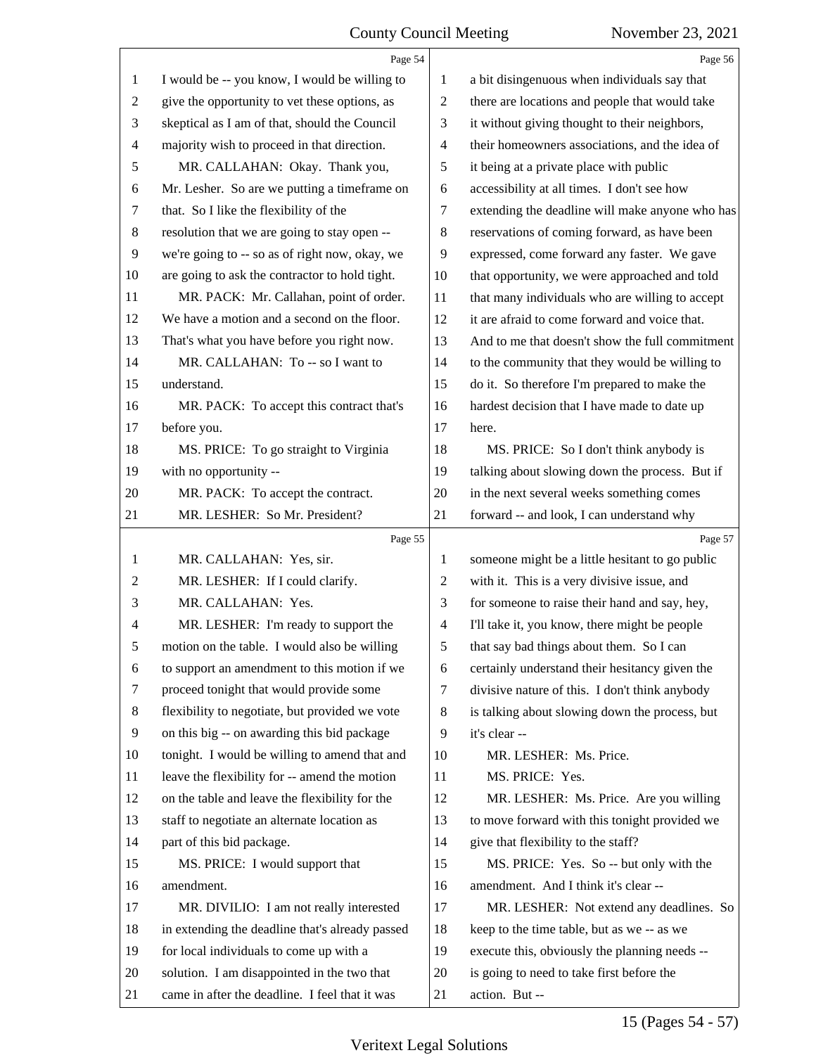I would be -- you know, I would be willing to give the opportunity to vet these options, as skeptical as I am of that, should the Council majority wish to proceed in that direction.

MR. CALLAHAN: Okay. Thank you, Mr. Lesher. So are we putting a timeframe on that. So I like the flexibility of the resolution that we are going to stay open -- we're going to -- so as of right now, okay, we are going to ask the contractor to hold tight.

MR. PACK: Mr. Callahan, point of order. We have a motion and a second on the floor. That's what you have before you right now.

MR. CALLAHAN: To -- so I want to understand.

MR. PACK: To accept this contract that's before you.

MS. PRICE: To go straight to Virginia with no opportunity --

MR. PACK: To accept the contract.

MR. LESHER: So Mr. President?

MR. CALLAHAN: Yes, sir.

MR. LESHER: If I could clarify.

MR. CALLAHAN: Yes.

MR. LESHER: I'm ready to support the motion on the table. I would also be willing to support an amendment to this motion if we proceed tonight that would provide some flexibility to negotiate, but provided we vote on this big -- on awarding this bid package tonight. I would be willing to amend that and leave the flexibility for -- amend the motion on the table and leave the flexibility for the staff to negotiate an alternate location as part of this bid package.

MS. PRICE: I would support that amendment.

MR. DIVILIO: I am not really interested in extending the deadline that's already passed for local individuals to come up with a solution. I am disappointed in the two that came in after the deadline. I feel that it was a bit disingenuous when individuals say that there are locations and people that would take it without giving thought to their neighbors, their homeowners associations, and the idea of it being at a private place with public accessibility at all times. I don't see how extending the deadline will make anyone who has reservations of coming forward, as have been expressed, come forward any faster. We gave that opportunity, we were approached and told that many individuals who are willing to accept it are afraid to come forward and voice that. And to me that doesn't show the full commitment to the community that they would be willing to do it. So therefore I'm prepared to make the hardest decision that I have made to date up here.

MS. PRICE: So I don't think anybody is talking about slowing down the process. But if in the next several weeks something comes forward -- and look, I can understand why someone might be a little hesitant to go public with it. This is a very divisive issue, and for someone to raise their hand and say, hey, I'll take it, you know, there might be people that say bad things about them. So I can certainly understand their hesitancy given the divisive nature of this. I don't think anybody is talking about slowing down the process, but it's clear --

MR. LESHER: Ms. Price.

MS. PRICE: Yes.

MR. LESHER: Ms. Price. Are you willing to move forward with this tonight provided we give that flexibility to the staff?

MS. PRICE: Yes. So -- but only with the amendment. And I think it's clear --

MR. LESHER: Not extend any deadlines. So keep to the time table, but as we -- as we execute this, obviously the planning needs -- is going to need to take first before the action. But --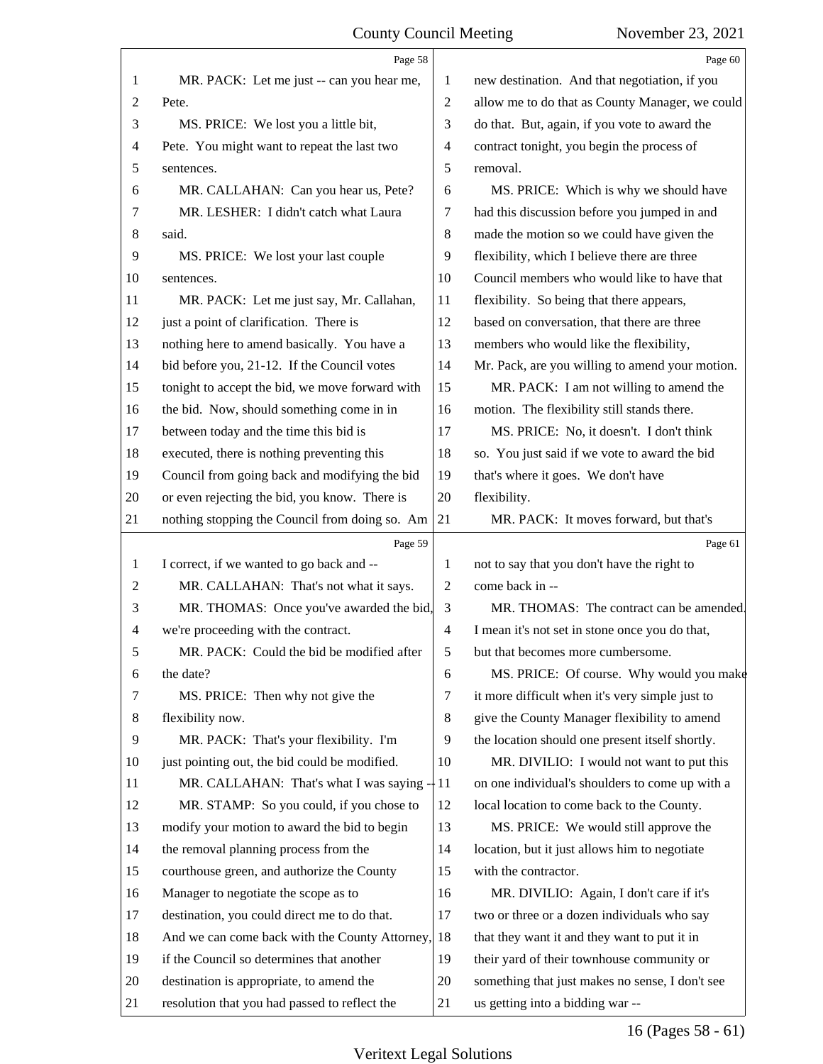Page 58

MR. PACK: Let me just -- can you hear me, Pete.

MS. PRICE: We lost you a little bit, Pete. You might want to repeat the last two sentences.

MR. CALLAHAN: Can you hear us, Pete?

MR. LESHER: I didn't catch what Laura said.

MS. PRICE: We lost your last couple sentences.

MR. PACK: Let me just say, Mr. Callahan, just a point of clarification. There is nothing here to amend basically. You have a bid before you, 21-12. If the Council votes tonight to accept the bid, we move forward with the bid. Now, should something come in in between today and the time this bid is executed, there is nothing preventing this Council from going back and modifying the bid or even rejecting the bid, you know. There is nothing stopping the Council from doing so. Am

Page 59

I correct, if we wanted to go back and --

MR. CALLAHAN: That's not what it says.

MR. THOMAS: Once you've awarded the bid, we're proceeding with the contract.

MR. PACK: Could the bid be modified after the date?

MS. PRICE: Then why not give the flexibility now.

MR. PACK: That's your flexibility. I'm just pointing out, the bid could be modified.

MR. CALLAHAN: That's what I was saying --

MR. STAMP: So you could, if you chose to modify your motion to award the bid to begin the removal planning process from the courthouse green, and authorize the County Manager to negotiate the scope as to destination, you could direct me to do that. And we can come back with the County Attorney, if the Council so determines that another destination is appropriate, to amend the resolution that you had passed to reflect the

Page 60

new destination. And that negotiation, if you allow me to do that as County Manager, we could do that. But, again, if you vote to award the contract tonight, you begin the process of removal.

MS. PRICE: Which is why we should have had this discussion before you jumped in and made the motion so we could have given the flexibility, which I believe there are three Council members who would like to have that flexibility. So being that there appears, based on conversation, that there are three members who would like the flexibility, Mr. Pack, are you willing to amend your motion.

MR. PACK: I am not willing to amend the motion. The flexibility still stands there.

MS. PRICE: No, it doesn't. I don't think so. You just said if we vote to award the bid that's where it goes. We don't have flexibility.

MR. PACK: It moves forward, but that's

Page 61

not to say that you don't have the right to come back in --

MR. THOMAS: The contract can be amended. I mean it's not set in stone once you do that, but that becomes more cumbersome.

MS. PRICE: Of course. Why would you make it more difficult when it's very simple just to give the County Manager flexibility to amend the location should one present itself shortly.

MR. DIVILIO: I would not want to put this on one individual's shoulders to come up with a local location to come back to the County.

MS. PRICE: We would still approve the location, but it just allows him to negotiate with the contractor.

MR. DIVILIO: Again, I don't care if it's two or three or a dozen individuals who say that they want it and they want to put it in their yard of their townhouse community or something that just makes no sense, I don't see us getting into a bidding war --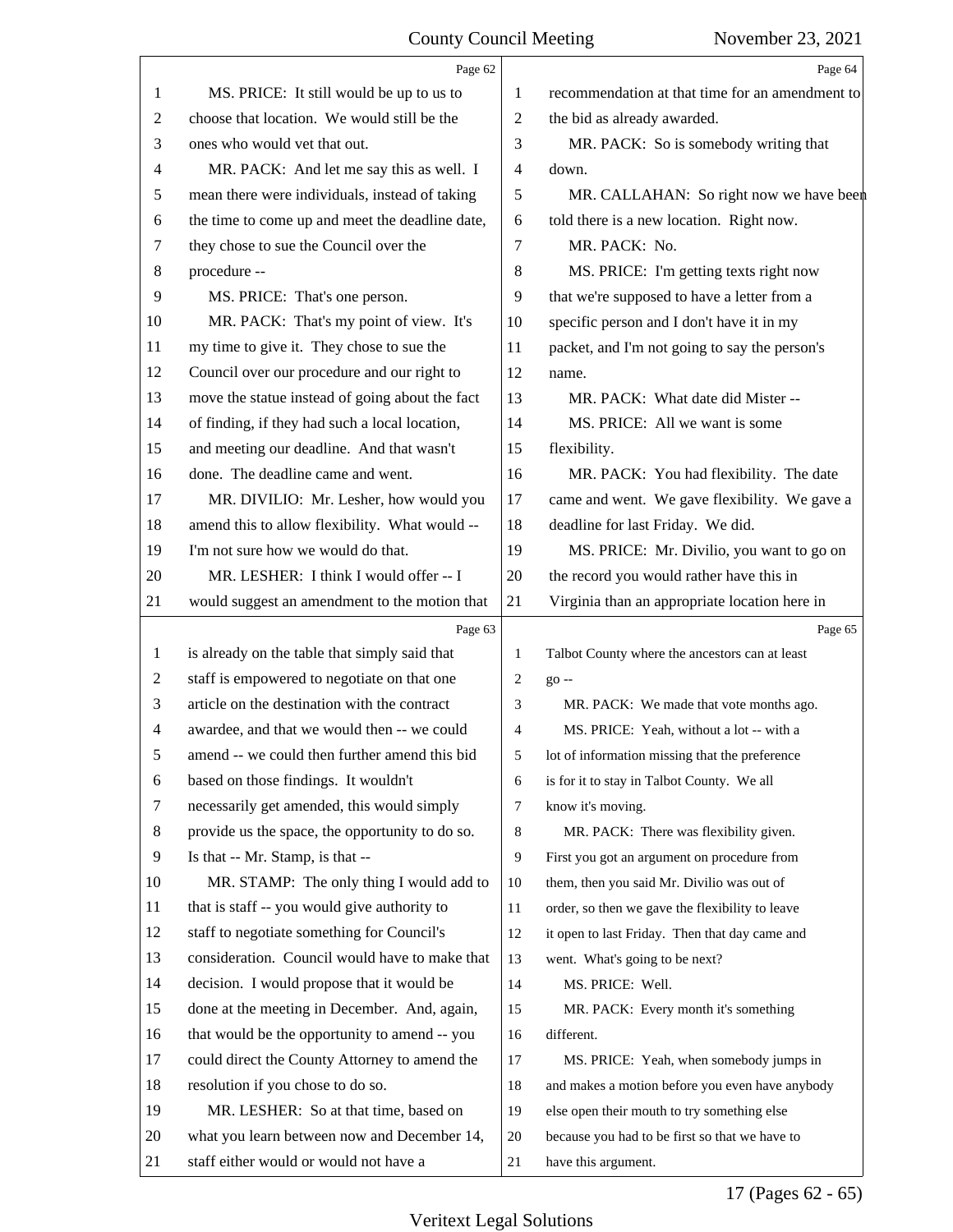Page 62

MS. PRICE: It still would be up to us to choose that location. We would still be the ones who would vet that out.

MR. PACK: And let me say this as well. I mean there were individuals, instead of taking the time to come up and meet the deadline date, they chose to sue the Council over the procedure --

MS. PRICE: That's one person.

MR. PACK: That's my point of view. It's my time to give it. They chose to sue the Council over our procedure and our right to move the statue instead of going about the fact of finding, if they had such a local location, and meeting our deadline. And that wasn't done. The deadline came and went.

MR. DIVILIO: Mr. Lesher, how would you amend this to allow flexibility. What would -- I'm not sure how we would do that.

MR. LESHER: I think I would offer -- I would suggest an amendment to the motion that

Page 63

is already on the table that simply said that staff is empowered to negotiate on that one article on the destination with the contract awardee, and that we would then -- we could amend -- we could then further amend this bid based on those findings. It wouldn't necessarily get amended, this would simply provide us the space, the opportunity to do so. Is that -- Mr. Stamp, is that --

MR. STAMP: The only thing I would add to that is staff -- you would give authority to staff to negotiate something for Council's consideration. Council would have to make that decision. I would propose that it would be done at the meeting in December. And, again, that would be the opportunity to amend -- you could direct the County Attorney to amend the resolution if you chose to do so.

MR. LESHER: So at that time, based on what you learn between now and December 14, staff either would or would not have a

Page 64

recommendation at that time for an amendment to the bid as already awarded.

MR. PACK: So is somebody writing that down.

MR. CALLAHAN: So right now we have been told there is a new location. Right now.

MR. PACK: No.

MS. PRICE: I'm getting texts right now that we're supposed to have a letter from a specific person and I don't have it in my packet, and I'm not going to say the person's name.

MR. PACK: What date did Mister --

MS. PRICE: All we want is some flexibility.

MR. PACK: You had flexibility. The date came and went. We gave flexibility. We gave a deadline for last Friday. We did.

MS. PRICE: Mr. Divilio, you want to go on the record you would rather have this in Virginia than an appropriate location here in

Page 65

Talbot County where the ancestors can at least go --

MR. PACK: We made that vote months ago.

MS. PRICE: Yeah, without a lot -- with a lot of information missing that the preference is for it to stay in Talbot County. We all know it's moving.

MR. PACK: There was flexibility given. First you got an argument on procedure from them, then you said Mr. Divilio was out of order, so then we gave the flexibility to leave it open to last Friday. Then that day came and went. What's going to be next?

MS. PRICE: Well.

MR. PACK: Every month it's something different.

MS. PRICE: Yeah, when somebody jumps in and makes a motion before you even have anybody else open their mouth to try something else because you had to be first so that we have to have this argument.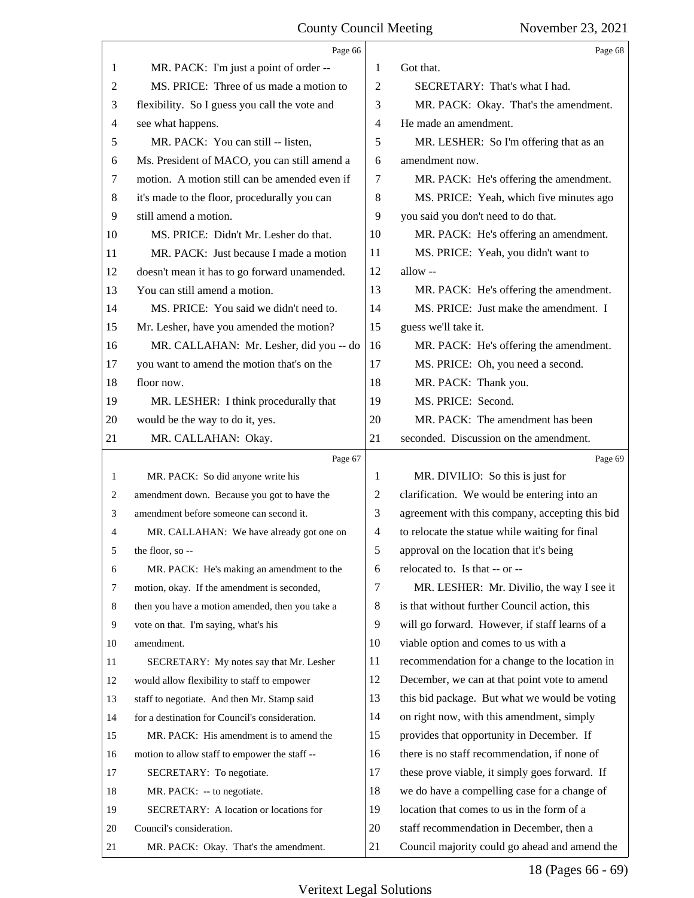Page 66

1 MR. PACK: I'm just a point of order --
2 MS. PRICE: Three of us made a motion to
3 flexibility. So I guess you call the vote and
4 see what happens.
5 MR. PACK: You can still -- listen,
6 Ms. President of MACO, you can still amend a
7 motion. A motion still can be amended even if
8 it's made to the floor, procedurally you can
9 still amend a motion.
10 MS. PRICE: Didn't Mr. Lesher do that.
11 MR. PACK: Just because I made a motion
12 doesn't mean it has to go forward unamended.
13 You can still amend a motion.
14 MS. PRICE: You said we didn't need to.
15 Mr. Lesher, have you amended the motion?
16 MR. CALLAHAN: Mr. Lesher, did you -- do
17 you want to amend the motion that's on the
18 floor now.
19 MR. LESHER: I think procedurally that
20 would be the way to do it, yes.
21 MR. CALLAHAN: Okay.

Page 67

1 MR. PACK: So did anyone write his
2 amendment down. Because you got to have the
3 amendment before someone can second it.
4 MR. CALLAHAN: We have already got one on
5 the floor, so --
6 MR. PACK: He's making an amendment to the
7 motion, okay. If the amendment is seconded,
8 then you have a motion amended, then you take a
9 vote on that. I'm saying, what's his
10 amendment.
11 SECRETARY: My notes say that Mr. Lesher
12 would allow flexibility to staff to empower
13 staff to negotiate. And then Mr. Stamp said
14 for a destination for Council's consideration.
15 MR. PACK: His amendment is to amend the
16 motion to allow staff to empower the staff --
17 SECRETARY: To negotiate.
18 MR. PACK: -- to negotiate.
19 SECRETARY: A location or locations for
20 Council's consideration.
21 MR. PACK: Okay. That's the amendment.

Page 68

1 Got that.
2 SECRETARY: That's what I had.
3 MR. PACK: Okay. That's the amendment.
4 He made an amendment.
5 MR. LESHER: So I'm offering that as an
6 amendment now.
7 MR. PACK: He's offering the amendment.
8 MS. PRICE: Yeah, which five minutes ago
9 you said you don't need to do that.
10 MR. PACK: He's offering an amendment.
11 MS. PRICE: Yeah, you didn't want to
12 allow --
13 MR. PACK: He's offering the amendment.
14 MS. PRICE: Just make the amendment. I
15 guess we'll take it.
16 MR. PACK: He's offering the amendment.
17 MS. PRICE: Oh, you need a second.
18 MR. PACK: Thank you.
19 MS. PRICE: Second.
20 MR. PACK: The amendment has been
21 seconded. Discussion on the amendment.

Page 69

1 MR. DIVILIO: So this is just for
2 clarification. We would be entering into an
3 agreement with this company, accepting this bid
4 to relocate the statue while waiting for final
5 approval on the location that it's being
6 relocated to. Is that -- or --
7 MR. LESHER: Mr. Divilio, the way I see it
8 is that without further Council action, this
9 will go forward. However, if staff learns of a
10 viable option and comes to us with a
11 recommendation for a change to the location in
12 December, we can at that point vote to amend
13 this bid package. But what we would be voting
14 on right now, with this amendment, simply
15 provides that opportunity in December. If
16 there is no staff recommendation, if none of
17 these prove viable, it simply goes forward. If
18 we do have a compelling case for a change of
19 location that comes to us in the form of a
20 staff recommendation in December, then a
21 Council majority could go ahead and amend the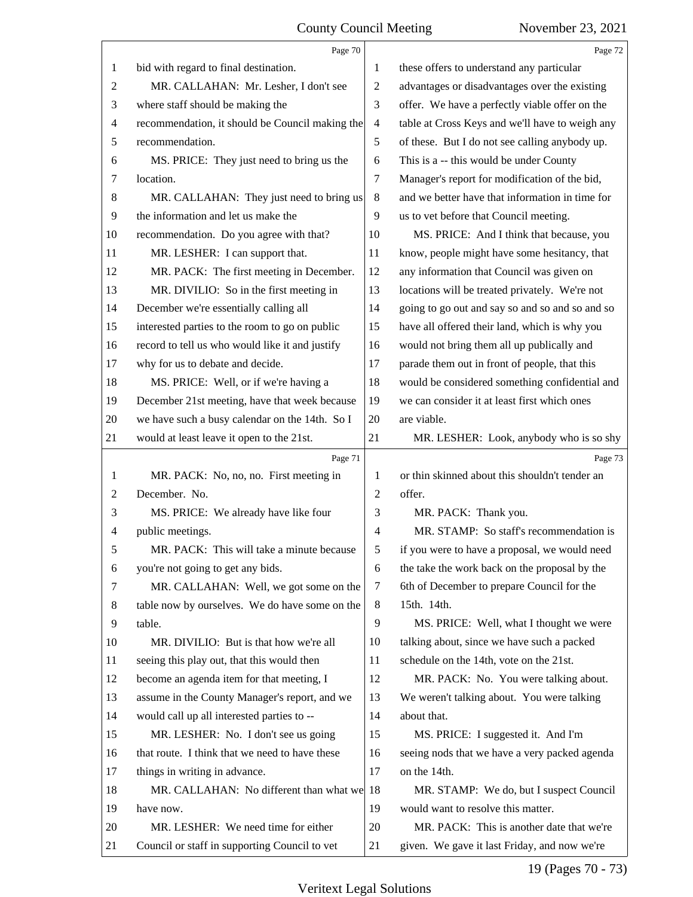Page 70

1 bid with regard to final destination.
2 MR. CALLAHAN: Mr. Lesher, I don't see
3 where staff should be making the
4 recommendation, it should be Council making the
5 recommendation.
6 MS. PRICE: They just need to bring us the
7 location.
8 MR. CALLAHAN: They just need to bring us
9 the information and let us make the
10 recommendation. Do you agree with that?
11 MR. LESHER: I can support that.
12 MR. PACK: The first meeting in December.
13 MR. DIVILIO: So in the first meeting in
14 December we're essentially calling all
15 interested parties to the room to go on public
16 record to tell us who would like it and justify
17 why for us to debate and decide.
18 MS. PRICE: Well, or if we're having a
19 December 21st meeting, have that week because
20 we have such a busy calendar on the 14th. So I
21 would at least leave it open to the 21st.

Page 71

1 MR. PACK: No, no, no. First meeting in
2 December. No.
3 MS. PRICE: We already have like four
4 public meetings.
5 MR. PACK: This will take a minute because
6 you're not going to get any bids.
7 MR. CALLAHAN: Well, we got some on the
8 table now by ourselves. We do have some on the
9 table.
10 MR. DIVILIO: But is that how we're all
11 seeing this play out, that this would then
12 become an agenda item for that meeting, I
13 assume in the County Manager's report, and we
14 would call up all interested parties to --
15 MR. LESHER: No. I don't see us going
16 that route. I think that we need to have these
17 things in writing in advance.
18 MR. CALLAHAN: No different than what we
19 have now.
20 MR. LESHER: We need time for either
21 Council or staff in supporting Council to vet

Page 72

1 these offers to understand any particular
2 advantages or disadvantages over the existing
3 offer. We have a perfectly viable offer on the
4 table at Cross Keys and we'll have to weigh any
5 of these. But I do not see calling anybody up.
6 This is a -- this would be under County
7 Manager's report for modification of the bid,
8 and we better have that information in time for
9 us to vet before that Council meeting.
10 MS. PRICE: And I think that because, you
11 know, people might have some hesitancy, that
12 any information that Council was given on
13 locations will be treated privately. We're not
14 going to go out and say so and so and so and so
15 have all offered their land, which is why you
16 would not bring them all up publically and
17 parade them out in front of people, that this
18 would be considered something confidential and
19 we can consider it at least first which ones
20 are viable.
21 MR. LESHER: Look, anybody who is so shy

Page 73

1 or thin skinned about this shouldn't tender an
2 offer.
3 MR. PACK: Thank you.
4 MR. STAMP: So staff's recommendation is
5 if you were to have a proposal, we would need
6 the take the work back on the proposal by the
7 6th of December to prepare Council for the
8 15th. 14th.
9 MS. PRICE: Well, what I thought we were
10 talking about, since we have such a packed
11 schedule on the 14th, vote on the 21st.
12 MR. PACK: No. You were talking about.
13 We weren't talking about. You were talking
14 about that.
15 MS. PRICE: I suggested it. And I'm
16 seeing nods that we have a very packed agenda
17 on the 14th.
18 MR. STAMP: We do, but I suspect Council
19 would want to resolve this matter.
20 MR. PACK: This is another date that we're
21 given. We gave it last Friday, and now we're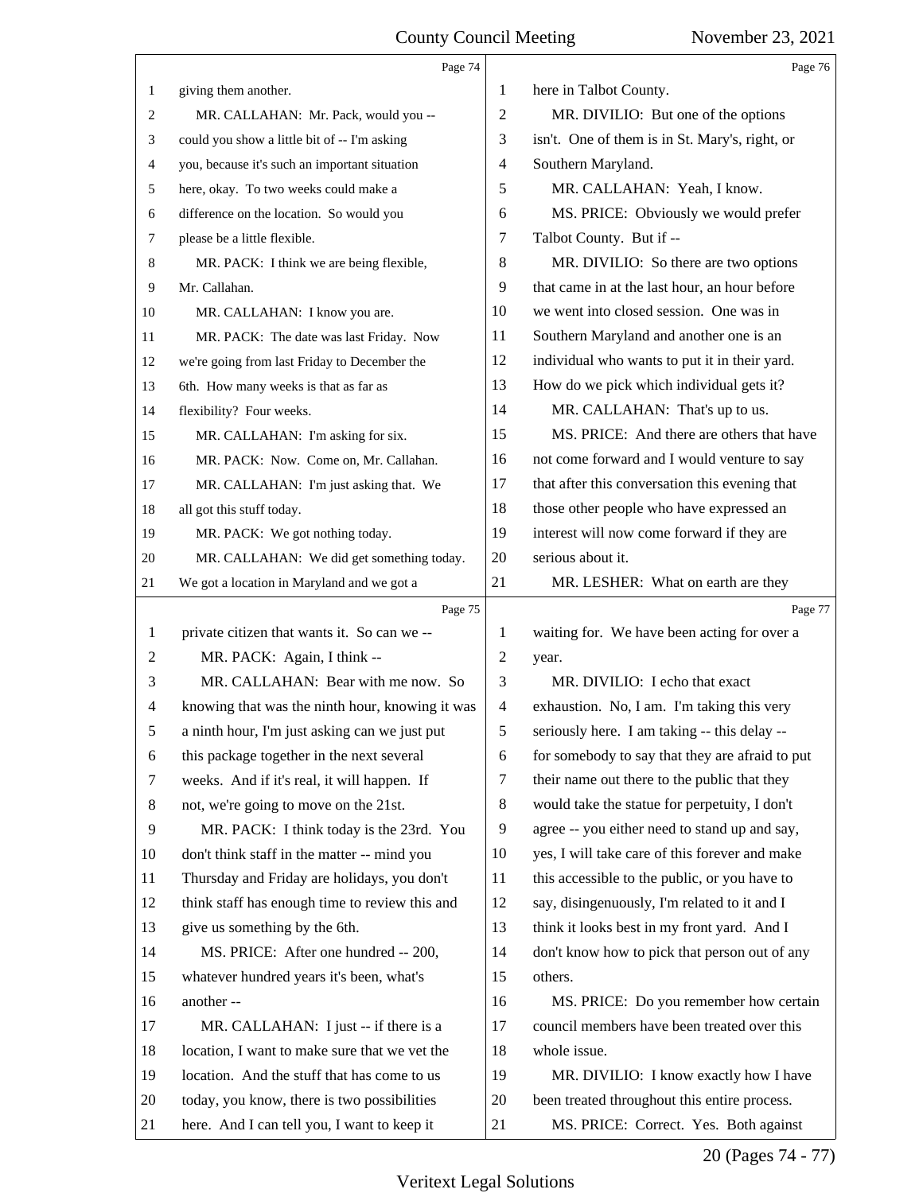Page 74

1 giving them another.
2 MR. CALLAHAN: Mr. Pack, would you --
3 could you show a little bit of -- I'm asking
4 you, because it's such an important situation
5 here, okay. To two weeks could make a
6 difference on the location. So would you
7 please be a little flexible.
8 MR. PACK: I think we are being flexible,
9 Mr. Callahan.
10 MR. CALLAHAN: I know you are.
11 MR. PACK: The date was last Friday. Now
12 we're going from last Friday to December the
13 6th. How many weeks is that as far as
14 flexibility? Four weeks.
15 MR. CALLAHAN: I'm asking for six.
16 MR. PACK: Now. Come on, Mr. Callahan.
17 MR. CALLAHAN: I'm just asking that. We
18 all got this stuff today.
19 MR. PACK: We got nothing today.
20 MR. CALLAHAN: We did get something today.
21 We got a location in Maryland and we got a

Page 75

1 private citizen that wants it. So can we --
2 MR. PACK: Again, I think --
3 MR. CALLAHAN: Bear with me now. So
4 knowing that was the ninth hour, knowing it was
5 a ninth hour, I'm just asking can we just put
6 this package together in the next several
7 weeks. And if it's real, it will happen. If
8 not, we're going to move on the 21st.
9 MR. PACK: I think today is the 23rd. You
10 don't think staff in the matter -- mind you
11 Thursday and Friday are holidays, you don't
12 think staff has enough time to review this and
13 give us something by the 6th.
14 MS. PRICE: After one hundred -- 200,
15 whatever hundred years it's been, what's
16 another --
17 MR. CALLAHAN: I just -- if there is a
18 location, I want to make sure that we vet the
19 location. And the stuff that has come to us
20 today, you know, there is two possibilities
21 here. And I can tell you, I want to keep it

Page 76

1 here in Talbot County.
2 MR. DIVILIO: But one of the options
3 isn't. One of them is in St. Mary's, right, or
4 Southern Maryland.
5 MR. CALLAHAN: Yeah, I know.
6 MS. PRICE: Obviously we would prefer
7 Talbot County. But if --
8 MR. DIVILIO: So there are two options
9 that came in at the last hour, an hour before
10 we went into closed session. One was in
11 Southern Maryland and another one is an
12 individual who wants to put it in their yard.
13 How do we pick which individual gets it?
14 MR. CALLAHAN: That's up to us.
15 MS. PRICE: And there are others that have
16 not come forward and I would venture to say
17 that after this conversation this evening that
18 those other people who have expressed an
19 interest will now come forward if they are
20 serious about it.
21 MR. LESHER: What on earth are they

Page 77

1 waiting for. We have been acting for over a
2 year.
3 MR. DIVILIO: I echo that exact
4 exhaustion. No, I am. I'm taking this very
5 seriously here. I am taking -- this delay --
6 for somebody to say that they are afraid to put
7 their name out there to the public that they
8 would take the statue for perpetuity, I don't
9 agree -- you either need to stand up and say,
10 yes, I will take care of this forever and make
11 this accessible to the public, or you have to
12 say, disingenuously, I'm related to it and I
13 think it looks best in my front yard. And I
14 don't know how to pick that person out of any
15 others.
16 MS. PRICE: Do you remember how certain
17 council members have been treated over this
18 whole issue.
19 MR. DIVILIO: I know exactly how I have
20 been treated throughout this entire process.
21 MS. PRICE: Correct. Yes. Both against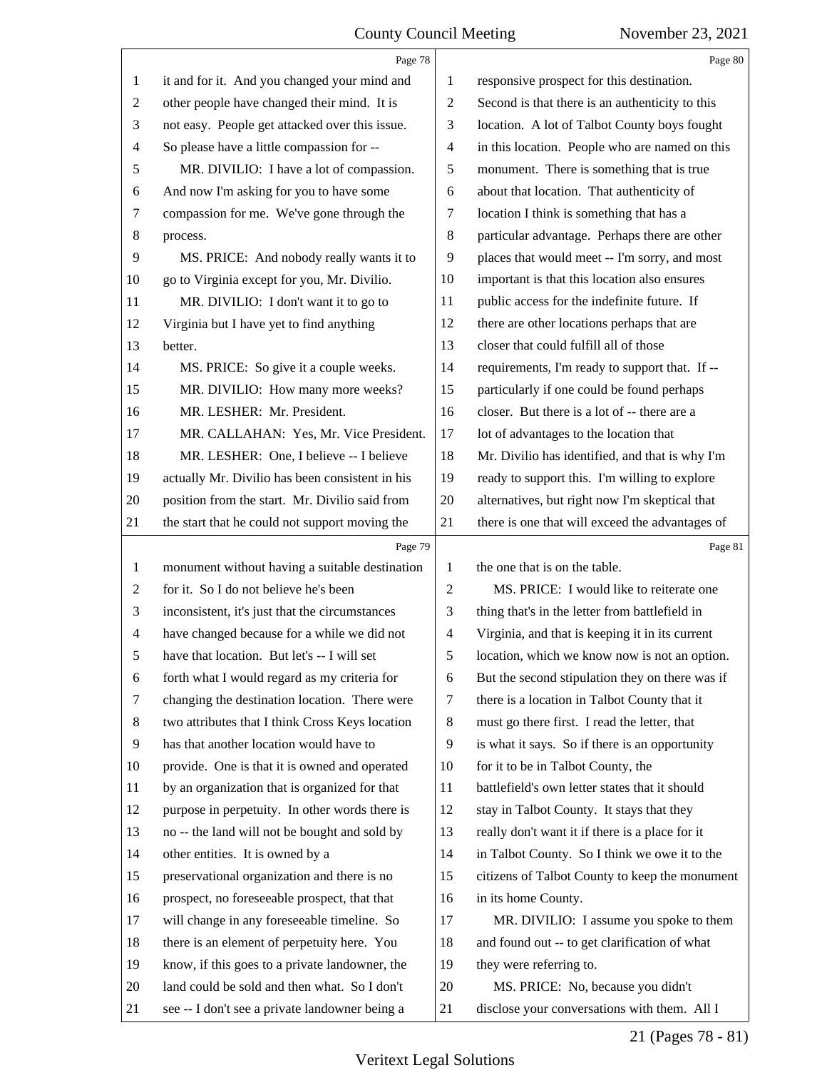Page 78

it and for it. And you changed your mind and other people have changed their mind. It is not easy. People get attacked over this issue. So please have a little compassion for --

MR. DIVILIO: I have a lot of compassion. And now I'm asking for you to have some compassion for me. We've gone through the process.

MS. PRICE: And nobody really wants it to go to Virginia except for you, Mr. Divilio.

MR. DIVILIO: I don't want it to go to Virginia but I have yet to find anything better.

MS. PRICE: So give it a couple weeks.

MR. DIVILIO: How many more weeks?

MR. LESHER: Mr. President.

MR. CALLAHAN: Yes, Mr. Vice President.

MR. LESHER: One, I believe -- I believe actually Mr. Divilio has been consistent in his position from the start. Mr. Divilio said from the start that he could not support moving the

Page 79

monument without having a suitable destination for it. So I do not believe he's been inconsistent, it's just that the circumstances have changed because for a while we did not have that location. But let's -- I will set forth what I would regard as my criteria for changing the destination location. There were two attributes that I think Cross Keys location has that another location would have to provide. One is that it is owned and operated by an organization that is organized for that purpose in perpetuity. In other words there is no -- the land will not be bought and sold by other entities. It is owned by a preservational organization and there is no prospect, no foreseeable prospect, that that will change in any foreseeable timeline. So there is an element of perpetuity here. You know, if this goes to a private landowner, the land could be sold and then what. So I don't see -- I don't see a private landowner being a

Page 80

responsive prospect for this destination. Second is that there is an authenticity to this location. A lot of Talbot County boys fought in this location. People who are named on this monument. There is something that is true about that location. That authenticity of location I think is something that has a particular advantage. Perhaps there are other places that would meet -- I'm sorry, and most important is that this location also ensures public access for the indefinite future. If there are other locations perhaps that are closer that could fulfill all of those requirements, I'm ready to support that. If -- particularly if one could be found perhaps closer. But there is a lot of -- there are a lot of advantages to the location that Mr. Divilio has identified, and that is why I'm ready to support this. I'm willing to explore alternatives, but right now I'm skeptical that there is one that will exceed the advantages of

Page 81

the one that is on the table.

MS. PRICE: I would like to reiterate one thing that's in the letter from battlefield in Virginia, and that is keeping it in its current location, which we know now is not an option. But the second stipulation they on there was if there is a location in Talbot County that it must go there first. I read the letter, that is what it says. So if there is an opportunity for it to be in Talbot County, the battlefield's own letter states that it should stay in Talbot County. It stays that they really don't want it if there is a place for it in Talbot County. So I think we owe it to the citizens of Talbot County to keep the monument in its home County.

MR. DIVILIO: I assume you spoke to them and found out -- to get clarification of what they were referring to.

MS. PRICE: No, because you didn't disclose your conversations with them. All I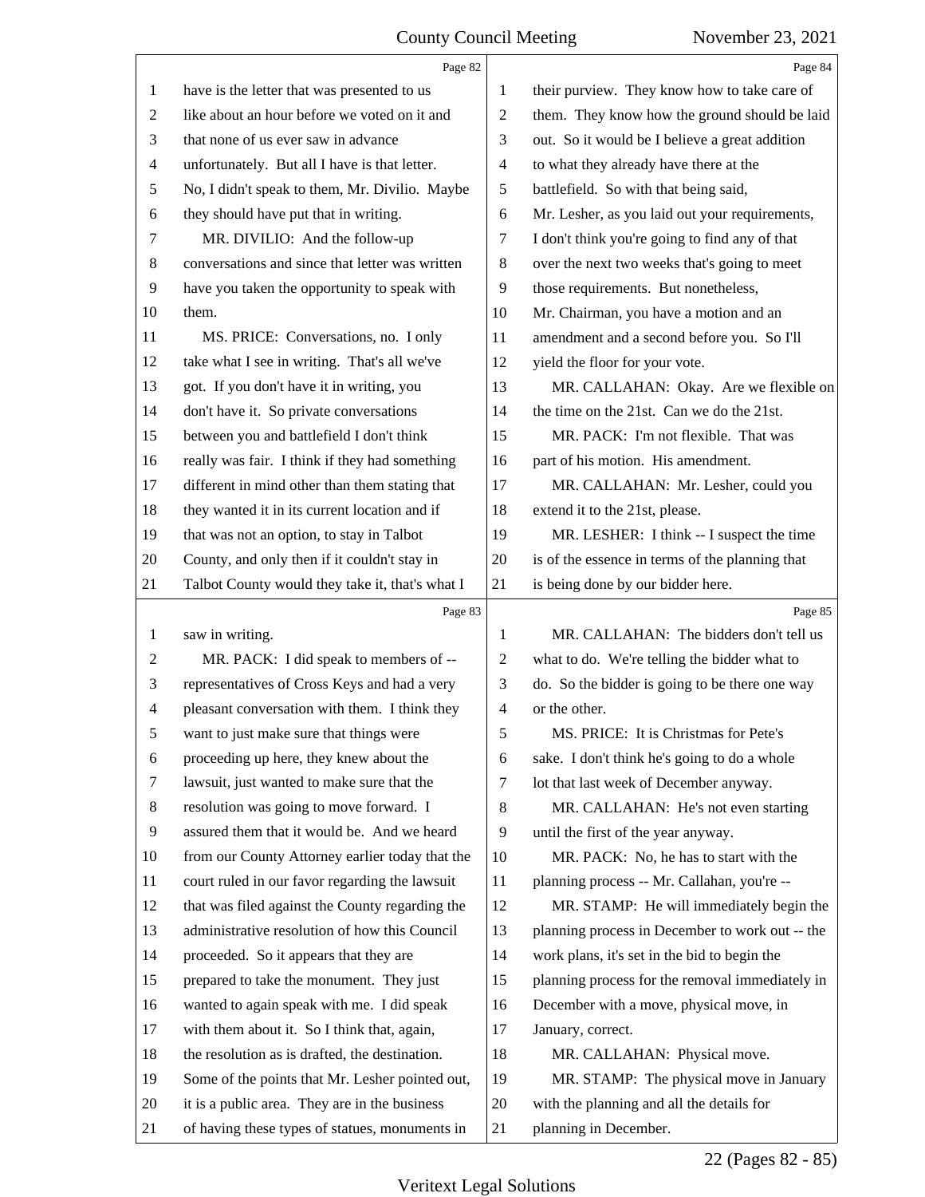Page 82

1 have is the letter that was presented to us
2 like about an hour before we voted on it and
3 that none of us ever saw in advance
4 unfortunately. But all I have is that letter.
5 No, I didn't speak to them, Mr. Divilio. Maybe
6 they should have put that in writing.
7 MR. DIVILIO: And the follow-up
8 conversations and since that letter was written
9 have you taken the opportunity to speak with
10 them.
11 MS. PRICE: Conversations, no. I only
12 take what I see in writing. That's all we've
13 got. If you don't have it in writing, you
14 don't have it. So private conversations
15 between you and battlefield I don't think
16 really was fair. I think if they had something
17 different in mind other than them stating that
18 they wanted it in its current location and if
19 that was not an option, to stay in Talbot
20 County, and only then if it couldn't stay in
21 Talbot County would they take it, that's what I

Page 83

1 saw in writing.
2 MR. PACK: I did speak to members of --
3 representatives of Cross Keys and had a very
4 pleasant conversation with them. I think they
5 want to just make sure that things were
6 proceeding up here, they knew about the
7 lawsuit, just wanted to make sure that the
8 resolution was going to move forward. I
9 assured them that it would be. And we heard
10 from our County Attorney earlier today that the
11 court ruled in our favor regarding the lawsuit
12 that was filed against the County regarding the
13 administrative resolution of how this Council
14 proceeded. So it appears that they are
15 prepared to take the monument. They just
16 wanted to again speak with me. I did speak
17 with them about it. So I think that, again,
18 the resolution as is drafted, the destination.
19 Some of the points that Mr. Lesher pointed out,
20 it is a public area. They are in the business
21 of having these types of statues, monuments in

Page 84

1 their purview. They know how to take care of
2 them. They know how the ground should be laid
3 out. So it would be I believe a great addition
4 to what they already have there at the
5 battlefield. So with that being said,
6 Mr. Lesher, as you laid out your requirements,
7 I don't think you're going to find any of that
8 over the next two weeks that's going to meet
9 those requirements. But nonetheless,
10 Mr. Chairman, you have a motion and an
11 amendment and a second before you. So I'll
12 yield the floor for your vote.
13 MR. CALLAHAN: Okay. Are we flexible on
14 the time on the 21st. Can we do the 21st.
15 MR. PACK: I'm not flexible. That was
16 part of his motion. His amendment.
17 MR. CALLAHAN: Mr. Lesher, could you
18 extend it to the 21st, please.
19 MR. LESHER: I think -- I suspect the time
20 is of the essence in terms of the planning that
21 is being done by our bidder here.

Page 85

1 MR. CALLAHAN: The bidders don't tell us
2 what to do. We're telling the bidder what to
3 do. So the bidder is going to be there one way
4 or the other.
5 MS. PRICE: It is Christmas for Pete's
6 sake. I don't think he's going to do a whole
7 lot that last week of December anyway.
8 MR. CALLAHAN: He's not even starting
9 until the first of the year anyway.
10 MR. PACK: No, he has to start with the
11 planning process -- Mr. Callahan, you're --
12 MR. STAMP: He will immediately begin the
13 planning process in December to work out -- the
14 work plans, it's set in the bid to begin the
15 planning process for the removal immediately in
16 December with a move, physical move, in
17 January, correct.
18 MR. CALLAHAN: Physical move.
19 MR. STAMP: The physical move in January
20 with the planning and all the details for
21 planning in December.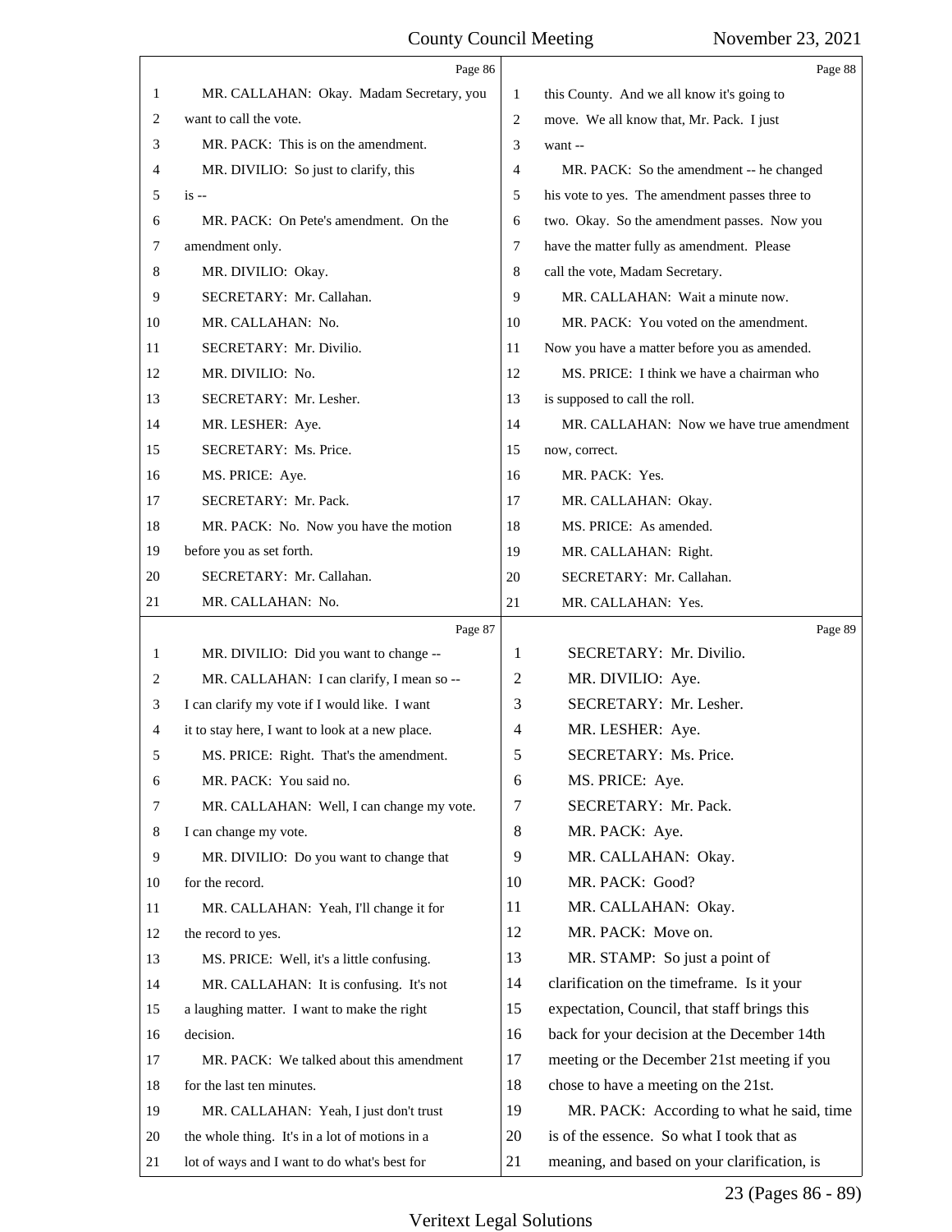Page 86

1 MR. CALLAHAN: Okay. Madam Secretary, you
2 want to call the vote.
3 MR. PACK: This is on the amendment.
4 MR. DIVILIO: So just to clarify, this
5 is --
6 MR. PACK: On Pete's amendment. On the
7 amendment only.
8 MR. DIVILIO: Okay.
9 SECRETARY: Mr. Callahan.
10 MR. CALLAHAN: No.
11 SECRETARY: Mr. Divilio.
12 MR. DIVILIO: No.
13 SECRETARY: Mr. Lesher.
14 MR. LESHER: Aye.
15 SECRETARY: Ms. Price.
16 MS. PRICE: Aye.
17 SECRETARY: Mr. Pack.
18 MR. PACK: No. Now you have the motion
19 before you as set forth.
20 SECRETARY: Mr. Callahan.
21 MR. CALLAHAN: No.

Page 87

1 MR. DIVILIO: Did you want to change --
2 MR. CALLAHAN: I can clarify, I mean so --
3 I can clarify my vote if I would like. I want
4 it to stay here, I want to look at a new place.
5 MS. PRICE: Right. That's the amendment.
6 MR. PACK: You said no.
7 MR. CALLAHAN: Well, I can change my vote.
8 I can change my vote.
9 MR. DIVILIO: Do you want to change that
10 for the record.
11 MR. CALLAHAN: Yeah, I'll change it for
12 the record to yes.
13 MS. PRICE: Well, it's a little confusing.
14 MR. CALLAHAN: It is confusing. It's not
15 a laughing matter. I want to make the right
16 decision.
17 MR. PACK: We talked about this amendment
18 for the last ten minutes.
19 MR. CALLAHAN: Yeah, I just don't trust
20 the whole thing. It's in a lot of motions in a
21 lot of ways and I want to do what's best for

Page 88

1 this County. And we all know it's going to
2 move. We all know that, Mr. Pack. I just
3 want --
4 MR. PACK: So the amendment -- he changed
5 his vote to yes. The amendment passes three to
6 two. Okay. So the amendment passes. Now you
7 have the matter fully as amendment. Please
8 call the vote, Madam Secretary.
9 MR. CALLAHAN: Wait a minute now.
10 MR. PACK: You voted on the amendment.
11 Now you have a matter before you as amended.
12 MS. PRICE: I think we have a chairman who
13 is supposed to call the roll.
14 MR. CALLAHAN: Now we have true amendment
15 now, correct.
16 MR. PACK: Yes.
17 MR. CALLAHAN: Okay.
18 MS. PRICE: As amended.
19 MR. CALLAHAN: Right.
20 SECRETARY: Mr. Callahan.
21 MR. CALLAHAN: Yes.

Page 89

1 SECRETARY: Mr. Divilio.
2 MR. DIVILIO: Aye.
3 SECRETARY: Mr. Lesher.
4 MR. LESHER: Aye.
5 SECRETARY: Ms. Price.
6 MS. PRICE: Aye.
7 SECRETARY: Mr. Pack.
8 MR. PACK: Aye.
9 MR. CALLAHAN: Okay.
10 MR. PACK: Good?
11 MR. CALLAHAN: Okay.
12 MR. PACK: Move on.
13 MR. STAMP: So just a point of
14 clarification on the timeframe. Is it your
15 expectation, Council, that staff brings this
16 back for your decision at the December 14th
17 meeting or the December 21st meeting if you
18 chose to have a meeting on the 21st.
19 MR. PACK: According to what he said, time
20 is of the essence. So what I took that as
21 meaning, and based on your clarification, is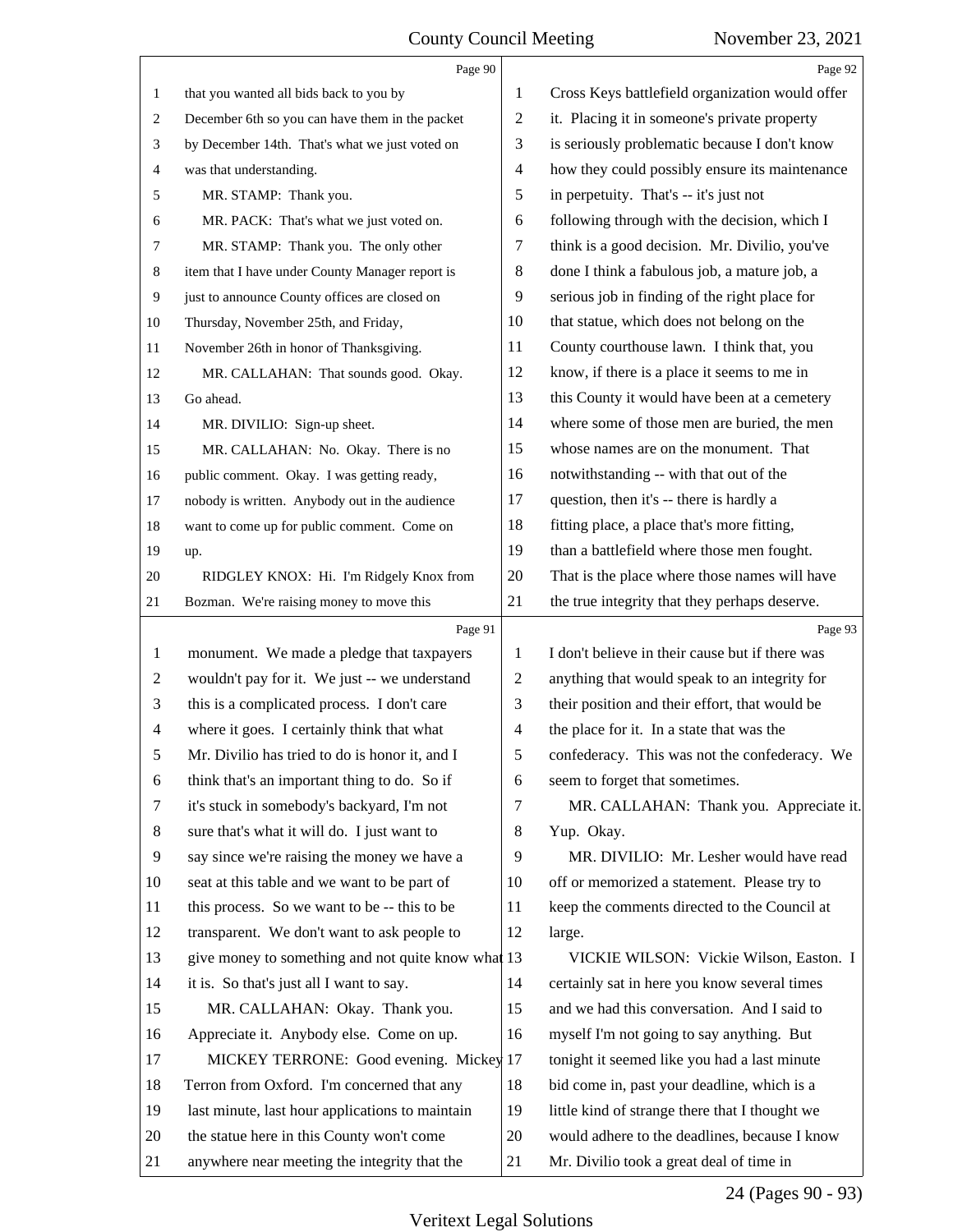Page 90

1 that you wanted all bids back to you by
2 December 6th so you can have them in the packet
3 by December 14th. That's what we just voted on
4 was that understanding.
5 MR. STAMP: Thank you.
6 MR. PACK: That's what we just voted on.
7 MR. STAMP: Thank you. The only other
8 item that I have under County Manager report is
9 just to announce County offices are closed on
10 Thursday, November 25th, and Friday,
11 November 26th in honor of Thanksgiving.
12 MR. CALLAHAN: That sounds good. Okay.
13 Go ahead.
14 MR. DIVILIO: Sign-up sheet.
15 MR. CALLAHAN: No. Okay. There is no
16 public comment. Okay. I was getting ready,
17 nobody is written. Anybody out in the audience
18 want to come up for public comment. Come on
19 up.
20 RIDGLEY KNOX: Hi. I'm Ridgely Knox from
21 Bozman. We're raising money to move this

Page 91

1 monument. We made a pledge that taxpayers
2 wouldn't pay for it. We just -- we understand
3 this is a complicated process. I don't care
4 where it goes. I certainly think that what
5 Mr. Divilio has tried to do is honor it, and I
6 think that's an important thing to do. So if
7 it's stuck in somebody's backyard, I'm not
8 sure that's what it will do. I just want to
9 say since we're raising the money we have a
10 seat at this table and we want to be part of
11 this process. So we want to be -- this to be
12 transparent. We don't want to ask people to
13 give money to something and not quite know what
14 it is. So that's just all I want to say.
15 MR. CALLAHAN: Okay. Thank you.
16 Appreciate it. Anybody else. Come on up.
17 MICKEY TERRONE: Good evening. Mickey
18 Terron from Oxford. I'm concerned that any
19 last minute, last hour applications to maintain
20 the statue here in this County won't come
21 anywhere near meeting the integrity that the

Page 92

1 Cross Keys battlefield organization would offer
2 it. Placing it in someone's private property
3 is seriously problematic because I don't know
4 how they could possibly ensure its maintenance
5 in perpetuity. That's -- it's just not
6 following through with the decision, which I
7 think is a good decision. Mr. Divilio, you've
8 done I think a fabulous job, a mature job, a
9 serious job in finding of the right place for
10 that statue, which does not belong on the
11 County courthouse lawn. I think that, you
12 know, if there is a place it seems to me in
13 this County it would have been at a cemetery
14 where some of those men are buried, the men
15 whose names are on the monument. That
16 notwithstanding -- with that out of the
17 question, then it's -- there is hardly a
18 fitting place, a place that's more fitting,
19 than a battlefield where those men fought.
20 That is the place where those names will have
21 the true integrity that they perhaps deserve.

Page 93

1 I don't believe in their cause but if there was
2 anything that would speak to an integrity for
3 their position and their effort, that would be
4 the place for it. In a state that was the
5 confederacy. This was not the confederacy. We
6 seem to forget that sometimes.
7 MR. CALLAHAN: Thank you. Appreciate it.
8 Yup. Okay.
9 MR. DIVILIO: Mr. Lesher would have read
10 off or memorized a statement. Please try to
11 keep the comments directed to the Council at
12 large.
13 VICKIE WILSON: Vickie Wilson, Easton. I
14 certainly sat in here you know several times
15 and we had this conversation. And I said to
16 myself I'm not going to say anything. But
17 tonight it seemed like you had a last minute
18 bid come in, past your deadline, which is a
19 little kind of strange there that I thought we
20 would adhere to the deadlines, because I know
21 Mr. Divilio took a great deal of time in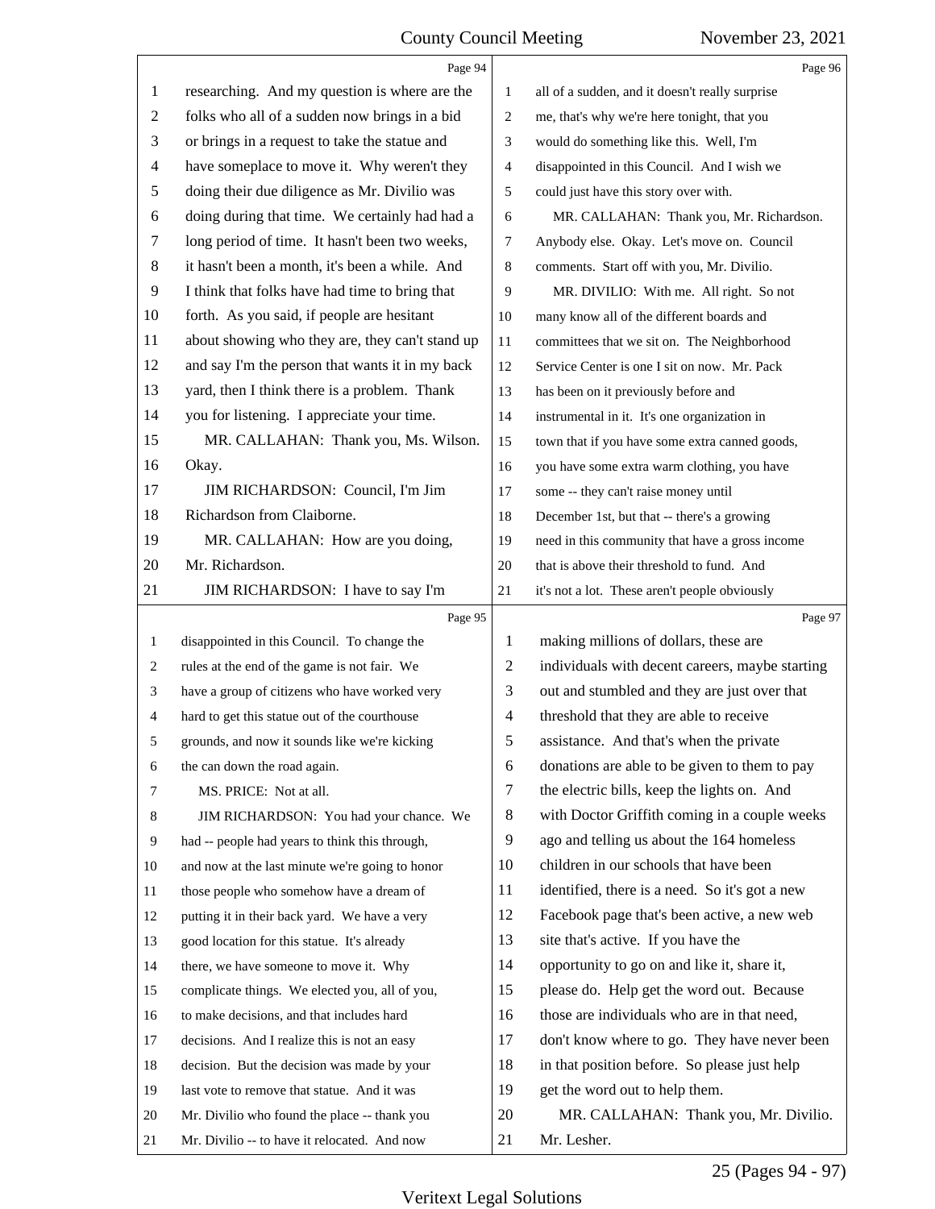Page 94

1 researching. And my question is where are the
2 folks who all of a sudden now brings in a bid
3 or brings in a request to take the statue and
4 have someplace to move it. Why weren't they
5 doing their due diligence as Mr. Divilio was
6 doing during that time. We certainly had had a
7 long period of time. It hasn't been two weeks,
8 it hasn't been a month, it's been a while. And
9 I think that folks have had time to bring that
10 forth. As you said, if people are hesitant
11 about showing who they are, they can't stand up
12 and say I'm the person that wants it in my back
13 yard, then I think there is a problem. Thank
14 you for listening. I appreciate your time.
15 MR. CALLAHAN: Thank you, Ms. Wilson.
16 Okay.
17 JIM RICHARDSON: Council, I'm Jim
18 Richardson from Claiborne.
19 MR. CALLAHAN: How are you doing,
20 Mr. Richardson.
21 JIM RICHARDSON: I have to say I'm

Page 95

1 disappointed in this Council. To change the
2 rules at the end of the game is not fair. We
3 have a group of citizens who have worked very
4 hard to get this statue out of the courthouse
5 grounds, and now it sounds like we're kicking
6 the can down the road again.
7 MS. PRICE: Not at all.
8 JIM RICHARDSON: You had your chance. We
9 had -- people had years to think this through,
10 and now at the last minute we're going to honor
11 those people who somehow have a dream of
12 putting it in their back yard. We have a very
13 good location for this statue. It's already
14 there, we have someone to move it. Why
15 complicate things. We elected you, all of you,
16 to make decisions, and that includes hard
17 decisions. And I realize this is not an easy
18 decision. But the decision was made by your
19 last vote to remove that statue. And it was
20 Mr. Divilio who found the place -- thank you
21 Mr. Divilio -- to have it relocated. And now

Page 96

1 all of a sudden, and it doesn't really surprise
2 me, that's why we're here tonight, that you
3 would do something like this. Well, I'm
4 disappointed in this Council. And I wish we
5 could just have this story over with.
6 MR. CALLAHAN: Thank you, Mr. Richardson.
7 Anybody else. Okay. Let's move on. Council
8 comments. Start off with you, Mr. Divilio.
9 MR. DIVILIO: With me. All right. So not
10 many know all of the different boards and
11 committees that we sit on. The Neighborhood
12 Service Center is one I sit on now. Mr. Pack
13 has been on it previously before and
14 instrumental in it. It's one organization in
15 town that if you have some extra canned goods,
16 you have some extra warm clothing, you have
17 some -- they can't raise money until
18 December 1st, but that -- there's a growing
19 need in this community that have a gross income
20 that is above their threshold to fund. And
21 it's not a lot. These aren't people obviously

Page 97

1 making millions of dollars, these are
2 individuals with decent careers, maybe starting
3 out and stumbled and they are just over that
4 threshold that they are able to receive
5 assistance. And that's when the private
6 donations are able to be given to them to pay
7 the electric bills, keep the lights on. And
8 with Doctor Griffith coming in a couple weeks
9 ago and telling us about the 164 homeless
10 children in our schools that have been
11 identified, there is a need. So it's got a new
12 Facebook page that's been active, a new web
13 site that's active. If you have the
14 opportunity to go on and like it, share it,
15 please do. Help get the word out. Because
16 those are individuals who are in that need,
17 don't know where to go. They have never been
18 in that position before. So please just help
19 get the word out to help them.
20 MR. CALLAHAN: Thank you, Mr. Divilio.
21 Mr. Lesher.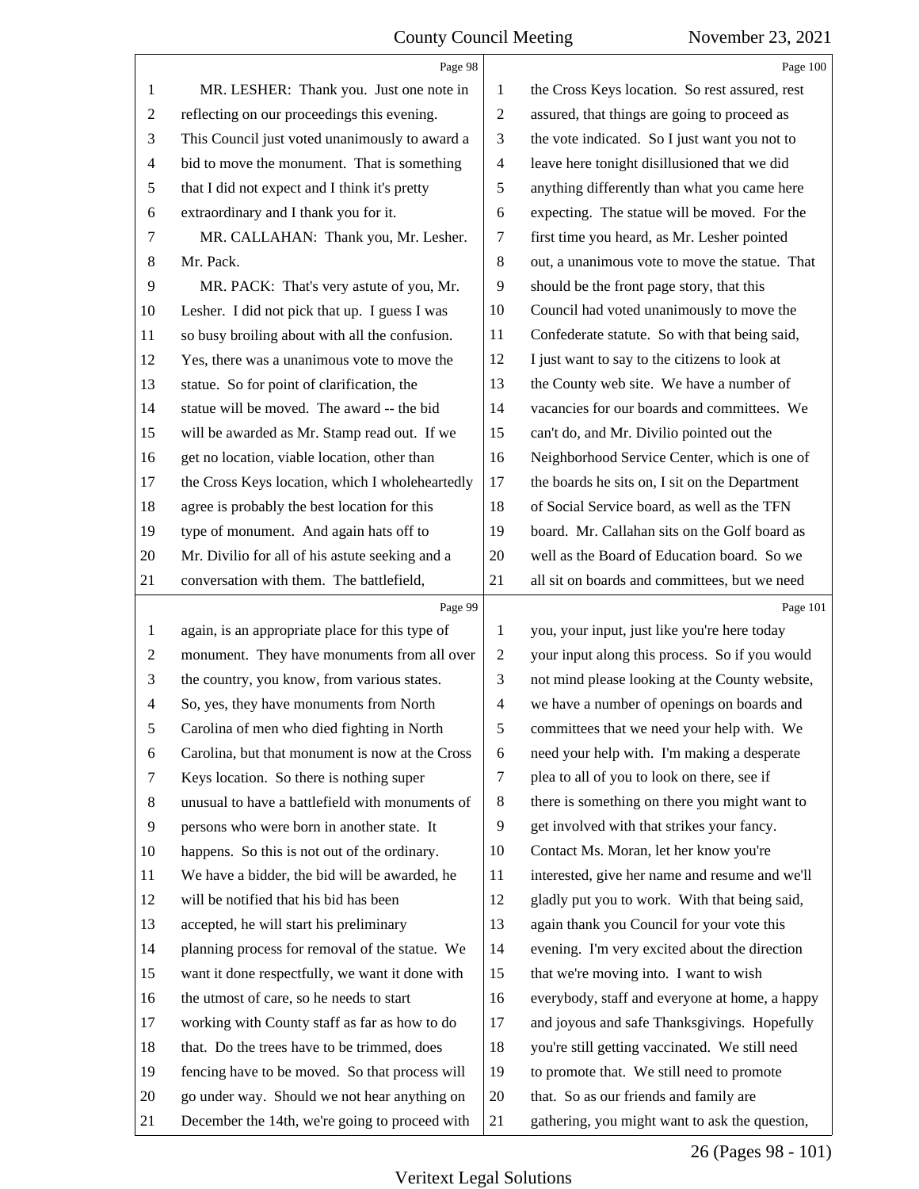Page 98

1 MR. LESHER: Thank you. Just one note in
2 reflecting on our proceedings this evening.
3 This Council just voted unanimously to award a
4 bid to move the monument. That is something
5 that I did not expect and I think it's pretty
6 extraordinary and I thank you for it.
7 MR. CALLAHAN: Thank you, Mr. Lesher.
8 Mr. Pack.
9 MR. PACK: That's very astute of you, Mr.
10 Lesher. I did not pick that up. I guess I was
11 so busy broiling about with all the confusion.
12 Yes, there was a unanimous vote to move the
13 statue. So for point of clarification, the
14 statue will be moved. The award -- the bid
15 will be awarded as Mr. Stamp read out. If we
16 get no location, viable location, other than
17 the Cross Keys location, which I wholeheartedly
18 agree is probably the best location for this
19 type of monument. And again hats off to
20 Mr. Divilio for all of his astute seeking and a
21 conversation with them. The battlefield,

Page 99

1 again, is an appropriate place for this type of
2 monument. They have monuments from all over
3 the country, you know, from various states.
4 So, yes, they have monuments from North
5 Carolina of men who died fighting in North
6 Carolina, but that monument is now at the Cross
7 Keys location. So there is nothing super
8 unusual to have a battlefield with monuments of
9 persons who were born in another state. It
10 happens. So this is not out of the ordinary.
11 We have a bidder, the bid will be awarded, he
12 will be notified that his bid has been
13 accepted, he will start his preliminary
14 planning process for removal of the statue. We
15 want it done respectfully, we want it done with
16 the utmost of care, so he needs to start
17 working with County staff as far as how to do
18 that. Do the trees have to be trimmed, does
19 fencing have to be moved. So that process will
20 go under way. Should we not hear anything on
21 December the 14th, we're going to proceed with

Page 100

1 the Cross Keys location. So rest assured, rest
2 assured, that things are going to proceed as
3 the vote indicated. So I just want you not to
4 leave here tonight disillusioned that we did
5 anything differently than what you came here
6 expecting. The statue will be moved. For the
7 first time you heard, as Mr. Lesher pointed
8 out, a unanimous vote to move the statue. That
9 should be the front page story, that this
10 Council had voted unanimously to move the
11 Confederate statute. So with that being said,
12 I just want to say to the citizens to look at
13 the County web site. We have a number of
14 vacancies for our boards and committees. We
15 can't do, and Mr. Divilio pointed out the
16 Neighborhood Service Center, which is one of
17 the boards he sits on, I sit on the Department
18 of Social Service board, as well as the TFN
19 board. Mr. Callahan sits on the Golf board as
20 well as the Board of Education board. So we
21 all sit on boards and committees, but we need

Page 101

1 you, your input, just like you're here today
2 your input along this process. So if you would
3 not mind please looking at the County website,
4 we have a number of openings on boards and
5 committees that we need your help with. We
6 need your help with. I'm making a desperate
7 plea to all of you to look on there, see if
8 there is something on there you might want to
9 get involved with that strikes your fancy.
10 Contact Ms. Moran, let her know you're
11 interested, give her name and resume and we'll
12 gladly put you to work. With that being said,
13 again thank you Council for your vote this
14 evening. I'm very excited about the direction
15 that we're moving into. I want to wish
16 everybody, staff and everyone at home, a happy
17 and joyous and safe Thanksgivings. Hopefully
18 you're still getting vaccinated. We still need
19 to promote that. We still need to promote
20 that. So as our friends and family are
21 gathering, you might want to ask the question,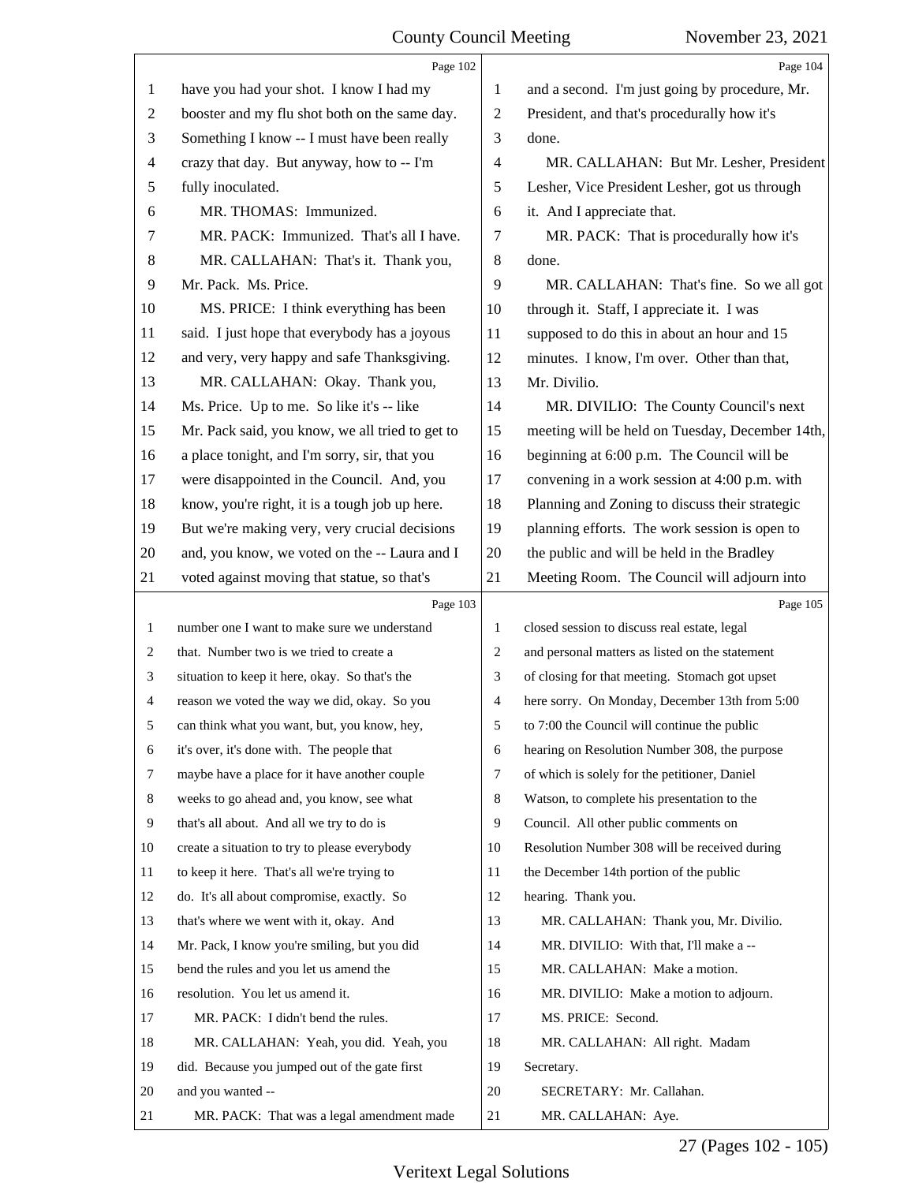Page 102

1 have you had your shot. I know I had my
2 booster and my flu shot both on the same day.
3 Something I know -- I must have been really
4 crazy that day. But anyway, how to -- I'm
5 fully inoculated.
6 MR. THOMAS: Immunized.
7 MR. PACK: Immunized. That's all I have.
8 MR. CALLAHAN: That's it. Thank you,
9 Mr. Pack. Ms. Price.
10 MS. PRICE: I think everything has been
11 said. I just hope that everybody has a joyous
12 and very, very happy and safe Thanksgiving.
13 MR. CALLAHAN: Okay. Thank you,
14 Ms. Price. Up to me. So like it's -- like
15 Mr. Pack said, you know, we all tried to get to
16 a place tonight, and I'm sorry, sir, that you
17 were disappointed in the Council. And, you
18 know, you're right, it is a tough job up here.
19 But we're making very, very crucial decisions
20 and, you know, we voted on the -- Laura and I
21 voted against moving that statue, so that's

Page 103

1 number one I want to make sure we understand
2 that. Number two is we tried to create a
3 situation to keep it here, okay. So that's the
4 reason we voted the way we did, okay. So you
5 can think what you want, but, you know, hey,
6 it's over, it's done with. The people that
7 maybe have a place for it have another couple
8 weeks to go ahead and, you know, see what
9 that's all about. And all we try to do is
10 create a situation to try to please everybody
11 to keep it here. That's all we're trying to
12 do. It's all about compromise, exactly. So
13 that's where we went with it, okay. And
14 Mr. Pack, I know you're smiling, but you did
15 bend the rules and you let us amend the
16 resolution. You let us amend it.
17 MR. PACK: I didn't bend the rules.
18 MR. CALLAHAN: Yeah, you did. Yeah, you
19 did. Because you jumped out of the gate first
20 and you wanted --
21 MR. PACK: That was a legal amendment made

Page 104

1 and a second. I'm just going by procedure, Mr.
2 President, and that's procedurally how it's
3 done.
4 MR. CALLAHAN: But Mr. Lesher, President
5 Lesher, Vice President Lesher, got us through
6 it. And I appreciate that.
7 MR. PACK: That is procedurally how it's
8 done.
9 MR. CALLAHAN: That's fine. So we all got
10 through it. Staff, I appreciate it. I was
11 supposed to do this in about an hour and 15
12 minutes. I know, I'm over. Other than that,
13 Mr. Divilio.
14 MR. DIVILIO: The County Council's next
15 meeting will be held on Tuesday, December 14th,
16 beginning at 6:00 p.m. The Council will be
17 convening in a work session at 4:00 p.m. with
18 Planning and Zoning to discuss their strategic
19 planning efforts. The work session is open to
20 the public and will be held in the Bradley
21 Meeting Room. The Council will adjourn into

Page 105

1 closed session to discuss real estate, legal
2 and personal matters as listed on the statement
3 of closing for that meeting. Stomach got upset
4 here sorry. On Monday, December 13th from 5:00
5 to 7:00 the Council will continue the public
6 hearing on Resolution Number 308, the purpose
7 of which is solely for the petitioner, Daniel
8 Watson, to complete his presentation to the
9 Council. All other public comments on
10 Resolution Number 308 will be received during
11 the December 14th portion of the public
12 hearing. Thank you.
13 MR. CALLAHAN: Thank you, Mr. Divilio.
14 MR. DIVILIO: With that, I'll make a --
15 MR. CALLAHAN: Make a motion.
16 MR. DIVILIO: Make a motion to adjourn.
17 MS. PRICE: Second.
18 MR. CALLAHAN: All right. Madam
19 Secretary.
20 SECRETARY: Mr. Callahan.
21 MR. CALLAHAN: Aye.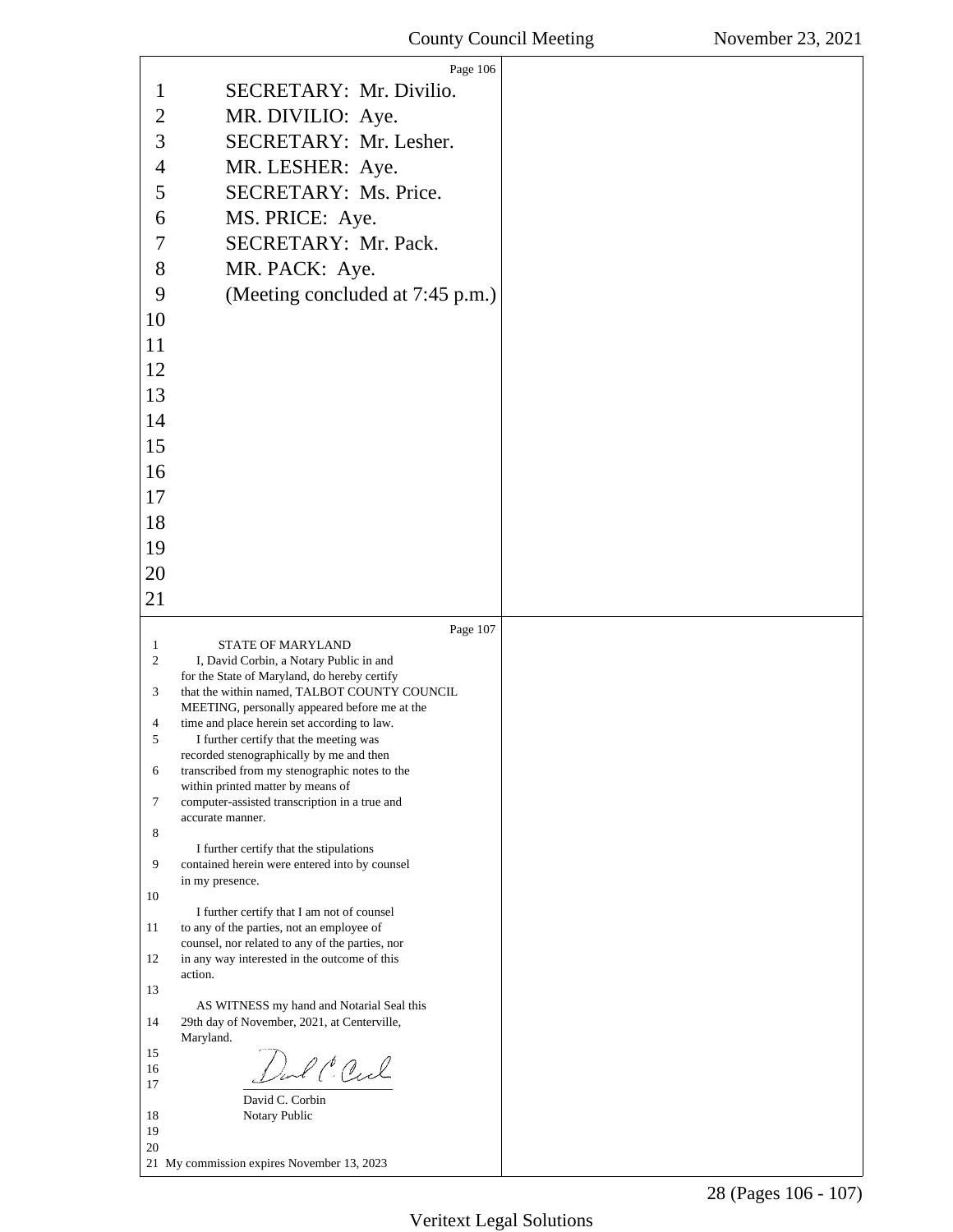SECRETARY: Mr. Divilio.

MR. DIVILIO: Aye.

SECRETARY: Mr. Lesher.

MR. LESHER: Aye.

SECRETARY: Ms. Price.

MS. PRICE: Aye.

SECRETARY: Mr. Pack.

MR. PACK: Aye.

(Meeting concluded at 7:45 p.m.)

STATE OF MARYLAND

I, David Corbin, a Notary Public in and for the State of Maryland, do hereby certify that the within named, TALBOT COUNTY COUNCIL MEETING, personally appeared before me at the time and place herein set according to law.

I further certify that the meeting was recorded stenographically by me and then transcribed from my stenographic notes to the within printed matter by means of computer-assisted transcription in a true and accurate manner.

I further certify that the stipulations contained herein were entered into by counsel in my presence.

I further certify that I am not of counsel to any of the parties, not an employee of counsel, nor related to any of the parties, nor in any way interested in the outcome of this action.

AS WITNESS my hand and Notarial Seal this 29th day of November, 2021, at Centerville, Maryland.

David C. Corbin
Notary Public

My commission expires November 13, 2023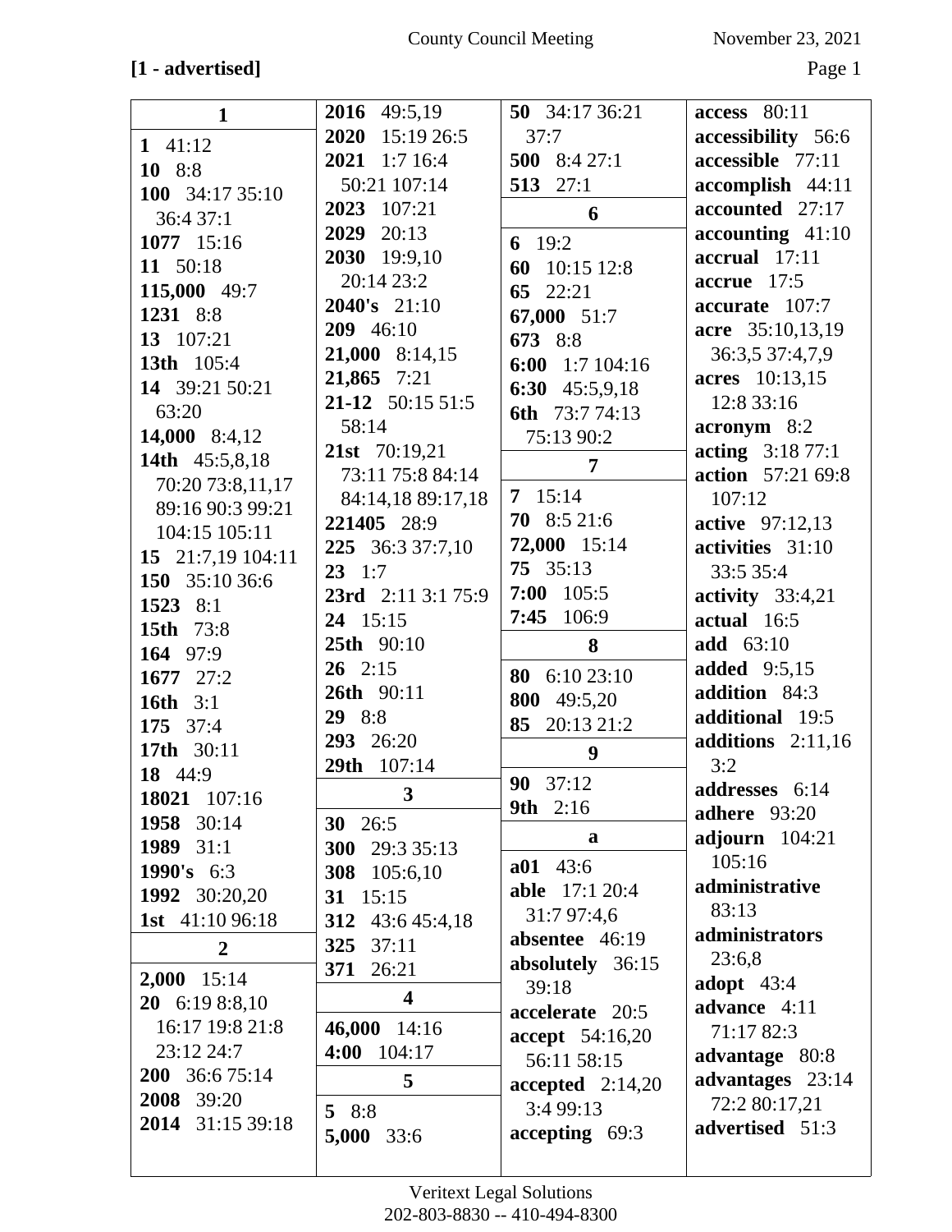**[1 - advertised]**

**1**

**1** 41:12
**10** 8:8
**100** 34:17 35:10 36:4 37:1
**1077** 15:16
**11** 50:18
**115,000** 49:7
**1231** 8:8
**13** 107:21
**13th** 105:4
**14** 39:21 50:21 63:20
**14,000** 8:4,12
**14th** 45:5,8,18 70:20 73:8,11,17 89:16 90:3 99:21 104:15 105:11
**15** 21:7,19 104:11
**150** 35:10 36:6
**1523** 8:1
**15th** 73:8
**164** 97:9
**1677** 27:2
**16th** 3:1
**175** 37:4
**17th** 30:11
**18** 44:9
**18021** 107:16
**1958** 30:14
**1989** 31:1
**1990's** 6:3
**1992** 30:20,20
**1st** 41:10 96:18

**2**

**2,000** 15:14
**20** 6:19 8:8,10 16:17 19:8 21:8 23:12 24:7
**200** 36:6 75:14
**2008** 39:20
**2014** 31:15 39:18
**2016** 49:5,19
**2020** 15:19 26:5
**2021** 1:7 16:4 50:21 107:14
**2023** 107:21
**2029** 20:13
**2030** 19:9,10 20:14 23:2
**2040's** 21:10
**209** 46:10
**21,000** 8:14,15
**21,865** 7:21
**21-12** 50:15 51:5 58:14
**21st** 70:19,21 73:11 75:8 84:14 84:14,18 89:17,18
**221405** 28:9
**225** 36:3 37:7,10
**23** 1:7
**23rd** 2:11 3:1 75:9
**24** 15:15
**25th** 90:10
**26** 2:15
**26th** 90:11
**29** 8:8
**293** 26:20
**29th** 107:14

**3**

**30** 26:5
**300** 29:3 35:13
**308** 105:6,10
**31** 15:15
**312** 43:6 45:4,18
**325** 37:11
**371** 26:21

**4**

**46,000** 14:16
**4:00** 104:17

**5**

**5** 8:8
**5,000** 33:6
**50** 34:17 36:21 37:7
**500** 8:4 27:1
**513** 27:1

**6**

**6** 19:2
**60** 10:15 12:8
**65** 22:21
**67,000** 51:7
**673** 8:8
**6:00** 1:7 104:16
**6:30** 45:5,9,18
**6th** 73:7 74:13 75:13 90:2

**7**

**7** 15:14
**70** 8:5 21:6
**72,000** 15:14
**75** 35:13
**7:00** 105:5
**7:45** 106:9

**8**

**80** 6:10 23:10
**800** 49:5,20
**85** 20:13 21:2

**9**

**90** 37:12
**9th** 2:16

**a**

**a01** 43:6
**able** 17:1 20:4 31:7 97:4,6
**absentee** 46:19
**absolutely** 36:15 39:18
**accelerate** 20:5
**accept** 54:16,20 56:11 58:15
**accepted** 2:14,20 3:4 99:13
**accepting** 69:3
**access** 80:11
**accessibility** 56:6
**accessible** 77:11
**accomplish** 44:11
**accounted** 27:17
**accounting** 41:10
**accrual** 17:11
**accrue** 17:5
**accurate** 107:7
**acre** 35:10,13,19 36:3,5 37:4,7,9
**acres** 10:13,15 12:8 33:16
**acronym** 8:2
**acting** 3:18 77:1
**action** 57:21 69:8 107:12
**active** 97:12,13
**activities** 31:10 33:5 35:4
**activity** 33:4,21
**actual** 16:5
**add** 63:10
**added** 9:5,15
**addition** 84:3
**additional** 19:5
**additions** 2:11,16 3:2
**addresses** 6:14
**adhere** 93:20
**adjourn** 104:21 105:16
**administrative** 83:13
**administrators** 23:6,8
**adopt** 43:4
**advance** 4:11 71:17 82:3
**advantage** 80:8
**advantages** 23:14 72:2 80:17,21
**advertised** 51:3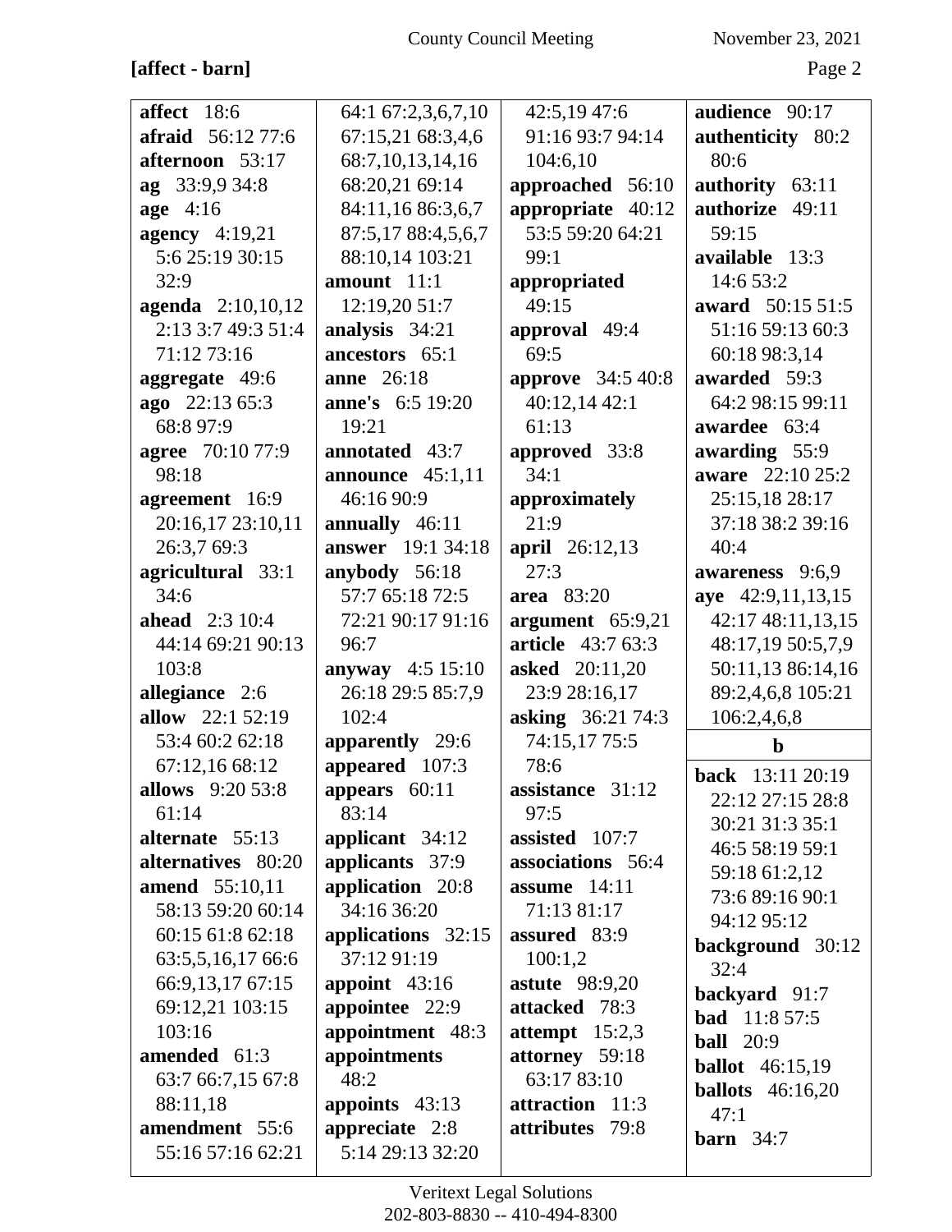**[affect - barn]**

**affect** 18:6
**afraid** 56:12 77:6
**afternoon** 53:17
**ag** 33:9,9 34:8
**age** 4:16
**agency** 4:19,21 5:6 25:19 30:15 32:9
**agenda** 2:10,10,12 2:13 3:7 49:3 51:4 71:12 73:16
**aggregate** 49:6
**ago** 22:13 65:3 68:8 97:9
**agree** 70:10 77:9 98:18
**agreement** 16:9 20:16,17 23:10,11 26:3,7 69:3
**agricultural** 33:1 34:6
**ahead** 2:3 10:4 44:14 69:21 90:13 103:8
**allegiance** 2:6
**allow** 22:1 52:19 53:4 60:2 62:18 67:12,16 68:12
**allows** 9:20 53:8 61:14
**alternate** 55:13
**alternatives** 80:20
**amend** 55:10,11 58:13 59:20 60:14 60:15 61:8 62:18 63:5,5,16,17 66:6 66:9,13,17 67:15 69:12,21 103:15 103:16
**amended** 61:3 63:7 66:7,15 67:8 88:11,18
**amendment** 55:6 55:16 57:16 62:21 64:1 67:2,3,6,7,10 67:15,21 68:3,4,6 68:7,10,13,14,16 68:20,21 69:14 84:11,16 86:3,6,7 87:5,17 88:4,5,6,7 88:10,14 103:21
**amount** 11:1 12:19,20 51:7
**analysis** 34:21
**ancestors** 65:1
**anne** 26:18
**anne's** 6:5 19:20 19:21
**annotated** 43:7
**announce** 45:1,11 46:16 90:9
**annually** 46:11
**answer** 19:1 34:18
**anybody** 56:18 57:7 65:18 72:5 72:21 90:17 91:16 96:7
**anyway** 4:5 15:10 26:18 29:5 85:7,9 102:4
**apparently** 29:6
**appeared** 107:3
**appears** 60:11 83:14
**applicant** 34:12
**applicants** 37:9
**application** 20:8 34:16 36:20
**applications** 32:15 37:12 91:19
**appoint** 43:16
**appointee** 22:9
**appointment** 48:3
**appointments** 48:2
**appoints** 43:13
**appreciate** 2:8 5:14 29:13 32:20 42:5,19 47:6 91:16 93:7 94:14 104:6,10
**approached** 56:10
**appropriate** 40:12 53:5 59:20 64:21 99:1
**appropriated** 49:15
**approval** 49:4 69:5
**approve** 34:5 40:8 40:12,14 42:1 61:13
**approved** 33:8 34:1
**approximately** 21:9
**april** 26:12,13 27:3
**area** 83:20
**argument** 65:9,21
**article** 43:7 63:3
**asked** 20:11,20 23:9 28:16,17
**asking** 36:21 74:3 74:15,17 75:5 78:6
**assistance** 31:12 97:5
**assisted** 107:7
**associations** 56:4
**assume** 14:11 71:13 81:17
**assured** 83:9 100:1,2
**astute** 98:9,20
**attacked** 78:3
**attempt** 15:2,3
**attorney** 59:18 63:17 83:10
**attraction** 11:3
**attributes** 79:8
**audience** 90:17
**authenticity** 80:2 80:6
**authority** 63:11
**authorize** 49:11 59:15
**available** 13:3 14:6 53:2
**award** 50:15 51:5 51:16 59:13 60:3 60:18 98:3,14
**awarded** 59:3 64:2 98:15 99:11
**awardee** 63:4
**awarding** 55:9
**aware** 22:10 25:2 25:15,18 28:17 37:18 38:2 39:16 40:4
**awareness** 9:6,9
**aye** 42:9,11,13,15 42:17 48:11,13,15 48:17,19 50:5,7,9 50:11,13 86:14,16 89:2,4,6,8 105:21 106:2,4,6,8

**b**

**back** 13:11 20:19 22:12 27:15 28:8 30:21 31:3 35:1 46:5 58:19 59:1 59:18 61:2,12 73:6 89:16 90:1 94:12 95:12
**background** 30:12 32:4
**backyard** 91:7
**bad** 11:8 57:5
**ball** 20:9
**ballot** 46:15,19
**ballots** 46:16,20 47:1
**barn** 34:7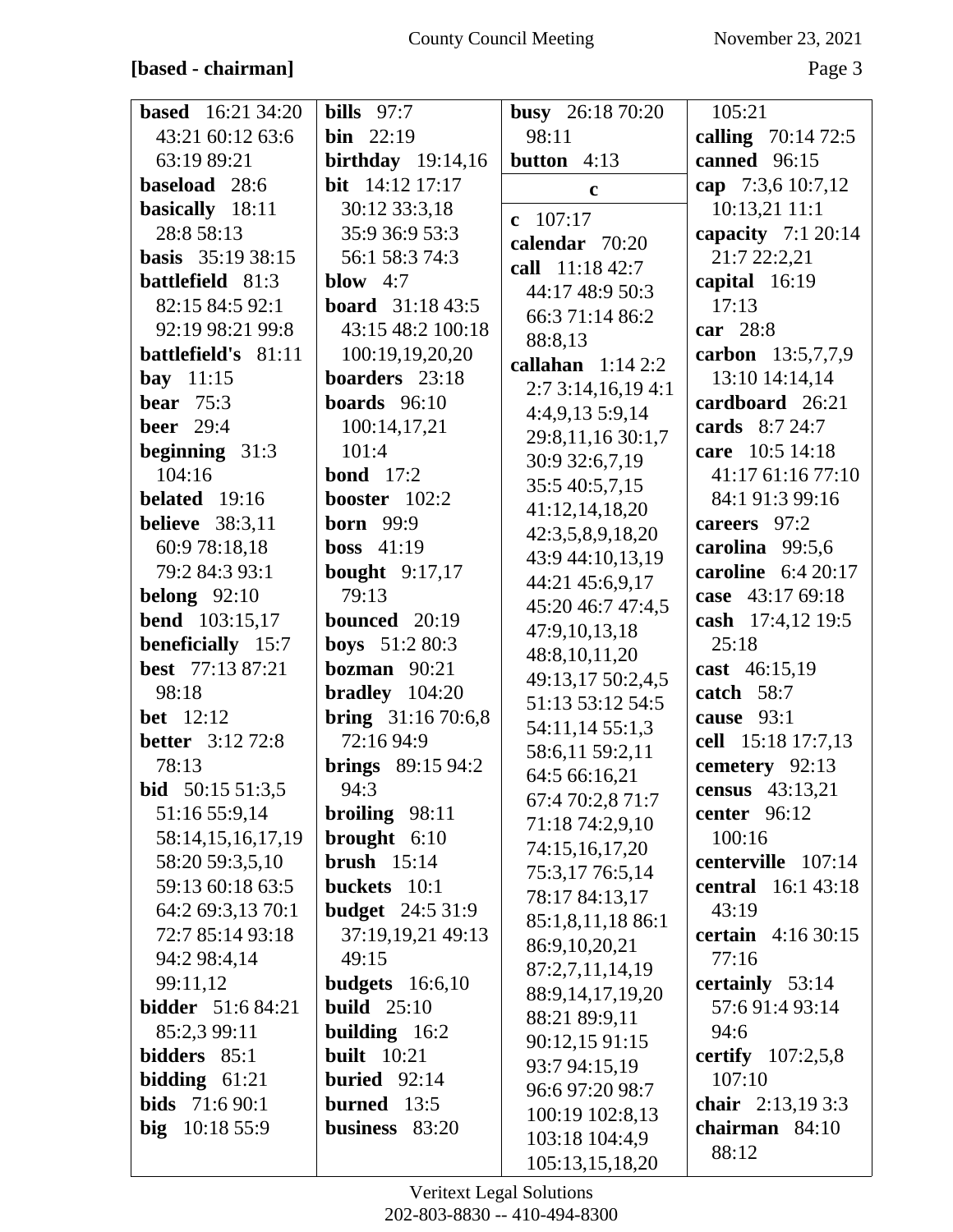**[based - chairman]**

**based** 16:21 34:20 43:21 60:12 63:6 63:19 89:21
**baseload** 28:6
**basically** 18:11 28:8 58:13
**basis** 35:19 38:15
**battlefield** 81:3 82:15 84:5 92:1 92:19 98:21 99:8
**battlefield's** 81:11
**bay** 11:15
**bear** 75:3
**beer** 29:4
**beginning** 31:3 104:16
**belated** 19:16
**believe** 38:3,11 60:9 78:18,18 79:2 84:3 93:1
**belong** 92:10
**bend** 103:15,17
**beneficially** 15:7
**best** 77:13 87:21 98:18
**bet** 12:12
**better** 3:12 72:8 78:13
**bid** 50:15 51:3,5 51:16 55:9,14 58:14,15,16,17,19 58:20 59:3,5,10 59:13 60:18 63:5 64:2 69:3,13 70:1 72:7 85:14 93:18 94:2 98:4,14 99:11,12
**bidder** 51:6 84:21 85:2,3 99:11
**bidders** 85:1
**bidding** 61:21
**bids** 71:6 90:1
**big** 10:18 55:9
**bills** 97:7
**bin** 22:19
**birthday** 19:14,16
**bit** 14:12 17:17 30:12 33:3,18 35:9 36:9 53:3 56:1 58:3 74:3
**blow** 4:7
**board** 31:18 43:5 43:15 48:2 100:18 100:19,19,20,20
**boarders** 23:18
**boards** 96:10 100:14,17,21 101:4
**bond** 17:2
**booster** 102:2
**born** 99:9
**boss** 41:19
**bought** 9:17,17 79:13
**bounced** 20:19
**boys** 51:2 80:3
**bozman** 90:21
**bradley** 104:20
**bring** 31:16 70:6,8 72:16 94:9
**brings** 89:15 94:2 94:3
**broiling** 98:11
**brought** 6:10
**brush** 15:14
**buckets** 10:1
**budget** 24:5 31:9 37:19,19,21 49:13 49:15
**budgets** 16:6,10
**build** 25:10
**building** 16:2
**built** 10:21
**buried** 92:14
**burned** 13:5
**business** 83:20
**busy** 26:18 70:20 98:11
**button** 4:13

**c**

**c** 107:17
**calendar** 70:20
**call** 11:18 42:7 44:17 48:9 50:3 66:3 71:14 86:2 88:8,13
**callahan** 1:14 2:2 2:7 3:14,16,19 4:1 4:4,9,13 5:9,14 29:8,11,16 30:1,7 30:9 32:6,7,19 35:5 40:5,7,15 41:12,14,18,20 42:3,5,8,9,18,20 43:9 44:10,13,19 44:21 45:6,9,17 45:20 46:7 47:4,5 47:9,10,13,18 48:8,10,11,20 49:13,17 50:2,4,5 51:13 53:12 54:5 54:11,14 55:1,3 58:6,11 59:2,11 64:5 66:16,21 67:4 70:2,8 71:7 71:18 74:2,9,10 74:15,16,17,20 75:3,17 76:5,14 78:17 84:13,17 85:1,8,11,18 86:1 86:9,10,20,21 87:2,7,11,14,19 88:9,14,17,19,20 88:21 89:9,11 90:12,15 91:15 93:7 94:15,19 96:6 97:20 98:7 100:19 102:8,13 103:18 104:4,9 105:13,15,18,20 105:21
**calling** 70:14 72:5
**canned** 96:15
**cap** 7:3,6 10:7,12 10:13,21 11:1
**capacity** 7:1 20:14 21:7 22:2,21
**capital** 16:19 17:13
**car** 28:8
**carbon** 13:5,7,7,9 13:10 14:14,14
**cardboard** 26:21
**cards** 8:7 24:7
**care** 10:5 14:18 41:17 61:16 77:10 84:1 91:3 99:16
**careers** 97:2
**carolina** 99:5,6
**caroline** 6:4 20:17
**case** 43:17 69:18
**cash** 17:4,12 19:5 25:18
**cast** 46:15,19
**catch** 58:7
**cause** 93:1
**cell** 15:18 17:7,13
**cemetery** 92:13
**census** 43:13,21
**center** 96:12 100:16
**centerville** 107:14
**central** 16:1 43:18 43:19
**certain** 4:16 30:15 77:16
**certainly** 53:14 57:6 91:4 93:14 94:6
**certify** 107:2,5,8 107:10
**chair** 2:13,19 3:3
**chairman** 84:10 88:12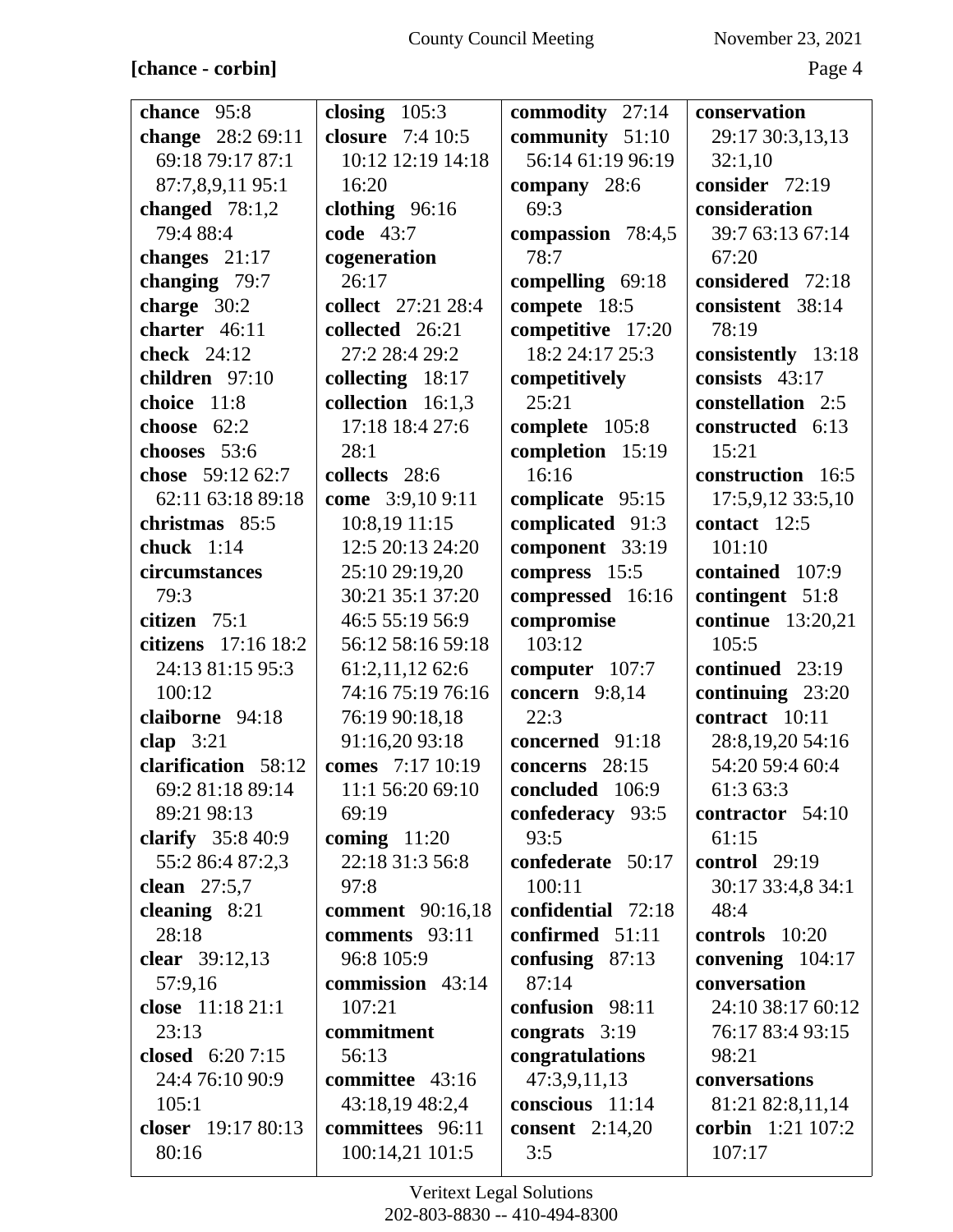**[chance - corbin]**

**chance** 95:8
**change** 28:2 69:11 69:18 79:17 87:1 87:7,8,9,11 95:1
**changed** 78:1,2 79:4 88:4
**changes** 21:17
**changing** 79:7
**charge** 30:2
**charter** 46:11
**check** 24:12
**children** 97:10
**choice** 11:8
**choose** 62:2
**chooses** 53:6
**chose** 59:12 62:7 62:11 63:18 89:18
**christmas** 85:5
**chuck** 1:14
**circumstances** 79:3
**citizen** 75:1
**citizens** 17:16 18:2 24:13 81:15 95:3 100:12
**claiborne** 94:18
**clap** 3:21
**clarification** 58:12 69:2 81:18 89:14 89:21 98:13
**clarify** 35:8 40:9 55:2 86:4 87:2,3
**clean** 27:5,7
**cleaning** 8:21 28:18
**clear** 39:12,13 57:9,16
**close** 11:18 21:1 23:13
**closed** 6:20 7:15 24:4 76:10 90:9 105:1
**closer** 19:17 80:13 80:16
**closing** 105:3
**closure** 7:4 10:5 10:12 12:19 14:18 16:20
**clothing** 96:16
**code** 43:7
**cogeneration** 26:17
**collect** 27:21 28:4
**collected** 26:21 27:2 28:4 29:2
**collecting** 18:17
**collection** 16:1,3 17:18 18:4 27:6 28:1
**collects** 28:6
**come** 3:9,10 9:11 10:8,19 11:15 12:5 20:13 24:20 25:10 29:19,20 30:21 35:1 37:20 46:5 55:19 56:9 56:12 58:16 59:18 61:2,11,12 62:6 74:16 75:19 76:16 76:19 90:18,18 91:16,20 93:18
**comes** 7:17 10:19 11:1 56:20 69:10 69:19
**coming** 11:20 22:18 31:3 56:8 97:8
**comment** 90:16,18
**comments** 93:11 96:8 105:9
**commission** 43:14 107:21
**commitment** 56:13
**committee** 43:16 43:18,19 48:2,4
**committees** 96:11 100:14,21 101:5
**commodity** 27:14
**community** 51:10 56:14 61:19 96:19
**company** 28:6 69:3
**compassion** 78:4,5 78:7
**compelling** 69:18
**compete** 18:5
**competitive** 17:20 18:2 24:17 25:3
**competitively** 25:21
**complete** 105:8
**completion** 15:19 16:16
**complicate** 95:15
**complicated** 91:3
**component** 33:19
**compress** 15:5
**compressed** 16:16
**compromise** 103:12
**computer** 107:7
**concern** 9:8,14 22:3
**concerned** 91:18
**concerns** 28:15
**concluded** 106:9
**confederacy** 93:5 93:5
**confederate** 50:17 100:11
**confidential** 72:18
**confirmed** 51:11
**confusing** 87:13 87:14
**confusion** 98:11
**congrats** 3:19
**congratulations** 47:3,9,11,13
**conscious** 11:14
**consent** 2:14,20 3:5
**conservation** 29:17 30:3,13,13 32:1,10
**consider** 72:19
**consideration** 39:7 63:13 67:14 67:20
**considered** 72:18
**consistent** 38:14 78:19
**consistently** 13:18
**consists** 43:17
**constellation** 2:5
**constructed** 6:13 15:21
**construction** 16:5 17:5,9,12 33:5,10
**contact** 12:5 101:10
**contained** 107:9
**contingent** 51:8
**continue** 13:20,21 105:5
**continued** 23:19
**continuing** 23:20
**contract** 10:11 28:8,19,20 54:16 54:20 59:4 60:4 61:3 63:3
**contractor** 54:10 61:15
**control** 29:19 30:17 33:4,8 34:1 48:4
**controls** 10:20
**convening** 104:17
**conversation** 24:10 38:17 60:12 76:17 83:4 93:15 98:21
**conversations** 81:21 82:8,11,14
**corbin** 1:21 107:2 107:17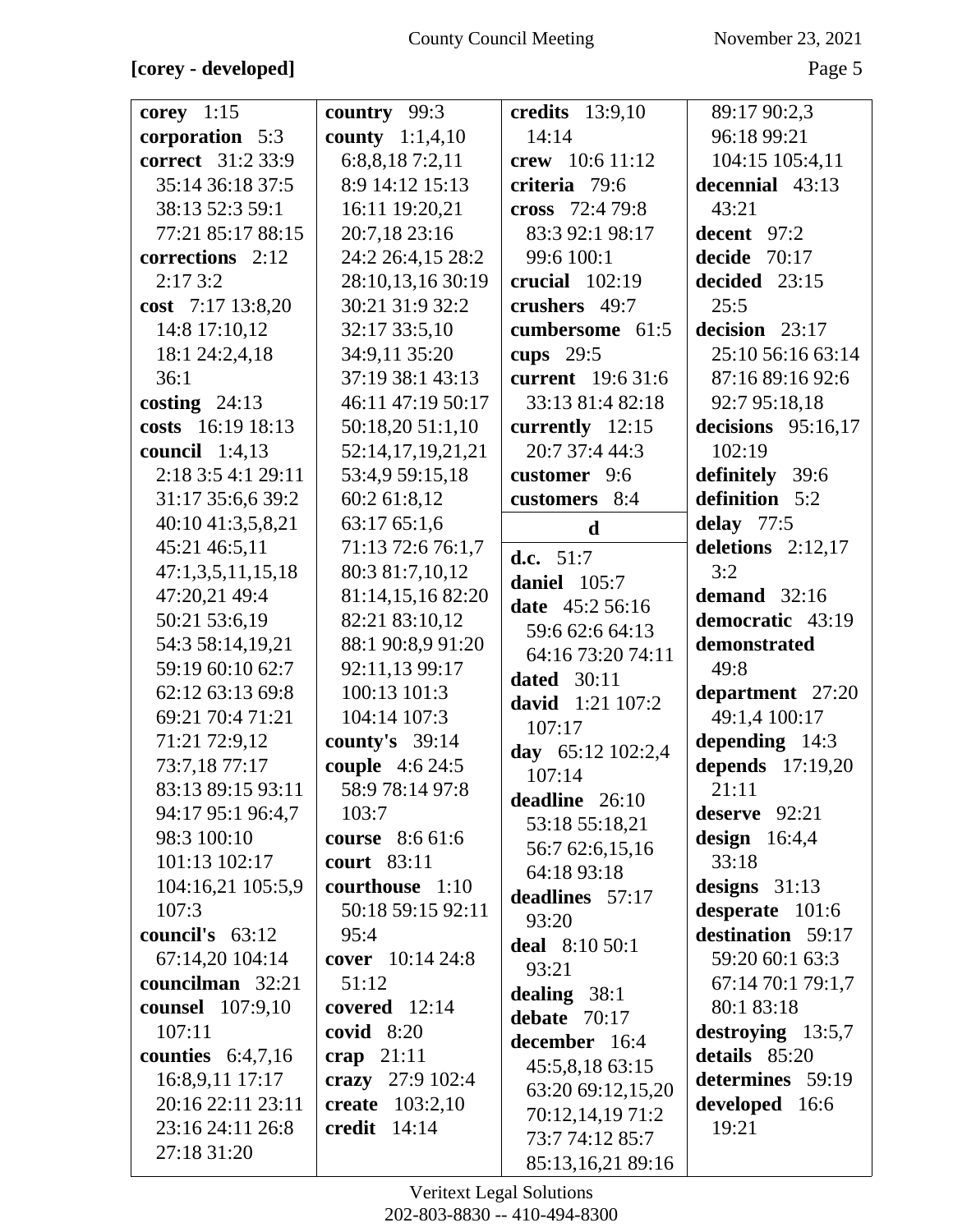**[corey - developed]**

**corey** 1:15
**corporation** 5:3
**correct** 31:2 33:9 35:14 36:18 37:5 38:13 52:3 59:1 77:21 85:17 88:15
**corrections** 2:12 2:17 3:2
**cost** 7:17 13:8,20 14:8 17:10,12 18:1 24:2,4,18 36:1
**costing** 24:13
**costs** 16:19 18:13
**council** 1:4,13 2:18 3:5 4:1 29:11 31:17 35:6,6 39:2 40:10 41:3,5,8,21 45:21 46:5,11 47:1,3,5,11,15,18 47:20,21 49:4 50:21 53:6,19 54:3 58:14,19,21 59:19 60:10 62:7 62:12 63:13 69:8 69:21 70:4 71:21 71:21 72:9,12 73:7,18 77:17 83:13 89:15 93:11 94:17 95:1 96:4,7 98:3 100:10 101:13 102:17 104:16,21 105:5,9 107:3
**council's** 63:12 67:14,20 104:14
**councilman** 32:21
**counsel** 107:9,10 107:11
**counties** 6:4,7,16 16:8,9,11 17:17 20:16 22:11 23:11 23:16 24:11 26:8 27:18 31:20
**country** 99:3
**county** 1:1,4,10 6:8,8,18 7:2,11 8:9 14:12 15:13 16:11 19:20,21 20:7,18 23:16 24:2 26:4,15 28:2 28:10,13,16 30:19 30:21 31:9 32:2 32:17 33:5,10 34:9,11 35:20 37:19 38:1 43:13 46:11 47:19 50:17 50:18,20 51:1,10 52:14,17,19,21,21 53:4,9 59:15,18 60:2 61:8,12 63:17 65:1,6 71:13 72:6 76:1,7 80:3 81:7,10,12 81:14,15,16 82:20 82:21 83:10,12 88:1 90:8,9 91:20 92:11,13 99:17 100:13 101:3 104:14 107:3
**county's** 39:14
**couple** 4:6 24:5 58:9 78:14 97:8 103:7
**course** 8:6 61:6
**court** 83:11
**courthouse** 1:10 50:18 59:15 92:11 95:4
**cover** 10:14 24:8 51:12
**covered** 12:14
**covid** 8:20
**crap** 21:11
**crazy** 27:9 102:4
**create** 103:2,10
**credit** 14:14
**credits** 13:9,10 14:14
**crew** 10:6 11:12
**criteria** 79:6
**cross** 72:4 79:8 83:3 92:1 98:17 99:6 100:1
**crucial** 102:19
**crushers** 49:7
**cumbersome** 61:5
**cups** 29:5
**current** 19:6 31:6 33:13 81:4 82:18
**currently** 12:15 20:7 37:4 44:3
**customer** 9:6
**customers** 8:4

**d**

**d.c.** 51:7
**daniel** 105:7
**date** 45:2 56:16 59:6 62:6 64:13 64:16 73:20 74:11
**dated** 30:11
**david** 1:21 107:2 107:17
**day** 65:12 102:2,4 107:14
**deadline** 26:10 53:18 55:18,21 56:7 62:6,15,16 64:18 93:18
**deadlines** 57:17 93:20
**deal** 8:10 50:1 93:21
**dealing** 38:1
**debate** 70:17
**december** 16:4 45:5,8,18 63:15 63:20 69:12,15,20 70:12,14,19 71:2 73:7 74:12 85:7 85:13,16,21 89:16 89:17 90:2,3 96:18 99:21 104:15 105:4,11
**decennial** 43:13 43:21
**decent** 97:2
**decide** 70:17
**decided** 23:15 25:5
**decision** 23:17 25:10 56:16 63:14 87:16 89:16 92:6 92:7 95:18,18
**decisions** 95:16,17 102:19
**definitely** 39:6
**definition** 5:2
**delay** 77:5
**deletions** 2:12,17 3:2
**demand** 32:16
**democratic** 43:19
**demonstrated** 49:8
**department** 27:20 49:1,4 100:17
**depending** 14:3
**depends** 17:19,20 21:11
**deserve** 92:21
**design** 16:4,4 33:18
**designs** 31:13
**desperate** 101:6
**destination** 59:17 59:20 60:1 63:3 67:14 70:1 79:1,7 80:1 83:18
**destroying** 13:5,7
**details** 85:20
**determines** 59:19
**developed** 16:6 19:21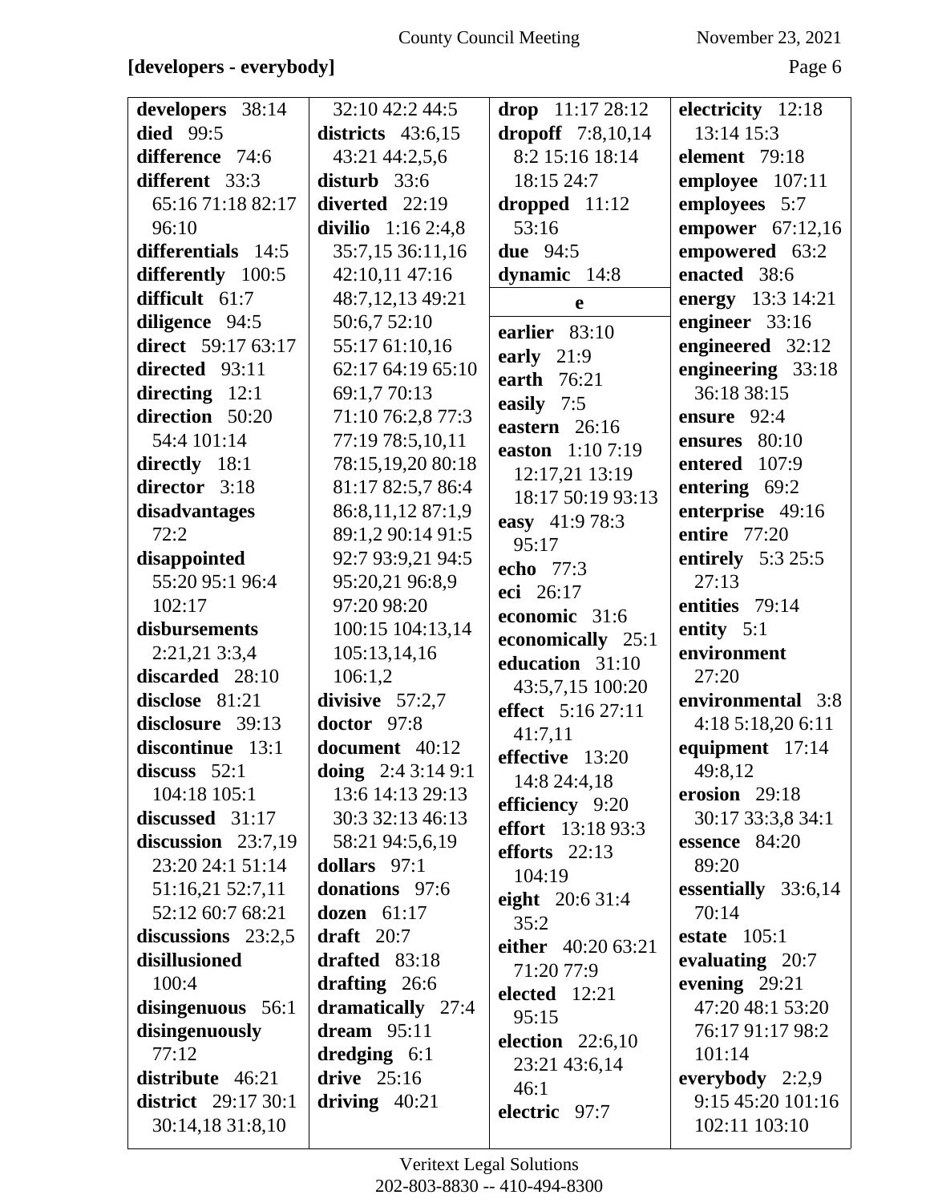**[developers - everybody]**

**developers** 38:14
**died** 99:5
**difference** 74:6
**different** 33:3 65:16 71:18 82:17 96:10
**differentials** 14:5
**differently** 100:5
**difficult** 61:7
**diligence** 94:5
**direct** 59:17 63:17
**directed** 93:11
**directing** 12:1
**direction** 50:20 54:4 101:14
**directly** 18:1
**director** 3:18
**disadvantages** 72:2
**disappointed** 55:20 95:1 96:4 102:17
**disbursements** 2:21,21 3:3,4
**discarded** 28:10
**disclose** 81:21
**disclosure** 39:13
**discontinue** 13:1
**discuss** 52:1 104:18 105:1
**discussed** 31:17
**discussion** 23:7,19 23:20 24:1 51:14 51:16,21 52:7,11 52:12 60:7 68:21
**discussions** 23:2,5
**disillusioned** 100:4
**disingenuous** 56:1
**disingenuously** 77:12
**distribute** 46:21
**district** 29:17 30:1 30:14,18 31:8,10 32:10 42:2 44:5
**districts** 43:6,15 43:21 44:2,5,6
**disturb** 33:6
**diverted** 22:19
**divilio** 1:16 2:4,8 35:7,15 36:11,16 42:10,11 47:16 48:7,12,13 49:21 50:6,7 52:10 55:17 61:10,16 62:17 64:19 65:10 69:1,7 70:13 71:10 76:2,8 77:3 77:19 78:5,10,11 78:15,19,20 80:18 81:17 82:5,7 86:4 86:8,11,12 87:1,9 89:1,2 90:14 91:5 92:7 93:9,21 94:5 95:20,21 96:8,9 97:20 98:20 100:15 104:13,14 105:13,14,16 106:1,2
**divisive** 57:2,7
**doctor** 97:8
**document** 40:12
**doing** 2:4 3:14 9:1 13:6 14:13 29:13 30:3 32:13 46:13 58:21 94:5,6,19
**dollars** 97:1
**donations** 97:6
**dozen** 61:17
**draft** 20:7
**drafted** 83:18
**drafting** 26:6
**dramatically** 27:4
**dream** 95:11
**dredging** 6:1
**drive** 25:16
**driving** 40:21
**drop** 11:17 28:12
**dropoff** 7:8,10,14 8:2 15:16 18:14 18:15 24:7
**dropped** 11:12 53:16
**due** 94:5
**dynamic** 14:8

**e**

**earlier** 83:10
**early** 21:9
**earth** 76:21
**easily** 7:5
**eastern** 26:16
**easton** 1:10 7:19 12:17,21 13:19 18:17 50:19 93:13
**easy** 41:9 78:3 95:17
**echo** 77:3
**eci** 26:17
**economic** 31:6
**economically** 25:1
**education** 31:10 43:5,7,15 100:20
**effect** 5:16 27:11 41:7,11
**effective** 13:20 14:8 24:4,18
**efficiency** 9:20
**effort** 13:18 93:3
**efforts** 22:13 104:19
**eight** 20:6 31:4 35:2
**either** 40:20 63:21 71:20 77:9
**elected** 12:21 95:15
**election** 22:6,10 23:21 43:6,14 46:1
**electric** 97:7
**electricity** 12:18 13:14 15:3
**element** 79:18
**employee** 107:11
**employees** 5:7
**empower** 67:12,16
**empowered** 63:2
**enacted** 38:6
**energy** 13:3 14:21
**engineer** 33:16
**engineered** 32:12
**engineering** 33:18 36:18 38:15
**ensure** 92:4
**ensures** 80:10
**entered** 107:9
**entering** 69:2
**enterprise** 49:16
**entire** 77:20
**entirely** 5:3 25:5 27:13
**entities** 79:14
**entity** 5:1
**environment** 27:20
**environmental** 3:8 4:18 5:18,20 6:11
**equipment** 17:14 49:8,12
**erosion** 29:18 30:17 33:3,8 34:1
**essence** 84:20 89:20
**essentially** 33:6,14 70:14
**estate** 105:1
**evaluating** 20:7
**evening** 29:21 47:20 48:1 53:20 76:17 91:17 98:2 101:14
**everybody** 2:2,9 9:15 45:20 101:16 102:11 103:10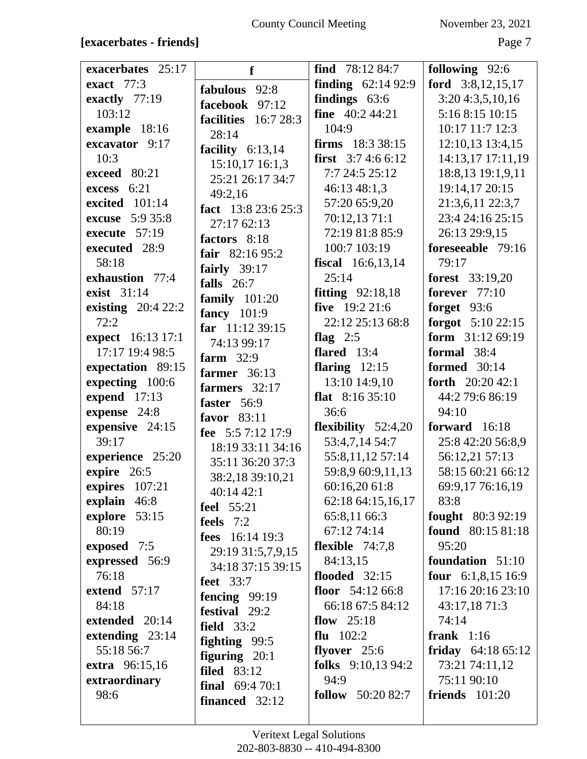**[exacerbates - friends]**

**exacerbates** 25:17
**exact** 77:3
**exactly** 77:19 103:12
**example** 18:16
**excavator** 9:17 10:3
**exceed** 80:21
**excess** 6:21
**excited** 101:14
**excuse** 5:9 35:8
**execute** 57:19
**executed** 28:9 58:18
**exhaustion** 77:4
**exist** 31:14
**existing** 20:4 22:2 72:2
**expect** 16:13 17:1 17:17 19:4 98:5
**expectation** 89:15
**expecting** 100:6
**expend** 17:13
**expense** 24:8
**expensive** 24:15 39:17
**experience** 25:20
**expire** 26:5
**expires** 107:21
**explain** 46:8
**explore** 53:15 80:19
**exposed** 7:5
**expressed** 56:9 76:18
**extend** 57:17 84:18
**extended** 20:14
**extending** 23:14 55:18 56:7
**extra** 96:15,16
**extraordinary** 98:6

**f**

**fabulous** 92:8
**facebook** 97:12
**facilities** 16:7 28:3 28:14
**facility** 6:13,14 15:10,17 16:1,3 25:21 26:17 34:7 49:2,16
**fact** 13:8 23:6 25:3 27:17 62:13
**factors** 8:18
**fair** 82:16 95:2
**fairly** 39:17
**falls** 26:7
**family** 101:20
**fancy** 101:9
**far** 11:12 39:15 74:13 99:17
**farm** 32:9
**farmer** 36:13
**farmers** 32:17
**faster** 56:9
**favor** 83:11
**fee** 5:5 7:12 17:9 18:19 33:11 34:16 35:11 36:20 37:3 38:2,18 39:10,21 40:14 42:1
**feel** 55:21
**feels** 7:2
**fees** 16:14 19:3 29:19 31:5,7,9,15 34:18 37:15 39:15
**feet** 33:7
**fencing** 99:19
**festival** 29:2
**field** 33:2
**fighting** 99:5
**figuring** 20:1
**filed** 83:12
**final** 69:4 70:1
**financed** 32:12

**find** 78:12 84:7
**finding** 62:14 92:9
**findings** 63:6
**fine** 40:2 44:21 104:9
**firms** 18:3 38:15
**first** 3:7 4:6 6:12 7:7 24:5 25:12 46:13 48:1,3 57:20 65:9,20 70:12,13 71:1 72:19 81:8 85:9 100:7 103:19
**fiscal** 16:6,13,14 25:14
**fitting** 92:18,18
**five** 19:2 21:6 22:12 25:13 68:8
**flag** 2:5
**flared** 13:4
**flaring** 12:15 13:10 14:9,10
**flat** 8:16 35:10 36:6
**flexibility** 52:4,20 53:4,7,14 54:7 55:8,11,12 57:14 59:8,9 60:9,11,13 60:16,20 61:8 62:18 64:15,16,17 65:8,11 66:3 67:12 74:14
**flexible** 74:7,8 84:13,15
**flooded** 32:15
**floor** 54:12 66:8 66:18 67:5 84:12
**flow** 25:18
**flu** 102:2
**flyover** 25:6
**folks** 9:10,13 94:2 94:9
**follow** 50:20 82:7

**following** 92:6
**ford** 3:8,12,15,17 3:20 4:3,5,10,16 5:16 8:15 10:15 10:17 11:7 12:3 12:10,13 13:4,15 14:13,17 17:11,19 18:8,13 19:1,9,11 19:14,17 20:15 21:3,6,11 22:3,7 23:4 24:16 25:15 26:13 29:9,15
**foreseeable** 79:16 79:17
**forest** 33:19,20
**forever** 77:10
**forget** 93:6
**forgot** 5:10 22:15
**form** 31:12 69:19
**formal** 38:4
**formed** 30:14
**forth** 20:20 42:1 44:2 79:6 86:19 94:10
**forward** 16:18 25:8 42:20 56:8,9 56:12,21 57:13 58:15 60:21 66:12 69:9,17 76:16,19 83:8
**fought** 80:3 92:19
**found** 80:15 81:18 95:20
**foundation** 51:10
**four** 6:1,8,15 16:9 17:16 20:16 23:10 43:17,18 71:3 74:14
**frank** 1:16
**friday** 64:18 65:12 73:21 74:11,12 75:11 90:10
**friends** 101:20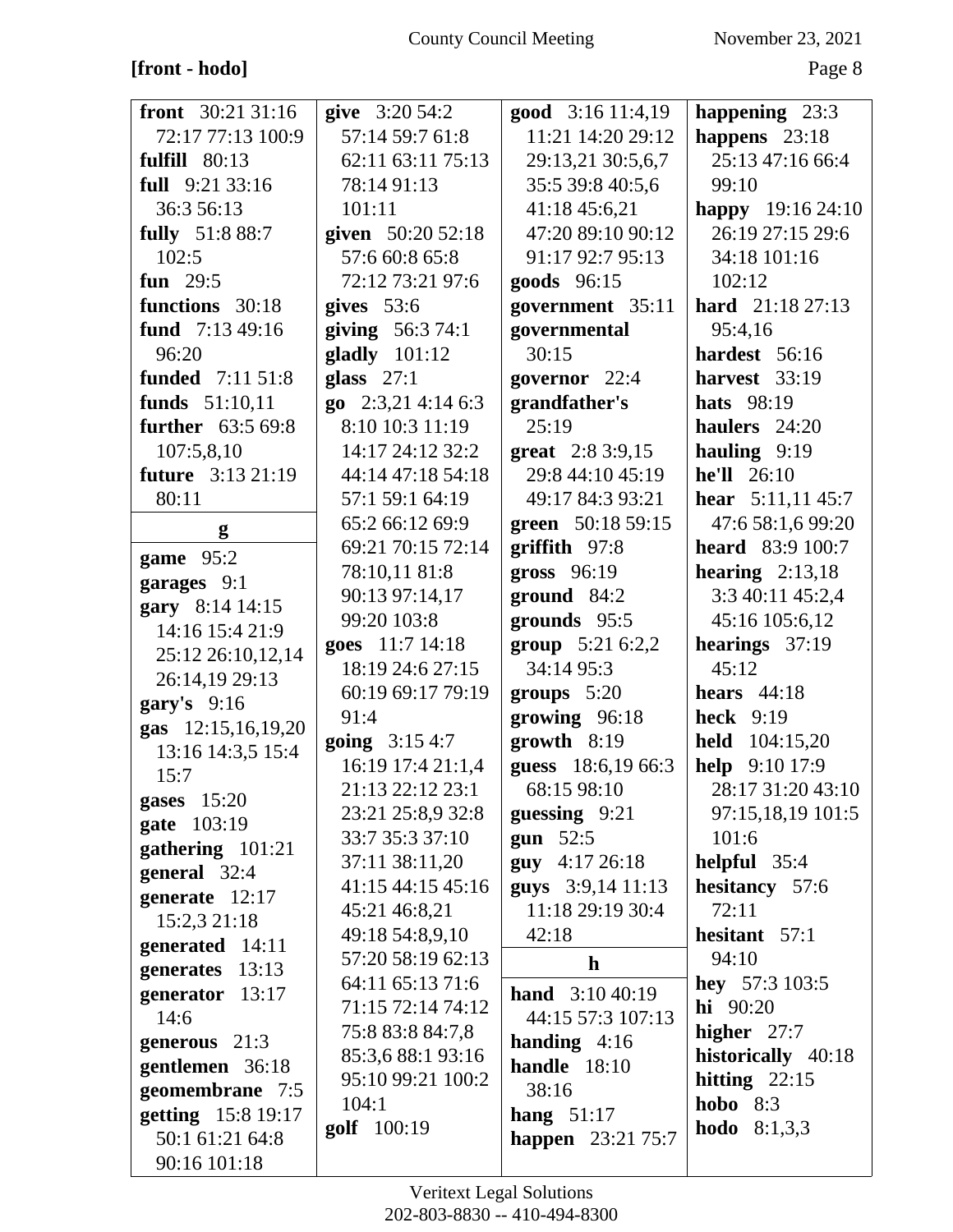**[front - hodo]**

**front** 30:21 31:16 72:17 77:13 100:9
**fulfill** 80:13
**full** 9:21 33:16 36:3 56:13
**fully** 51:8 88:7 102:5
**fun** 29:5
**functions** 30:18
**fund** 7:13 49:16 96:20
**funded** 7:11 51:8
**funds** 51:10,11
**further** 63:5 69:8 107:5,8,10
**future** 3:13 21:19 80:11

**g**

**game** 95:2
**garages** 9:1
**gary** 8:14 14:15 14:16 15:4 21:9 25:12 26:10,12,14 26:14,19 29:13
**gary's** 9:16
**gas** 12:15,16,19,20 13:16 14:3,5 15:4 15:7
**gases** 15:20
**gate** 103:19
**gathering** 101:21
**general** 32:4
**generate** 12:17 15:2,3 21:18
**generated** 14:11
**generates** 13:13
**generator** 13:17 14:6
**generous** 21:3
**gentlemen** 36:18
**geomembrane** 7:5
**getting** 15:8 19:17 50:1 61:21 64:8 90:16 101:18
**give** 3:20 54:2 57:14 59:7 61:8 62:11 63:11 75:13 78:14 91:13 101:11
**given** 50:20 52:18 57:6 60:8 65:8 72:12 73:21 97:6
**gives** 53:6
**giving** 56:3 74:1
**gladly** 101:12
**glass** 27:1
**go** 2:3,21 4:14 6:3 8:10 10:3 11:19 14:17 24:12 32:2 44:14 47:18 54:18 57:1 59:1 64:19 65:2 66:12 69:9 69:21 70:15 72:14 78:10,11 81:8 90:13 97:14,17 99:20 103:8
**goes** 11:7 14:18 18:19 24:6 27:15 60:19 69:17 79:19 91:4
**going** 3:15 4:7 16:19 17:4 21:1,4 21:13 22:12 23:1 23:21 25:8,9 32:8 33:7 35:3 37:10 37:11 38:11,20 41:15 44:15 45:16 45:21 46:8,21 49:18 54:8,9,10 57:20 58:19 62:13 64:11 65:13 71:6 71:15 72:14 74:12 75:8 83:8 84:7,8 85:3,6 88:1 93:16 95:10 99:21 100:2 104:1
**golf** 100:19
**good** 3:16 11:4,19 11:21 14:20 29:12 29:13,21 30:5,6,7 35:5 39:8 40:5,6 41:18 45:6,21 47:20 89:10 90:12 91:17 92:7 95:13
**goods** 96:15
**government** 35:11
**governmental** 30:15
**governor** 22:4
**grandfather's** 25:19
**great** 2:8 3:9,15 29:8 44:10 45:19 49:17 84:3 93:21
**green** 50:18 59:15
**griffith** 97:8
**gross** 96:19
**ground** 84:2
**grounds** 95:5
**group** 5:21 6:2,2 34:14 95:3
**groups** 5:20
**growing** 96:18
**growth** 8:19
**guess** 18:6,19 66:3 68:15 98:10
**guessing** 9:21
**gun** 52:5
**guy** 4:17 26:18
**guys** 3:9,14 11:13 11:18 29:19 30:4 42:18

**h**

**hand** 3:10 40:19 44:15 57:3 107:13
**handing** 4:16
**handle** 18:10 38:16
**hang** 51:17
**happen** 23:21 75:7
**happening** 23:3
**happens** 23:18 25:13 47:16 66:4 99:10
**happy** 19:16 24:10 26:19 27:15 29:6 34:18 101:16 102:12
**hard** 21:18 27:13 95:4,16
**hardest** 56:16
**harvest** 33:19
**hats** 98:19
**haulers** 24:20
**hauling** 9:19
**he'll** 26:10
**hear** 5:11,11 45:7 47:6 58:1,6 99:20
**heard** 83:9 100:7
**hearing** 2:13,18 3:3 40:11 45:2,4 45:16 105:6,12
**hearings** 37:19 45:12
**hears** 44:18
**heck** 9:19
**held** 104:15,20
**help** 9:10 17:9 28:17 31:20 43:10 97:15,18,19 101:5 101:6
**helpful** 35:4
**hesitancy** 57:6 72:11
**hesitant** 57:1 94:10
**hey** 57:3 103:5
**hi** 90:20
**higher** 27:7
**historically** 40:18
**hitting** 22:15
**hobo** 8:3
**hodo** 8:1,3,3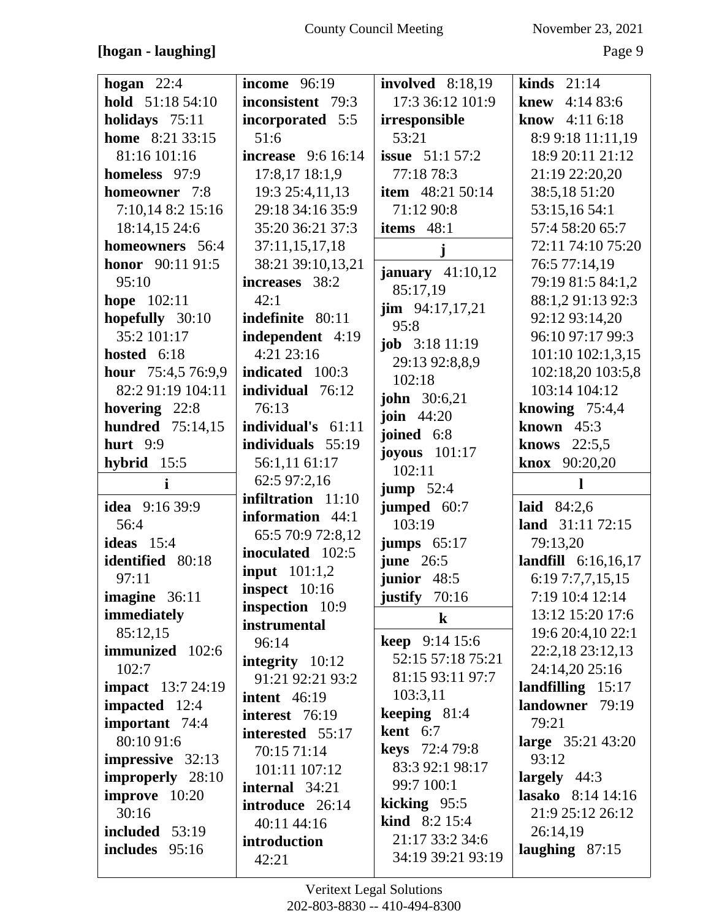**[hogan - laughing]**

**hogan** 22:4
**hold** 51:18 54:10
**holidays** 75:11
**home** 8:21 33:15 81:16 101:16
**homeless** 97:9
**homeowner** 7:8 7:10,14 8:2 15:16 18:14,15 24:6
**homeowners** 56:4
**honor** 90:11 91:5 95:10
**hope** 102:11
**hopefully** 30:10 35:2 101:17
**hosted** 6:18
**hour** 75:4,5 76:9,9 82:2 91:19 104:11
**hovering** 22:8
**hundred** 75:14,15
**hurt** 9:9
**hybrid** 15:5

**i**

**idea** 9:16 39:9 56:4
**ideas** 15:4
**identified** 80:18 97:11
**imagine** 36:11
**immediately** 85:12,15
**immunized** 102:6 102:7
**impact** 13:7 24:19
**impacted** 12:4
**important** 74:4 80:10 91:6
**impressive** 32:13
**improperly** 28:10
**improve** 10:20 30:16
**included** 53:19
**includes** 95:16
**income** 96:19
**inconsistent** 79:3
**incorporated** 5:5 51:6
**increase** 9:6 16:14 17:8,17 18:1,9 19:3 25:4,11,13 29:18 34:16 35:9 35:20 36:21 37:3 37:11,15,17,18 38:21 39:10,13,21
**increases** 38:2 42:1
**indefinite** 80:11
**independent** 4:19 4:21 23:16
**indicated** 100:3
**individual** 76:12 76:13
**individual's** 61:11
**individuals** 55:19 56:1,11 61:17 62:5 97:2,16
**infiltration** 11:10
**information** 44:1 65:5 70:9 72:8,12
**inoculated** 102:5
**input** 101:1,2
**inspect** 10:16
**inspection** 10:9
**instrumental** 96:14
**integrity** 10:12 91:21 92:21 93:2
**intent** 46:19
**interest** 76:19
**interested** 55:17 70:15 71:14 101:11 107:12
**internal** 34:21
**introduce** 26:14 40:11 44:16
**introduction** 42:21
**involved** 8:18,19 17:3 36:12 101:9
**irresponsible** 53:21
**issue** 51:1 57:2 77:18 78:3
**item** 48:21 50:14 71:12 90:8
**items** 48:1

**j**

**january** 41:10,12 85:17,19
**jim** 94:17,17,21 95:8
**job** 3:18 11:19 29:13 92:8,8,9 102:18
**john** 30:6,21
**join** 44:20
**joined** 6:8
**joyous** 101:17 102:11
**jump** 52:4
**jumped** 60:7 103:19
**jumps** 65:17
**june** 26:5
**junior** 48:5
**justify** 70:16

**k**

**keep** 9:14 15:6 52:15 57:18 75:21 81:15 93:11 97:7 103:3,11
**keeping** 81:4
**kent** 6:7
**keys** 72:4 79:8 83:3 92:1 98:17 99:7 100:1
**kicking** 95:5
**kind** 8:2 15:4 21:17 33:2 34:6 34:19 39:21 93:19
**kinds** 21:14
**knew** 4:14 83:6
**know** 4:11 6:18 8:9 9:18 11:11,19 18:9 20:11 21:12 21:19 22:20,20 38:5,18 51:20 53:15,16 54:1 57:4 58:20 65:7 72:11 74:10 75:20 76:5 77:14,19 79:19 81:5 84:1,2 88:1,2 91:13 92:3 92:12 93:14,20 96:10 97:17 99:3 101:10 102:1,3,15 102:18,20 103:5,8 103:14 104:12
**knowing** 75:4,4
**known** 45:3
**knows** 22:5,5
**knox** 90:20,20

**l**

**laid** 84:2,6
**land** 31:11 72:15 79:13,20
**landfill** 6:16,16,17 6:19 7:7,7,15,15 7:19 10:4 12:14 13:12 15:20 17:6 19:6 20:4,10 22:1 22:2,18 23:12,13 24:14,20 25:16
**landfilling** 15:17
**landowner** 79:19 79:21
**large** 35:21 43:20 93:12
**largely** 44:3
**lasako** 8:14 14:16 21:9 25:12 26:12 26:14,19
**laughing** 87:15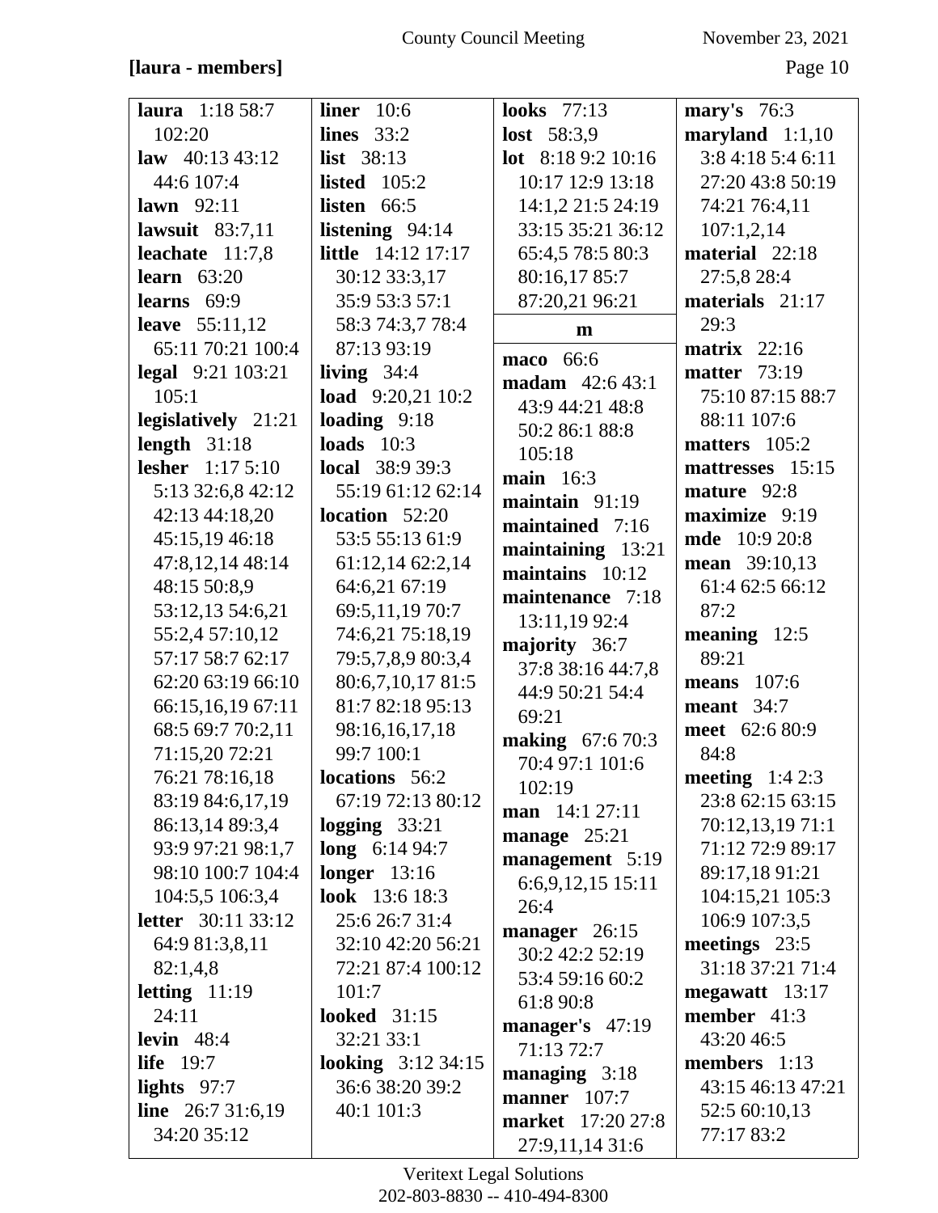**[laura - members]**

**laura** 1:18 58:7 102:20
**law** 40:13 43:12 44:6 107:4
**lawn** 92:11
**lawsuit** 83:7,11
**leachate** 11:7,8
**learn** 63:20
**learns** 69:9
**leave** 55:11,12 65:11 70:21 100:4
**legal** 9:21 103:21 105:1
**legislatively** 21:21
**length** 31:18
**lesher** 1:17 5:10 5:13 32:6,8 42:12 42:13 44:18,20 45:15,19 46:18 47:8,12,14 48:14 48:15 50:8,9 53:12,13 54:6,21 55:2,4 57:10,12 57:17 58:7 62:17 62:20 63:19 66:10 66:15,16,19 67:11 68:5 69:7 70:2,11 71:15,20 72:21 76:21 78:16,18 83:19 84:6,17,19 86:13,14 89:3,4 93:9 97:21 98:1,7 98:10 100:7 104:4 104:5,5 106:3,4
**letter** 30:11 33:12 64:9 81:3,8,11 82:1,4,8
**letting** 11:19 24:11
**levin** 48:4
**life** 19:7
**lights** 97:7
**line** 26:7 31:6,19 34:20 35:12
**liner** 10:6
**lines** 33:2
**list** 38:13
**listed** 105:2
**listen** 66:5
**listening** 94:14
**little** 14:12 17:17 30:12 33:3,17 35:9 53:3 57:1 58:3 74:3,7 78:4 87:13 93:19
**living** 34:4
**load** 9:20,21 10:2
**loading** 9:18
**loads** 10:3
**local** 38:9 39:3 55:19 61:12 62:14
**location** 52:20 53:5 55:13 61:9 61:12,14 62:2,14 64:6,21 67:19 69:5,11,19 70:7 74:6,21 75:18,19 79:5,7,8,9 80:3,4 80:6,7,10,17 81:5 81:7 82:18 95:13 98:16,16,17,18 99:7 100:1
**locations** 56:2 67:19 72:13 80:12
**logging** 33:21
**long** 6:14 94:7
**longer** 13:16
**look** 13:6 18:3 25:6 26:7 31:4 32:10 42:20 56:21 72:21 87:4 100:12 101:7
**looked** 31:15 32:21 33:1
**looking** 3:12 34:15 36:6 38:20 39:2 40:1 101:3
**looks** 77:13
**lost** 58:3,9
**lot** 8:18 9:2 10:16 10:17 12:9 13:18 14:1,2 21:5 24:19 33:15 35:21 36:12 65:4,5 78:5 80:3 80:16,17 85:7 87:20,21 96:21

**m**

**maco** 66:6
**madam** 42:6 43:1 43:9 44:21 48:8 50:2 86:1 88:8 105:18
**main** 16:3
**maintain** 91:19
**maintained** 7:16
**maintaining** 13:21
**maintains** 10:12
**maintenance** 7:18 13:11,19 92:4
**majority** 36:7 37:8 38:16 44:7,8 44:9 50:21 54:4 69:21
**making** 67:6 70:3 70:4 97:1 101:6 102:19
**man** 14:1 27:11
**manage** 25:21
**management** 5:19 6:6,9,12,15 15:11 26:4
**manager** 26:15 30:2 42:2 52:19 53:4 59:16 60:2 61:8 90:8
**manager's** 47:19 71:13 72:7
**managing** 3:18
**manner** 107:7
**market** 17:20 27:8 27:9,11,14 31:6
**mary's** 76:3
**maryland** 1:1,10 3:8 4:18 5:4 6:11 27:20 43:8 50:19 74:21 76:4,11 107:1,2,14
**material** 22:18 27:5,8 28:4
**materials** 21:17 29:3
**matrix** 22:16
**matter** 73:19 75:10 87:15 88:7 88:11 107:6
**matters** 105:2
**mattresses** 15:15
**mature** 92:8
**maximize** 9:19
**mde** 10:9 20:8
**mean** 39:10,13 61:4 62:5 66:12 87:2
**meaning** 12:5 89:21
**means** 107:6
**meant** 34:7
**meet** 62:6 80:9 84:8
**meeting** 1:4 2:3 23:8 62:15 63:15 70:12,13,19 71:1 71:12 72:9 89:17 89:17,18 91:21 104:15,21 105:3 106:9 107:3,5
**meetings** 23:5 31:18 37:21 71:4
**megawatt** 13:17
**member** 41:3 43:20 46:5
**members** 1:13 43:15 46:13 47:21 52:5 60:10,13 77:17 83:2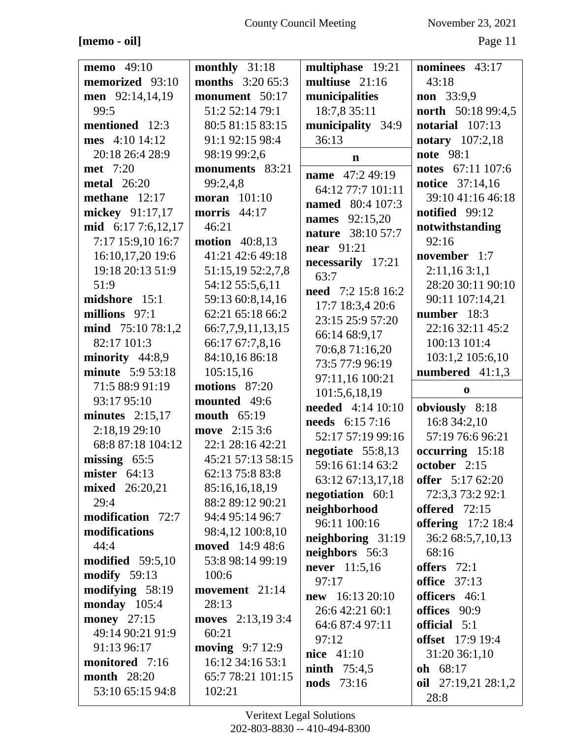**[memo - oil]**

**memo** 49:10
**memorized** 93:10
**men** 92:14,14,19 99:5
**mentioned** 12:3
**mes** 4:10 14:12 20:18 26:4 28:9
**met** 7:20
**metal** 26:20
**methane** 12:17
**mickey** 91:17,17
**mid** 6:17 7:6,12,17 7:17 15:9,10 16:7 16:10,17,20 19:6 19:18 20:13 51:9 51:9
**midshore** 15:1
**millions** 97:1
**mind** 75:10 78:1,2 82:17 101:3
**minority** 44:8,9
**minute** 5:9 53:18 71:5 88:9 91:19 93:17 95:10
**minutes** 2:15,17 2:18,19 29:10 68:8 87:18 104:12
**missing** 65:5
**mister** 64:13
**mixed** 26:20,21 29:4
**modification** 72:7
**modifications** 44:4
**modified** 59:5,10
**modify** 59:13
**modifying** 58:19
**monday** 105:4
**money** 27:15 49:14 90:21 91:9 91:13 96:17
**monitored** 7:16
**month** 28:20 53:10 65:15 94:8
**monthly** 31:18
**months** 3:20 65:3
**monument** 50:17 51:2 52:14 79:1 80:5 81:15 83:15 91:1 92:15 98:4 98:19 99:2,6
**monuments** 83:21 99:2,4,8
**moran** 101:10
**morris** 44:17 46:21
**motion** 40:8,13 41:21 42:6 49:18 51:15,19 52:2,7,8 54:12 55:5,6,11 59:13 60:8,14,16 62:21 65:18 66:2 66:7,7,9,11,13,15 66:17 67:7,8,16 84:10,16 86:18 105:15,16
**motions** 87:20
**mounted** 49:6
**mouth** 65:19
**move** 2:15 3:6 22:1 28:16 42:21 45:21 57:13 58:15 62:13 75:8 83:8 85:16,16,18,19 88:2 89:12 90:21 94:4 95:14 96:7 98:4,12 100:8,10
**moved** 14:9 48:6 53:8 98:14 99:19 100:6
**movement** 21:14 28:13
**moves** 2:13,19 3:4 60:21
**moving** 9:7 12:9 16:12 34:16 53:1 65:7 78:21 101:15 102:21
**multiphase** 19:21
**multiuse** 21:16
**municipalities** 18:7,8 35:11
**municipality** 34:9 36:13

**n**

**name** 47:2 49:19 64:12 77:7 101:11
**named** 80:4 107:3
**names** 92:15,20
**nature** 38:10 57:7
**near** 91:21
**necessarily** 17:21 63:7
**need** 7:2 15:8 16:2 17:7 18:3,4 20:6 23:15 25:9 57:20 66:14 68:9,17 70:6,8 71:16,20 73:5 77:9 96:19 97:11,16 100:21 101:5,6,18,19
**needed** 4:14 10:10
**needs** 6:15 7:16 52:17 57:19 99:16
**negotiate** 55:8,13 59:16 61:14 63:2 63:12 67:13,17,18
**negotiation** 60:1
**neighborhood** 96:11 100:16
**neighboring** 31:19
**neighbors** 56:3
**never** 11:5,16 97:17
**new** 16:13 20:10 26:6 42:21 60:1 64:6 87:4 97:11 97:12
**nice** 41:10
**ninth** 75:4,5
**nods** 73:16
**nominees** 43:17 43:18
**non** 33:9,9
**north** 50:18 99:4,5
**notarial** 107:13
**notary** 107:2,18
**note** 98:1
**notes** 67:11 107:6
**notice** 37:14,16 39:10 41:16 46:18
**notified** 99:12
**notwithstanding** 92:16
**november** 1:7 2:11,16 3:1,1 28:20 30:11 90:10 90:11 107:14,21
**number** 18:3 22:16 32:11 45:2 100:13 101:4 103:1,2 105:6,10
**numbered** 41:1,3

**o**

**obviously** 8:18 16:8 34:2,10 57:19 76:6 96:21
**occurring** 15:18
**october** 2:15
**offer** 5:17 62:20 72:3,3 73:2 92:1
**offered** 72:15
**offering** 17:2 18:4 36:2 68:5,7,10,13 68:16
**offers** 72:1
**office** 37:13
**officers** 46:1
**offices** 90:9
**official** 5:1
**offset** 17:9 19:4 31:20 36:1,10
**oh** 68:17
**oil** 27:19,21 28:1,2 28:8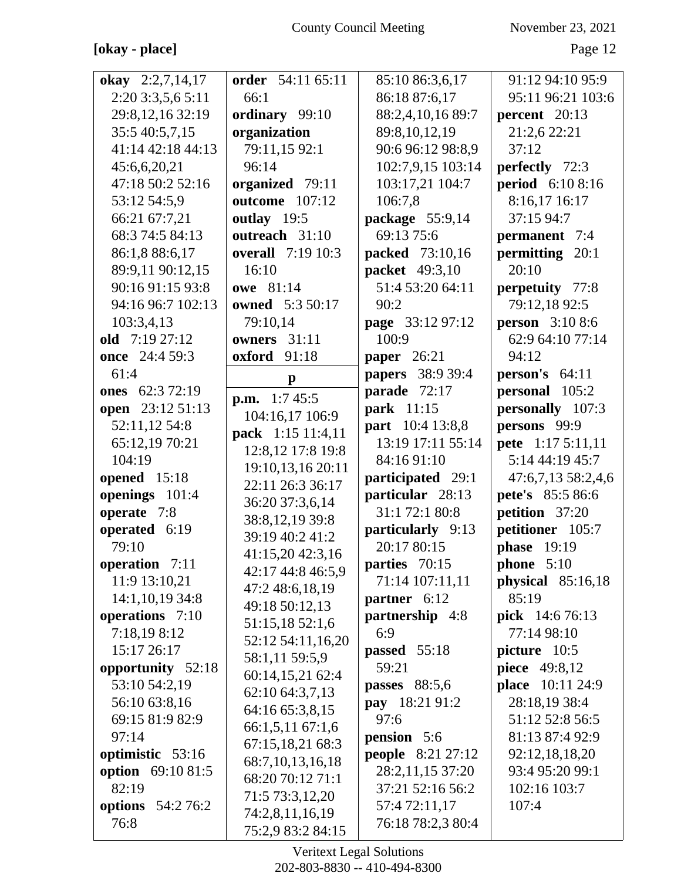**[okay - place]**

**okay** 2:2,7,14,17 2:20 3:3,5,6 5:11 29:8,12,16 32:19 35:5 40:5,7,15 41:14 42:18 44:13 45:6,6,20,21 47:18 50:2 52:16 53:12 54:5,9 66:21 67:7,21 68:3 74:5 84:13 86:1,8 88:6,17 89:9,11 90:12,15 90:16 91:15 93:8 94:16 96:7 102:13 103:3,4,13

**old** 7:19 27:12

**once** 24:4 59:3 61:4

**ones** 62:3 72:19

**open** 23:12 51:13 52:11,12 54:8 65:12,19 70:21 104:19

**opened** 15:18

**openings** 101:4

**operate** 7:8

**operated** 6:19 79:10

**operation** 7:11 11:9 13:10,21 14:1,10,19 34:8

**operations** 7:10 7:18,19 8:12 15:17 26:17

**opportunity** 52:18 53:10 54:2,19 56:10 63:8,16 69:15 81:9 82:9 97:14

**optimistic** 53:16

**option** 69:10 81:5 82:19

**options** 54:2 76:2 76:8

**order** 54:11 65:11 66:1

**ordinary** 99:10

**organization** 79:11,15 92:1 96:14

**organized** 79:11

**outcome** 107:12

**outlay** 19:5

**outreach** 31:10

**overall** 7:19 10:3 16:10

**owe** 81:14

**owned** 5:3 50:17 79:10,14

**owners** 31:11

**oxford** 91:18

**p**

**p.m.** 1:7 45:5 104:16,17 106:9

**pack** 1:15 11:4,11 12:8,12 17:8 19:8 19:10,13,16 20:11 22:11 26:3 36:17 36:20 37:3,6,14 38:8,12,19 39:8 39:19 40:2 41:2 41:15,20 42:3,16 42:17 44:8 46:5,9 47:2 48:6,18,19 49:18 50:12,13 51:15,18 52:1,6 52:12 54:11,16,20 58:1,11 59:5,9 60:14,15,21 62:4 62:10 64:3,7,13 64:16 65:3,8,15 66:1,5,11 67:1,6 67:15,18,21 68:3 68:7,10,13,16,18 68:20 70:12 71:1 71:5 73:3,12,20 74:2,8,11,16,19 75:2,9 83:2 84:15 85:10 86:3,6,17 86:18 87:6,17 88:2,4,10,16 89:7 89:8,10,12,19 90:6 96:12 98:8,9 102:7,9,15 103:14 103:17,21 104:7 106:7,8

**package** 55:9,14 69:13 75:6

**packed** 73:10,16

**packet** 49:3,10 51:4 53:20 64:11 90:2

**page** 33:12 97:12 100:9

**paper** 26:21

**papers** 38:9 39:4

**parade** 72:17

**park** 11:15

**part** 10:4 13:8,8 13:19 17:11 55:14 84:16 91:10

**participated** 29:1

**particular** 28:13 31:1 72:1 80:8

**particularly** 9:13 20:17 80:15

**parties** 70:15 71:14 107:11,11

**partner** 6:12

**partnership** 4:8 6:9

**passed** 55:18 59:21

**passes** 88:5,6

**pay** 18:21 91:2 97:6

**pension** 5:6

**people** 8:21 27:12 28:2,11,15 37:20 37:21 52:16 56:2 57:4 72:11,17 76:18 78:2,3 80:4 91:12 94:10 95:9 95:11 96:21 103:6

**percent** 20:13 21:2,6 22:21 37:12

**perfectly** 72:3

**period** 6:10 8:16 8:16,17 16:17 37:15 94:7

**permanent** 7:4

**permitting** 20:1 20:10

**perpetuity** 77:8 79:12,18 92:5

**person** 3:10 8:6 62:9 64:10 77:14 94:12

**person's** 64:11

**personal** 105:2

**personally** 107:3

**persons** 99:9

**pete** 1:17 5:11,11 5:14 44:19 45:7 47:6,7,13 58:2,4,6

**pete's** 85:5 86:6

**petition** 37:20

**petitioner** 105:7

**phase** 19:19

**phone** 5:10

**physical** 85:16,18 85:19

**pick** 14:6 76:13 77:14 98:10

**picture** 10:5

**piece** 49:8,12

**place** 10:11 24:9 28:18,19 38:4 51:12 52:8 56:5 81:13 87:4 92:9 92:12,18,18,20 93:4 95:20 99:1 102:16 103:7 107:4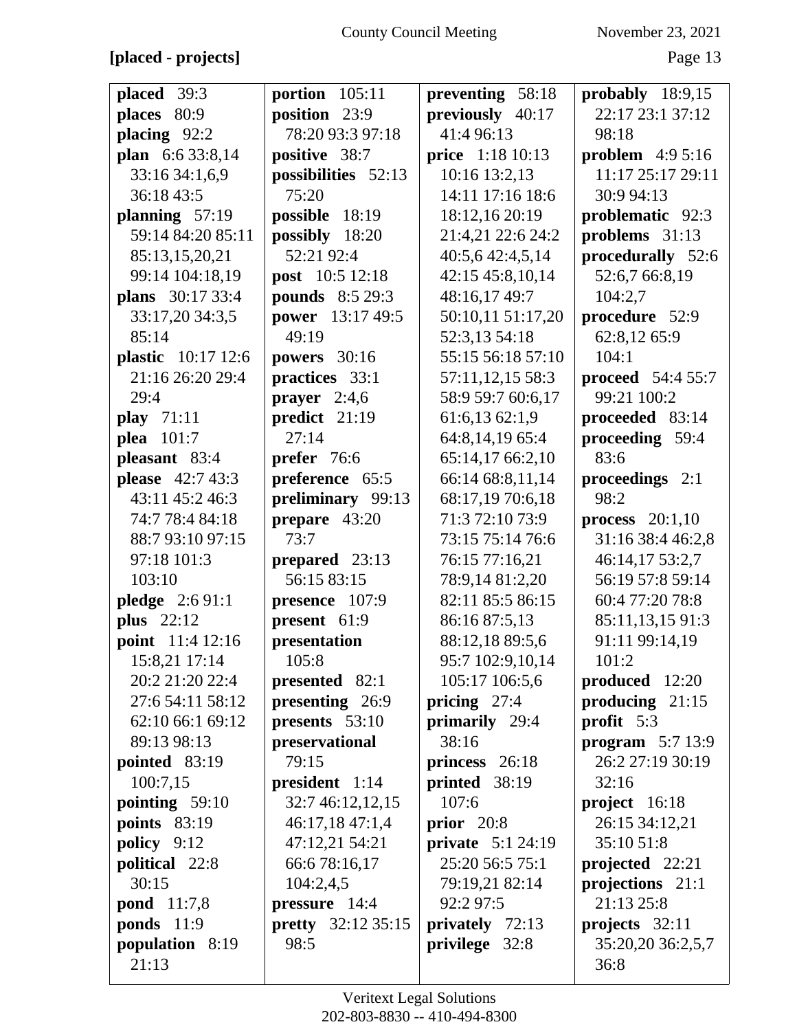**[placed - projects]**

**placed** 39:3
**places** 80:9
**placing** 92:2
**plan** 6:6 33:8,14 33:16 34:1,6,9 36:18 43:5
**planning** 57:19 59:14 84:20 85:11 85:13,15,20,21 99:14 104:18,19
**plans** 30:17 33:4 33:17,20 34:3,5 85:14
**plastic** 10:17 12:6 21:16 26:20 29:4 29:4
**play** 71:11
**plea** 101:7
**pleasant** 83:4
**please** 42:7 43:3 43:11 45:2 46:3 74:7 78:4 84:18 88:7 93:10 97:15 97:18 101:3 103:10
**pledge** 2:6 91:1
**plus** 22:12
**point** 11:4 12:16 15:8,21 17:14 20:2 21:20 22:4 27:6 54:11 58:12 62:10 66:1 69:12 89:13 98:13
**pointed** 83:19 100:7,15
**pointing** 59:10
**points** 83:19
**policy** 9:12
**political** 22:8 30:15
**pond** 11:7,8
**ponds** 11:9
**population** 8:19 21:13

**portion** 105:11
**position** 23:9 78:20 93:3 97:18
**positive** 38:7
**possibilities** 52:13 75:20
**possible** 18:19
**possibly** 18:20 52:21 92:4
**post** 10:5 12:18
**pounds** 8:5 29:3
**power** 13:17 49:5 49:19
**powers** 30:16
**practices** 33:1
**prayer** 2:4,6
**predict** 21:19 27:14
**prefer** 76:6
**preference** 65:5
**preliminary** 99:13
**prepare** 43:20 73:7
**prepared** 23:13 56:15 83:15
**presence** 107:9
**present** 61:9
**presentation** 105:8
**presented** 82:1
**presenting** 26:9
**presents** 53:10
**preservational** 79:15
**president** 1:14 32:7 46:12,12,15 46:17,18 47:1,4 47:12,21 54:21 66:6 78:16,17 104:2,4,5
**pressure** 14:4
**pretty** 32:12 35:15 98:5

**preventing** 58:18
**previously** 40:17 41:4 96:13
**price** 1:18 10:13 10:16 13:2,13 14:11 17:16 18:6 18:12,16 20:19 21:4,21 22:6 24:2 40:5,6 42:4,5,14 42:15 45:8,10,14 48:16,17 49:7 50:10,11 51:17,20 52:3,13 54:18 55:15 56:18 57:10 57:11,12,15 58:3 58:9 59:7 60:6,17 61:6,13 62:1,9 64:8,14,19 65:4 65:14,17 66:2,10 66:14 68:8,11,14 68:17,19 70:6,18 71:3 72:10 73:9 73:15 75:14 76:6 76:15 77:16,21 78:9,14 81:2,20 82:11 85:5 86:15 86:16 87:5,13 88:12,18 89:5,6 95:7 102:9,10,14 105:17 106:5,6
**pricing** 27:4
**primarily** 29:4 38:16
**princess** 26:18
**printed** 38:19 107:6
**prior** 20:8
**private** 5:1 24:19 25:20 56:5 75:1 79:19,21 82:14 92:2 97:5
**privately** 72:13
**privilege** 32:8

**probably** 18:9,15 22:17 23:1 37:12 98:18
**problem** 4:9 5:16 11:17 25:17 29:11 30:9 94:13
**problematic** 92:3
**problems** 31:13
**procedurally** 52:6 52:6,7 66:8,19 104:2,7
**procedure** 52:9 62:8,12 65:9 104:1
**proceed** 54:4 55:7 99:21 100:2
**proceeded** 83:14
**proceeding** 59:4 83:6
**proceedings** 2:1 98:2
**process** 20:1,10 31:16 38:4 46:2,8 46:14,17 53:2,7 56:19 57:8 59:14 60:4 77:20 78:8 85:11,13,15 91:3 91:11 99:14,19 101:2
**produced** 12:20
**producing** 21:15
**profit** 5:3
**program** 5:7 13:9 26:2 27:19 30:19 32:16
**project** 16:18 26:15 34:12,21 35:10 51:8
**projected** 22:21
**projections** 21:1 21:13 25:8
**projects** 32:11 35:20,20 36:2,5,7 36:8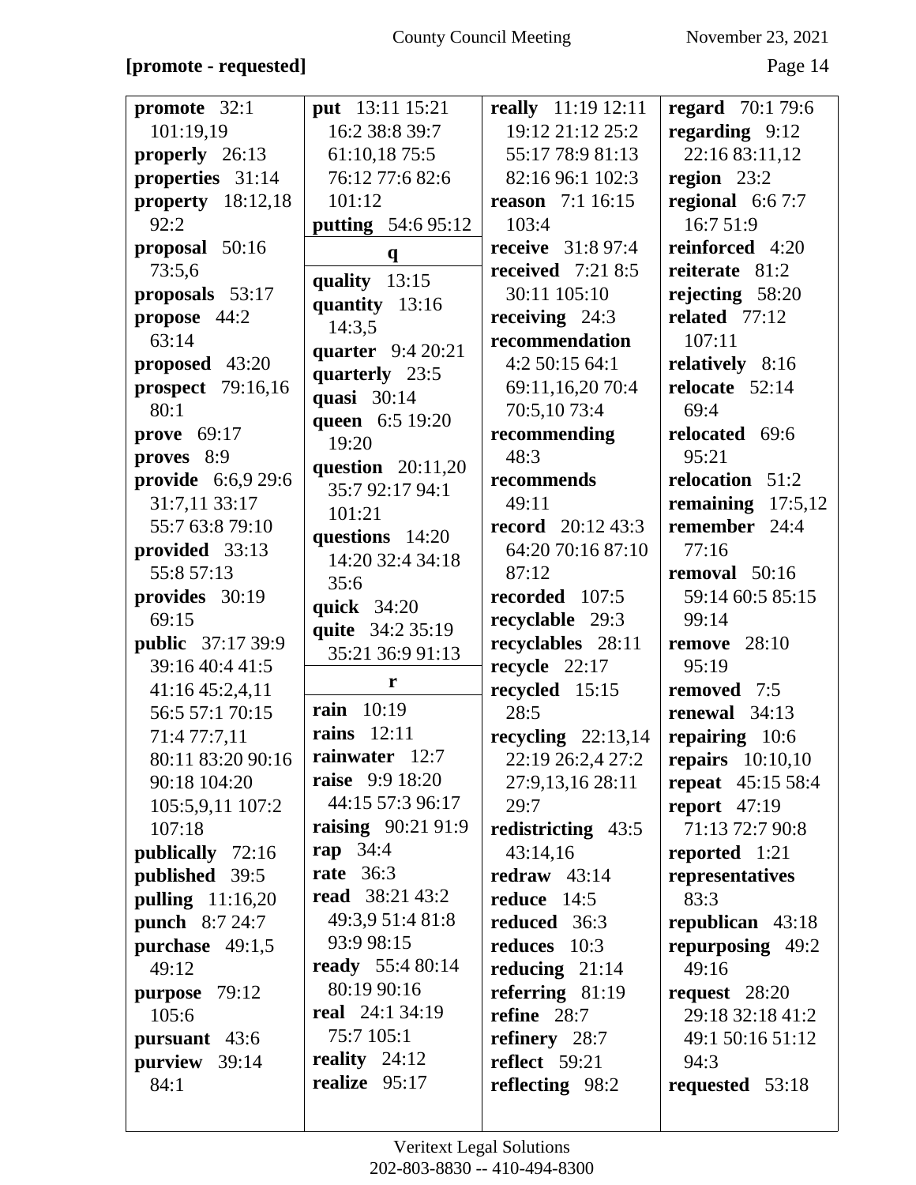**[promote - requested]**

**promote** 32:1 101:19,19
**properly** 26:13
**properties** 31:14
**property** 18:12,18 92:2
**proposal** 50:16 73:5,6
**proposals** 53:17
**propose** 44:2 63:14
**proposed** 43:20
**prospect** 79:16,16 80:1
**prove** 69:17
**proves** 8:9
**provide** 6:6,9 29:6 31:7,11 33:17 55:7 63:8 79:10
**provided** 33:13 55:8 57:13
**provides** 30:19 69:15
**public** 37:17 39:9 39:16 40:4 41:5 41:16 45:2,4,11 56:5 57:1 70:15 71:4 77:7,11 80:11 83:20 90:16 90:18 104:20 105:5,9,11 107:2 107:18
**publically** 72:16
**published** 39:5
**pulling** 11:16,20
**punch** 8:7 24:7
**purchase** 49:1,5 49:12
**purpose** 79:12 105:6
**pursuant** 43:6
**purview** 39:14 84:1

**put** 13:11 15:21 16:2 38:8 39:7 61:10,18 75:5 76:12 77:6 82:6 101:12
**putting** 54:6 95:12

**q**

**quality** 13:15
**quantity** 13:16 14:3,5
**quarter** 9:4 20:21
**quarterly** 23:5
**quasi** 30:14
**queen** 6:5 19:20 19:20
**question** 20:11,20 35:7 92:17 94:1 101:21
**questions** 14:20 14:20 32:4 34:18 35:6
**quick** 34:20
**quite** 34:2 35:19 35:21 36:9 91:13

**r**

**rain** 10:19
**rains** 12:11
**rainwater** 12:7
**raise** 9:9 18:20 44:15 57:3 96:17
**raising** 90:21 91:9
**rap** 34:4
**rate** 36:3
**read** 38:21 43:2 49:3,9 51:4 81:8 93:9 98:15
**ready** 55:4 80:14 80:19 90:16
**real** 24:1 34:19 75:7 105:1
**reality** 24:12
**realize** 95:17

**really** 11:19 12:11 19:12 21:12 25:2 55:17 78:9 81:13 82:16 96:1 102:3
**reason** 7:1 16:15 103:4
**receive** 31:8 97:4
**received** 7:21 8:5 30:11 105:10
**receiving** 24:3
**recommendation** 4:2 50:15 64:1 69:11,16,20 70:4 70:5,10 73:4
**recommending** 48:3
**recommends** 49:11
**record** 20:12 43:3 64:20 70:16 87:10 87:12
**recorded** 107:5
**recyclable** 29:3
**recyclables** 28:11
**recycle** 22:17
**recycled** 15:15 28:5
**recycling** 22:13,14 22:19 26:2,4 27:2 27:9,13,16 28:11 29:7
**redistricting** 43:5 43:14,16
**redraw** 43:14
**reduce** 14:5
**reduced** 36:3
**reduces** 10:3
**reducing** 21:14
**referring** 81:19
**refine** 28:7
**refinery** 28:7
**reflect** 59:21
**reflecting** 98:2

**regard** 70:1 79:6
**regarding** 9:12 22:16 83:11,12
**region** 23:2
**regional** 6:6 7:7 16:7 51:9
**reinforced** 4:20
**reiterate** 81:2
**rejecting** 58:20
**related** 77:12 107:11
**relatively** 8:16
**relocate** 52:14 69:4
**relocated** 69:6 95:21
**relocation** 51:2
**remaining** 17:5,12
**remember** 24:4 77:16
**removal** 50:16 59:14 60:5 85:15 99:14
**remove** 28:10 95:19
**removed** 7:5
**renewal** 34:13
**repairing** 10:6
**repairs** 10:10,10
**repeat** 45:15 58:4
**report** 47:19 71:13 72:7 90:8
**reported** 1:21
**representatives** 83:3
**republican** 43:18
**repurposing** 49:2 49:16
**request** 28:20 29:18 32:18 41:2 49:1 50:16 51:12 94:3
**requested** 53:18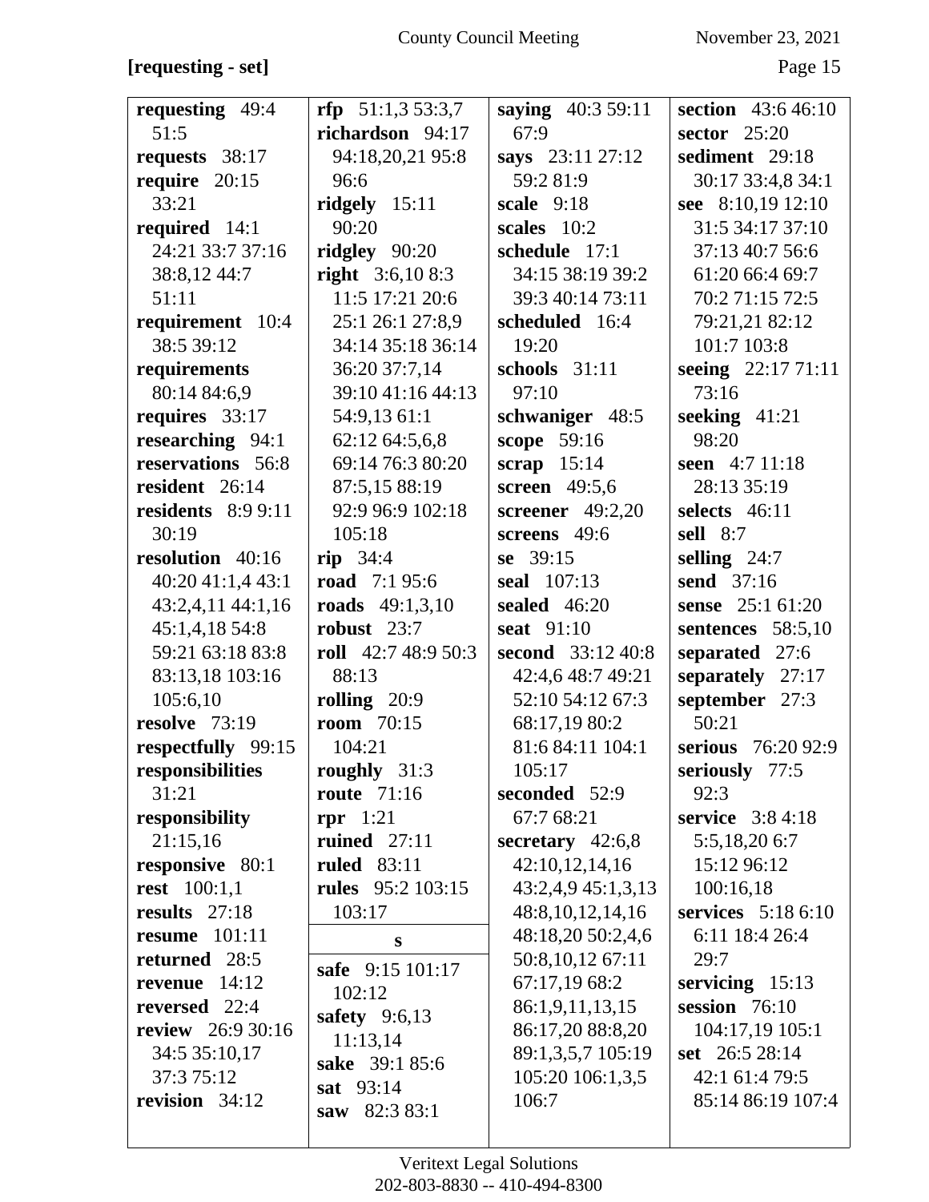**[requesting - set]**

**requesting** 49:4 51:5
**requests** 38:17
**require** 20:15 33:21
**required** 14:1 24:21 33:7 37:16 38:8,12 44:7 51:11
**requirement** 10:4 38:5 39:12
**requirements** 80:14 84:6,9
**requires** 33:17
**researching** 94:1
**reservations** 56:8
**resident** 26:14
**residents** 8:9 9:11 30:19
**resolution** 40:16 40:20 41:1,4 43:1 43:2,4,11 44:1,16 45:1,4,18 54:8 59:21 63:18 83:8 83:13,18 103:16 105:6,10
**resolve** 73:19
**respectfully** 99:15
**responsibilities** 31:21
**responsibility** 21:15,16
**responsive** 80:1
**rest** 100:1,1
**results** 27:18
**resume** 101:11
**returned** 28:5
**revenue** 14:12
**reversed** 22:4
**review** 26:9 30:16 34:5 35:10,17 37:3 75:12
**revision** 34:12

**rfp** 51:1,3 53:3,7
**richardson** 94:17 94:18,20,21 95:8 96:6
**ridgely** 15:11 90:20
**ridgley** 90:20
**right** 3:6,10 8:3 11:5 17:21 20:6 25:1 26:1 27:8,9 34:14 35:18 36:14 36:20 37:7,14 39:10 41:16 44:13 54:9,13 61:1 62:12 64:5,6,8 69:14 76:3 80:20 87:5,15 88:19 92:9 96:9 102:18 105:18
**rip** 34:4
**road** 7:1 95:6
**roads** 49:1,3,10
**robust** 23:7
**roll** 42:7 48:9 50:3 88:13
**rolling** 20:9
**room** 70:15 104:21
**roughly** 31:3
**route** 71:16
**rpr** 1:21
**ruined** 27:11
**ruled** 83:11
**rules** 95:2 103:15 103:17

**s**

**safe** 9:15 101:17 102:12
**safety** 9:6,13 11:13,14
**sake** 39:1 85:6
**sat** 93:14
**saw** 82:3 83:1

**saying** 40:3 59:11 67:9
**says** 23:11 27:12 59:2 81:9
**scale** 9:18
**scales** 10:2
**schedule** 17:1 34:15 38:19 39:2 39:3 40:14 73:11
**scheduled** 16:4 19:20
**schools** 31:11 97:10
**schwaniger** 48:5
**scope** 59:16
**scrap** 15:14
**screen** 49:5,6
**screener** 49:2,20
**screens** 49:6
**se** 39:15
**seal** 107:13
**sealed** 46:20
**seat** 91:10
**second** 33:12 40:8 42:4,6 48:7 49:21 52:10 54:12 67:3 68:17,19 80:2 81:6 84:11 104:1 105:17
**seconded** 52:9 67:7 68:21
**secretary** 42:6,8 42:10,12,14,16 43:2,4,9 45:1,3,13 48:8,10,12,14,16 48:18,20 50:2,4,6 50:8,10,12 67:11 67:17,19 68:2 86:1,9,11,13,15 86:17,20 88:8,20 89:1,3,5,7 105:19 105:20 106:1,3,5 106:7

**section** 43:6 46:10
**sector** 25:20
**sediment** 29:18 30:17 33:4,8 34:1
**see** 8:10,19 12:10 31:5 34:17 37:10 37:13 40:7 56:6 61:20 66:4 69:7 70:2 71:15 72:5 79:21,21 82:12 101:7 103:8
**seeing** 22:17 71:11 73:16
**seeking** 41:21 98:20
**seen** 4:7 11:18 28:13 35:19
**selects** 46:11
**sell** 8:7
**selling** 24:7
**send** 37:16
**sense** 25:1 61:20
**sentences** 58:5,10
**separated** 27:6
**separately** 27:17
**september** 27:3 50:21
**serious** 76:20 92:9
**seriously** 77:5 92:3
**service** 3:8 4:18 5:5,18,20 6:7 15:12 96:12 100:16,18
**services** 5:18 6:10 6:11 18:4 26:4 29:7
**servicing** 15:13
**session** 76:10 104:17,19 105:1
**set** 26:5 28:14 42:1 61:4 79:5 85:14 86:19 107:4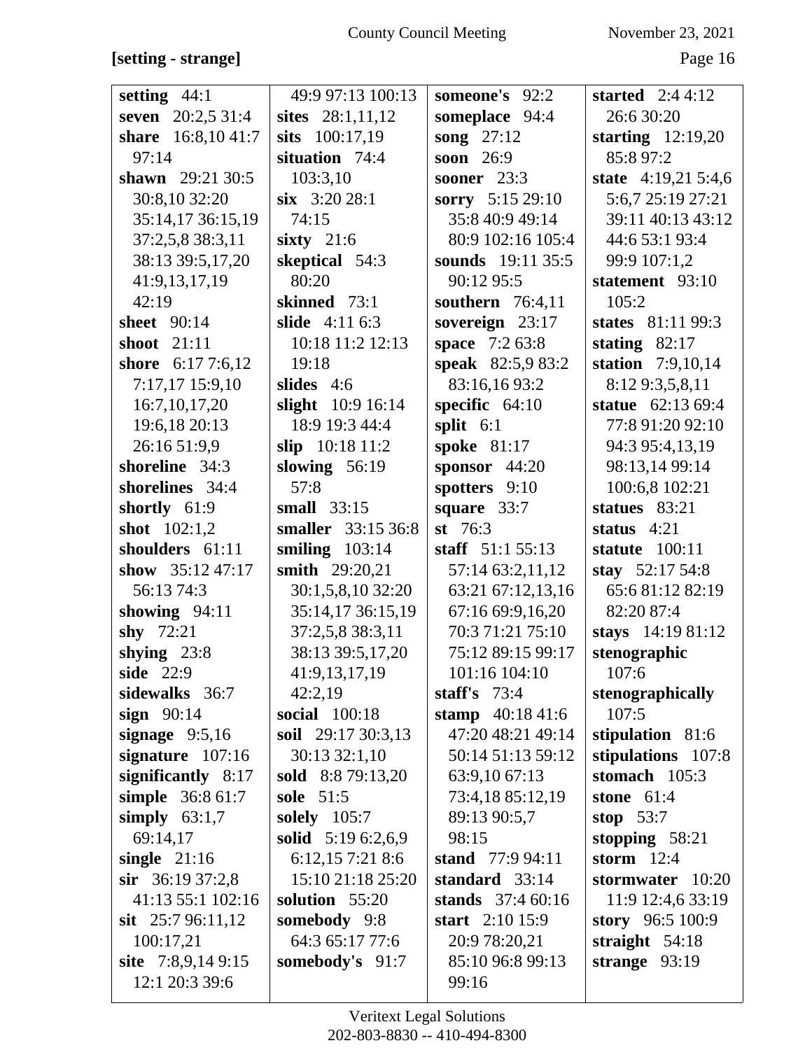**[setting - strange]**

**setting** 44:1
**seven** 20:2,5 31:4
**share** 16:8,10 41:7 97:14
**shawn** 29:21 30:5 30:8,10 32:20 35:14,17 36:15,19 37:2,5,8 38:3,11 38:13 39:5,17,20 41:9,13,17,19 42:19
**sheet** 90:14
**shoot** 21:11
**shore** 6:17 7:6,12 7:17,17 15:9,10 16:7,10,17,20 19:6,18 20:13 26:16 51:9,9
**shoreline** 34:3
**shorelines** 34:4
**shortly** 61:9
**shot** 102:1,2
**shoulders** 61:11
**show** 35:12 47:17 56:13 74:3
**showing** 94:11
**shy** 72:21
**shying** 23:8
**side** 22:9
**sidewalks** 36:7
**sign** 90:14
**signage** 9:5,16
**signature** 107:16
**significantly** 8:17
**simple** 36:8 61:7
**simply** 63:1,7 69:14,17
**single** 21:16
**sir** 36:19 37:2,8 41:13 55:1 102:16
**sit** 25:7 96:11,12 100:17,21
**site** 7:8,9,14 9:15 12:1 20:3 39:6 49:9 97:13 100:13
**sites** 28:1,11,12
**sits** 100:17,19
**situation** 74:4 103:3,10
**six** 3:20 28:1 74:15
**sixty** 21:6
**skeptical** 54:3 80:20
**skinned** 73:1
**slide** 4:11 6:3 10:18 11:2 12:13 19:18
**slides** 4:6
**slight** 10:9 16:14 18:9 19:3 44:4
**slip** 10:18 11:2
**slowing** 56:19 57:8
**small** 33:15
**smaller** 33:15 36:8
**smiling** 103:14
**smith** 29:20,21 30:1,5,8,10 32:20 35:14,17 36:15,19 37:2,5,8 38:3,11 38:13 39:5,17,20 41:9,13,17,19 42:2,19
**social** 100:18
**soil** 29:17 30:3,13 30:13 32:1,10
**sold** 8:8 79:13,20
**sole** 51:5
**solely** 105:7
**solid** 5:19 6:2,6,9 6:12,15 7:21 8:6 15:10 21:18 25:20
**solution** 55:20
**somebody** 9:8 64:3 65:17 77:6
**somebody's** 91:7
**someone's** 92:2
**someplace** 94:4
**song** 27:12
**soon** 26:9
**sooner** 23:3
**sorry** 5:15 29:10 35:8 40:9 49:14 80:9 102:16 105:4
**sounds** 19:11 35:5 90:12 95:5
**southern** 76:4,11
**sovereign** 23:17
**space** 7:2 63:8
**speak** 82:5,9 83:2 83:16,16 93:2
**specific** 64:10
**split** 6:1
**spoke** 81:17
**sponsor** 44:20
**spotters** 9:10
**square** 33:7
**st** 76:3
**staff** 51:1 55:13 57:14 63:2,11,12 63:21 67:12,13,16 67:16 69:9,16,20 70:3 71:21 75:10 75:12 89:15 99:17 101:16 104:10
**staff's** 73:4
**stamp** 40:18 41:6 47:20 48:21 49:14 50:14 51:13 59:12 63:9,10 67:13 73:4,18 85:12,19 89:13 90:5,7 98:15
**stand** 77:9 94:11
**standard** 33:14
**stands** 37:4 60:16
**start** 2:10 15:9 20:9 78:20,21 85:10 96:8 99:13 99:16
**started** 2:4 4:12 26:6 30:20
**starting** 12:19,20 85:8 97:2
**state** 4:19,21 5:4,6 5:6,7 25:19 27:21 39:11 40:13 43:12 44:6 53:1 93:4 99:9 107:1,2
**statement** 93:10 105:2
**states** 81:11 99:3
**stating** 82:17
**station** 7:9,10,14 8:12 9:3,5,8,11
**statue** 62:13 69:4 77:8 91:20 92:10 94:3 95:4,13,19 98:13,14 99:14 100:6,8 102:21
**statues** 83:21
**status** 4:21
**statute** 100:11
**stay** 52:17 54:8 65:6 81:12 82:19 82:20 87:4
**stays** 14:19 81:12
**stenographic** 107:6
**stenographically** 107:5
**stipulation** 81:6
**stipulations** 107:8
**stomach** 105:3
**stone** 61:4
**stop** 53:7
**stopping** 58:21
**storm** 12:4
**stormwater** 10:20 11:9 12:4,6 33:19
**story** 96:5 100:9
**straight** 54:18
**strange** 93:19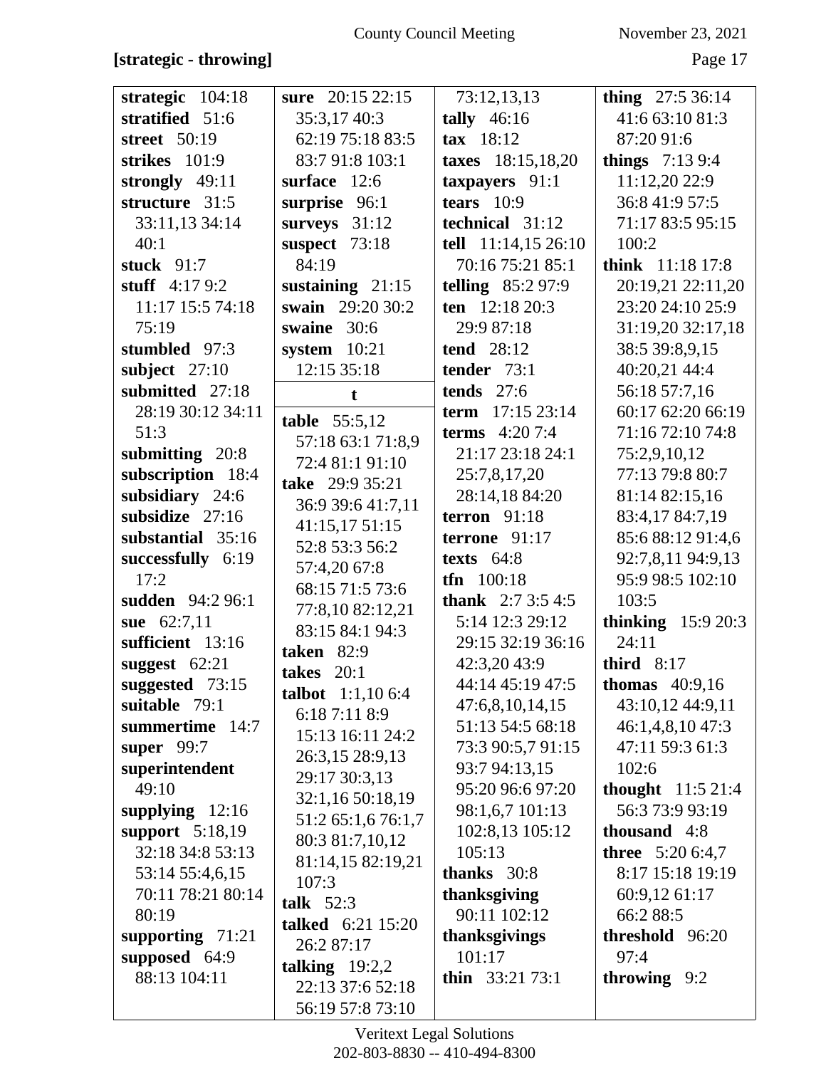**[strategic - throwing]**

**strategic** 104:18
**stratified** 51:6
**street** 50:19
**strikes** 101:9
**strongly** 49:11
**structure** 31:5 33:11,13 34:14 40:1
**stuck** 91:7
**stuff** 4:17 9:2 11:17 15:5 74:18 75:19
**stumbled** 97:3
**subject** 27:10
**submitted** 27:18 28:19 30:12 34:11 51:3
**submitting** 20:8
**subscription** 18:4
**subsidiary** 24:6
**subsidize** 27:16
**substantial** 35:16
**successfully** 6:19 17:2
**sudden** 94:2 96:1
**sue** 62:7,11
**sufficient** 13:16
**suggest** 62:21
**suggested** 73:15
**suitable** 79:1
**summertime** 14:7
**super** 99:7
**superintendent** 49:10
**supplying** 12:16
**support** 5:18,19 32:18 34:8 53:13 53:14 55:4,6,15 70:11 78:21 80:14 80:19
**supporting** 71:21
**supposed** 64:9 88:13 104:11
**sure** 20:15 22:15 35:3,17 40:3 62:19 75:18 83:5 83:7 91:8 103:1
**surface** 12:6
**surprise** 96:1
**surveys** 31:12
**suspect** 73:18 84:19
**sustaining** 21:15
**swain** 29:20 30:2
**swaine** 30:6
**system** 10:21 12:15 35:18

**t**

**table** 55:5,12 57:18 63:1 71:8,9 72:4 81:1 91:10
**take** 29:9 35:21 36:9 39:6 41:7,11 41:15,17 51:15 52:8 53:3 56:2 57:4,20 67:8 68:15 71:5 73:6 77:8,10 82:12,21 83:15 84:1 94:3
**taken** 82:9
**takes** 20:1
**talbot** 1:1,10 6:4 6:18 7:11 8:9 15:13 16:11 24:2 26:3,15 28:9,13 29:17 30:3,13 32:1,16 50:18,19 51:2 65:1,6 76:1,7 80:3 81:7,10,12 81:14,15 82:19,21 107:3
**talk** 52:3
**talked** 6:21 15:20 26:2 87:17
**talking** 19:2,2 22:13 37:6 52:18 56:19 57:8 73:10 73:12,13,13
**tally** 46:16
**tax** 18:12
**taxes** 18:15,18,20
**taxpayers** 91:1
**tears** 10:9
**technical** 31:12
**tell** 11:14,15 26:10 70:16 75:21 85:1
**telling** 85:2 97:9
**ten** 12:18 20:3 29:9 87:18
**tend** 28:12
**tender** 73:1
**tends** 27:6
**term** 17:15 23:14
**terms** 4:20 7:4 21:17 23:18 24:1 25:7,8,17,20 28:14,18 84:20
**terron** 91:18
**terrone** 91:17
**texts** 64:8
**tfn** 100:18
**thank** 2:7 3:5 4:5 5:14 12:3 29:12 29:15 32:19 36:16 42:3,20 43:9 44:14 45:19 47:5 47:6,8,10,14,15 51:13 54:5 68:18 73:3 90:5,7 91:15 93:7 94:13,15 95:20 96:6 97:20 98:1,6,7 101:13 102:8,13 105:12 105:13
**thanks** 30:8
**thanksgiving** 90:11 102:12
**thanksgivings** 101:17
**thin** 33:21 73:1
**thing** 27:5 36:14 41:6 63:10 81:3 87:20 91:6
**things** 7:13 9:4 11:12,20 22:9 36:8 41:9 57:5 71:17 83:5 95:15 100:2
**think** 11:18 17:8 20:19,21 22:11,20 23:20 24:10 25:9 31:19,20 32:17,18 38:5 39:8,9,15 40:20,21 44:4 56:18 57:7,16 60:17 62:20 66:19 71:16 72:10 74:8 75:2,9,10,12 77:13 79:8 80:7 81:14 82:15,16 83:4,17 84:7,19 85:6 88:12 91:4,6 92:7,8,11 94:9,13 95:9 98:5 102:10 103:5
**thinking** 15:9 20:3 24:11
**third** 8:17
**thomas** 40:9,16 43:10,12 44:9,11 46:1,4,8,10 47:3 47:11 59:3 61:3 102:6
**thought** 11:5 21:4 56:3 73:9 93:19
**thousand** 4:8
**three** 5:20 6:4,7 8:17 15:18 19:19 60:9,12 61:17 66:2 88:5
**threshold** 96:20 97:4
**throwing** 9:2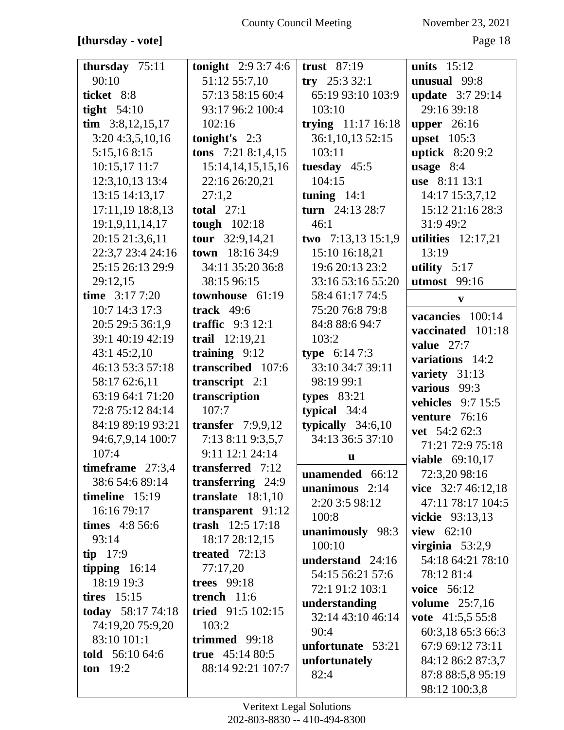**[thursday - vote]**

**thursday** 75:11 90:10
**ticket** 8:8
**tight** 54:10
**tim** 3:8,12,15,17 3:20 4:3,5,10,16 5:15,16 8:15 10:15,17 11:7 12:3,10,13 13:4 13:15 14:13,17 17:11,19 18:8,13 19:1,9,11,14,17 20:15 21:3,6,11 22:3,7 23:4 24:16 25:15 26:13 29:9 29:12,15
**time** 3:17 7:20 10:7 14:3 17:3 20:5 29:5 36:1,9 39:1 40:19 42:19 43:1 45:2,10 46:13 53:3 57:18 58:17 62:6,11 63:19 64:1 71:20 72:8 75:12 84:14 84:19 89:19 93:21 94:6,7,9,14 100:7 107:4
**timeframe** 27:3,4 38:6 54:6 89:14
**timeline** 15:19 16:16 79:17
**times** 4:8 56:6 93:14
**tip** 17:9
**tipping** 16:14 18:19 19:3
**tires** 15:15
**today** 58:17 74:18 74:19,20 75:9,20 83:10 101:1
**told** 56:10 64:6
**ton** 19:2
**tonight** 2:9 3:7 4:6 51:12 55:7,10 57:13 58:15 60:4 93:17 96:2 100:4 102:16
**tonight's** 2:3
**tons** 7:21 8:1,4,15 15:14,14,15,15,16 22:16 26:20,21 27:1,2
**total** 27:1
**tough** 102:18
**tour** 32:9,14,21
**town** 18:16 34:9 34:11 35:20 36:8 38:15 96:15
**townhouse** 61:19
**track** 49:6
**traffic** 9:3 12:1
**trail** 12:19,21
**training** 9:12
**transcribed** 107:6
**transcript** 2:1
**transcription** 107:7
**transfer** 7:9,9,12 7:13 8:11 9:3,5,7 9:11 12:1 24:14
**transferred** 7:12
**transferring** 24:9
**translate** 18:1,10
**transparent** 91:12
**trash** 12:5 17:18 18:17 28:12,15
**treated** 72:13 77:17,20
**trees** 99:18
**trench** 11:6
**tried** 91:5 102:15 103:2
**trimmed** 99:18
**true** 45:14 80:5 88:14 92:21 107:7
**trust** 87:19
**try** 25:3 32:1 65:19 93:10 103:9 103:10
**trying** 11:17 16:18 36:1,10,13 52:15 103:11
**tuesday** 45:5 104:15
**tuning** 14:1
**turn** 24:13 28:7 46:1
**two** 7:13,13 15:1,9 15:10 16:18,21 19:6 20:13 23:2 33:16 53:16 55:20 58:4 61:17 74:5 75:20 76:8 79:8 84:8 88:6 94:7 103:2
**type** 6:14 7:3 33:10 34:7 39:11 98:19 99:1
**types** 83:21
**typical** 34:4
**typically** 34:6,10 34:13 36:5 37:10

**u**

**unamended** 66:12
**unanimous** 2:14 2:20 3:5 98:12 100:8
**unanimously** 98:3 100:10
**understand** 24:16 54:15 56:21 57:6 72:1 91:2 103:1
**understanding** 32:14 43:10 46:14 90:4
**unfortunate** 53:21
**unfortunately** 82:4
**units** 15:12
**unusual** 99:8
**update** 3:7 29:14 29:16 39:18
**upper** 26:16
**upset** 105:3
**uptick** 8:20 9:2
**usage** 8:4
**use** 8:11 13:1 14:17 15:3,7,12 15:12 21:16 28:3 31:9 49:2
**utilities** 12:17,21 13:19
**utility** 5:17
**utmost** 99:16

**v**

**vacancies** 100:14
**vaccinated** 101:18
**value** 27:7
**variations** 14:2
**variety** 31:13
**various** 99:3
**vehicles** 9:7 15:5
**venture** 76:16
**vet** 54:2 62:3 71:21 72:9 75:18
**viable** 69:10,17 72:3,20 98:16
**vice** 32:7 46:12,18 47:11 78:17 104:5
**vickie** 93:13,13
**view** 62:10
**virginia** 53:2,9 54:18 64:21 78:10 78:12 81:4
**voice** 56:12
**volume** 25:7,16
**vote** 41:5,5 55:8 60:3,18 65:3 66:3 67:9 69:12 73:11 84:12 86:2 87:3,7 87:8 88:5,8 95:19 98:12 100:3,8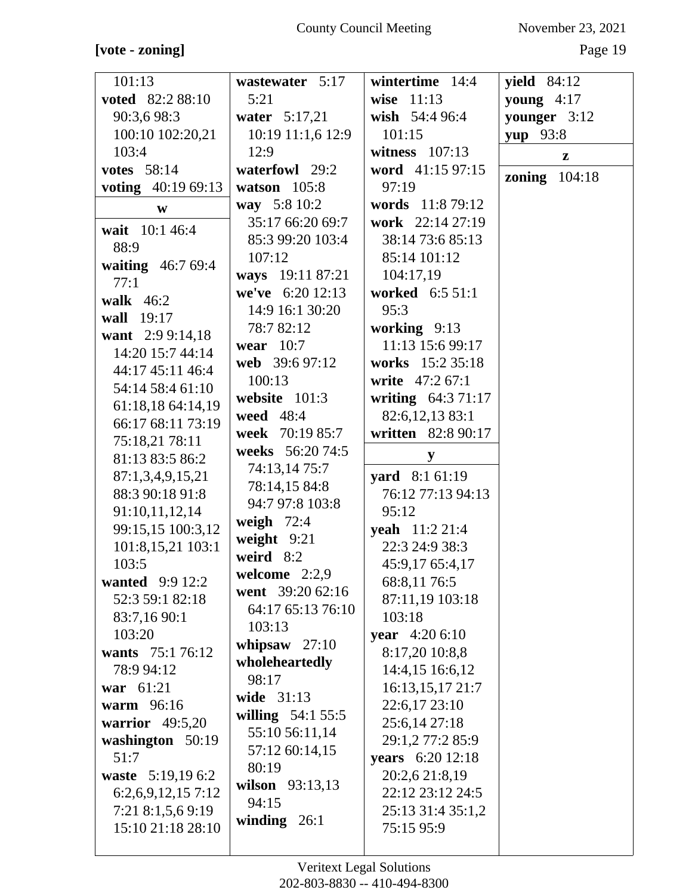**[vote - zoning]**

101:13
**voted** 82:2 88:10 90:3,6 98:3 100:10 102:20,21 103:4
**votes** 58:14
**voting** 40:19 69:13

**w**

**wait** 10:1 46:4 88:9
**waiting** 46:7 69:4 77:1
**walk** 46:2
**wall** 19:17
**want** 2:9 9:14,18 14:20 15:7 44:14 44:17 45:11 46:4 54:14 58:4 61:10 61:18,18 64:14,19 66:17 68:11 73:19 75:18,21 78:11 81:13 83:5 86:2 87:1,3,4,9,15,21 88:3 90:18 91:8 91:10,11,12,14 99:15,15 100:3,12 101:8,15,21 103:1 103:5
**wanted** 9:9 12:2 52:3 59:1 82:18 83:7,16 90:1 103:20
**wants** 75:1 76:12 78:9 94:12
**war** 61:21
**warm** 96:16
**warrior** 49:5,20
**washington** 50:19 51:7
**waste** 5:19,19 6:2 6:2,6,9,12,15 7:12 7:21 8:1,5,6 9:19 15:10 21:18 28:10
**wastewater** 5:17 5:21
**water** 5:17,21 10:19 11:1,6 12:9 12:9
**waterfowl** 29:2
**watson** 105:8
**way** 5:8 10:2 35:17 66:20 69:7 85:3 99:20 103:4 107:12
**ways** 19:11 87:21
**we've** 6:20 12:13 14:9 16:1 30:20 78:7 82:12
**wear** 10:7
**web** 39:6 97:12 100:13
**website** 101:3
**weed** 48:4
**week** 70:19 85:7
**weeks** 56:20 74:5 74:13,14 75:7 78:14,15 84:8 94:7 97:8 103:8
**weigh** 72:4
**weight** 9:21
**weird** 8:2
**welcome** 2:2,9
**went** 39:20 62:16 64:17 65:13 76:10 103:13
**whipsaw** 27:10
**wholeheartedly** 98:17
**wide** 31:13
**willing** 54:1 55:5 55:10 56:11,14 57:12 60:14,15 80:19
**wilson** 93:13,13 94:15
**winding** 26:1
**wintertime** 14:4
**wise** 11:13
**wish** 54:4 96:4 101:15
**witness** 107:13
**word** 41:15 97:15 97:19
**words** 11:8 79:12
**work** 22:14 27:19 38:14 73:6 85:13 85:14 101:12 104:17,19
**worked** 6:5 51:1 95:3
**working** 9:13 11:13 15:6 99:17
**works** 15:2 35:18
**write** 47:2 67:1
**writing** 64:3 71:17 82:6,12,13 83:1
**written** 82:8 90:17

**y**

**yard** 8:1 61:19 76:12 77:13 94:13 95:12
**yeah** 11:2 21:4 22:3 24:9 38:3 45:9,17 65:4,17 68:8,11 76:5 87:11,19 103:18 103:18
**year** 4:20 6:10 8:17,20 10:8,8 14:4,15 16:6,12 16:13,15,17 21:7 22:6,17 23:10 25:6,14 27:18 29:1,2 77:2 85:9
**years** 6:20 12:18 20:2,6 21:8,19 22:12 23:12 24:5 25:13 31:4 35:1,2 75:15 95:9
**yield** 84:12
**young** 4:17
**younger** 3:12
**yup** 93:8

**z**

**zoning** 104:18